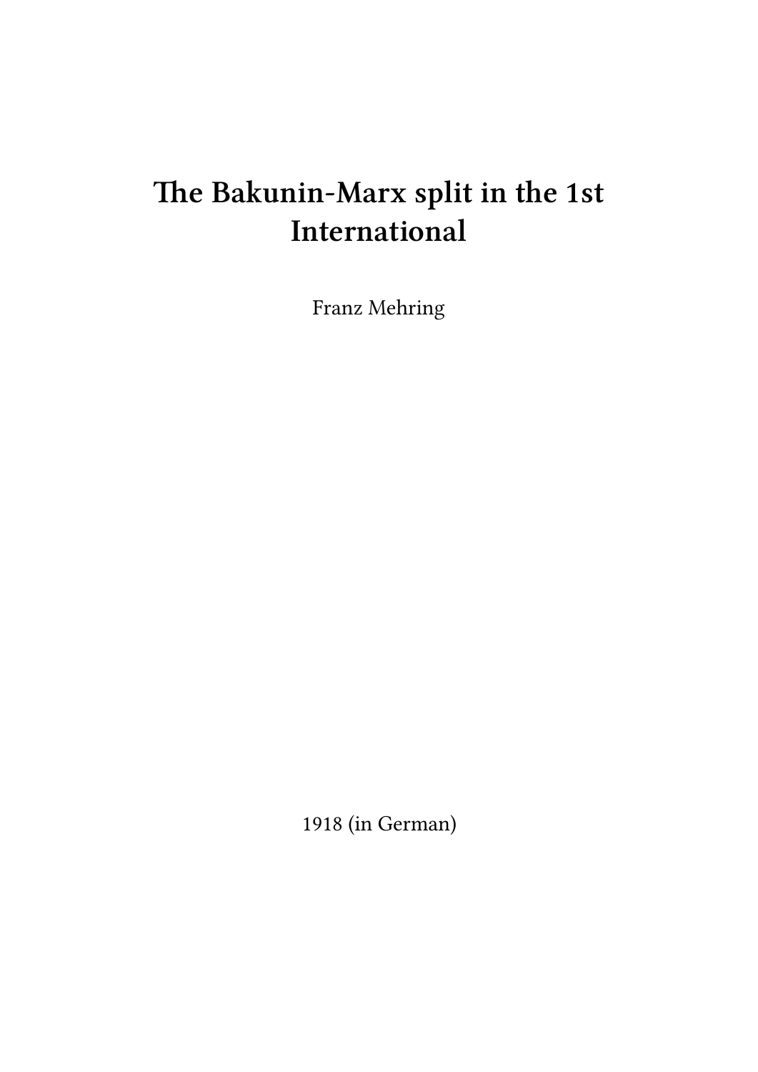# The Bakunin-Marx split in the 1st International

Franz Mehring

1918 (in German)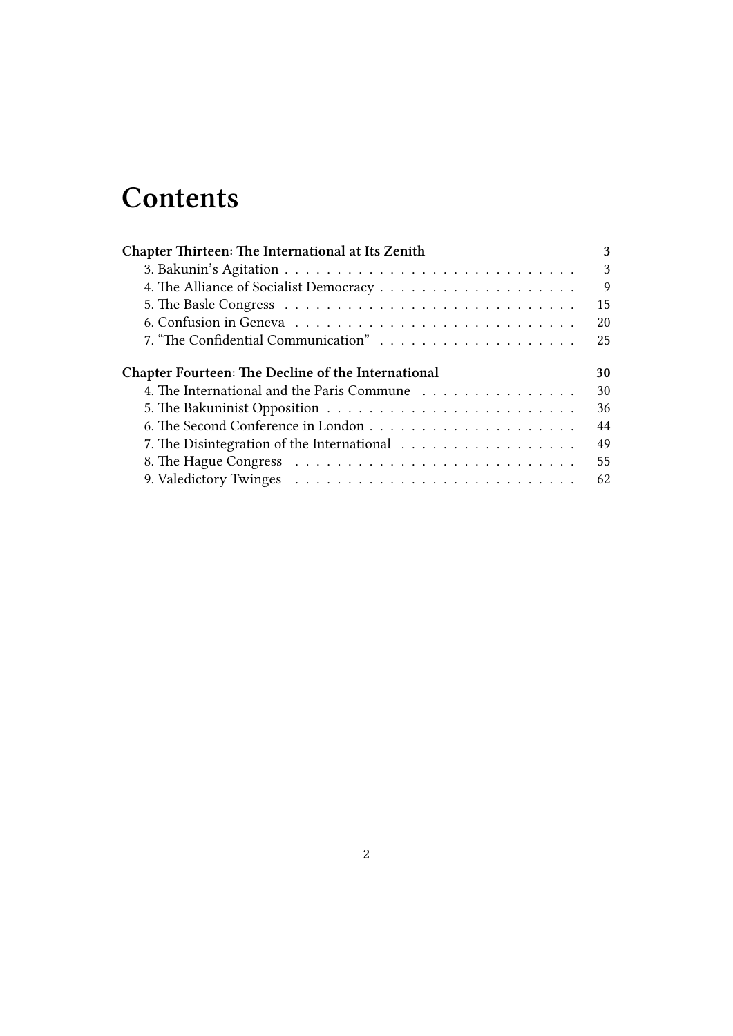# Contents

**Chapter Thirteen: The International at Its Zenith** — **3**

- 3. Bakunin's Agitation — 3
- 4. The Alliance of Socialist Democracy — 9
- 5. The Basle Congress — 15
- 6. Confusion in Geneva — 20
- 7. "The Confidential Communication" — 25

**Chapter Fourteen: The Decline of the International** — **30**

- 4. The International and the Paris Commune — 30
- 5. The Bakuninist Opposition — 36
- 6. The Second Conference in London — 44
- 7. The Disintegration of the International — 49
- 8. The Hague Congress — 55
- 9. Valedictory Twinges — 62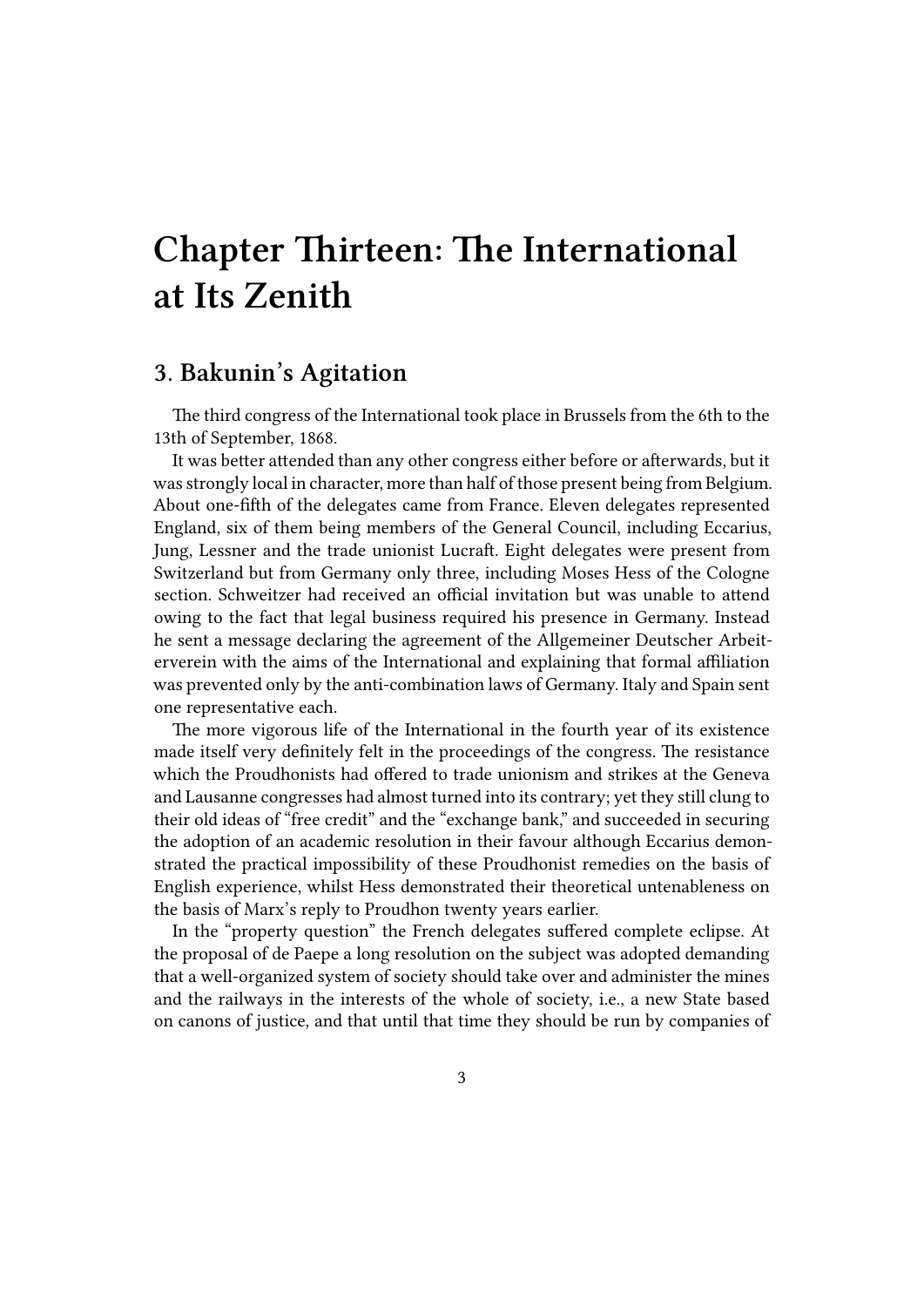# Chapter Thirteen: The International at Its Zenith

## 3. Bakunin's Agitation

The third congress of the International took place in Brussels from the 6th to the 13th of September, 1868.

It was better attended than any other congress either before or afterwards, but it was strongly local in character, more than half of those present being from Belgium. About one-fifth of the delegates came from France. Eleven delegates represented England, six of them being members of the General Council, including Eccarius, Jung, Lessner and the trade unionist Lucraft. Eight delegates were present from Switzerland but from Germany only three, including Moses Hess of the Cologne section. Schweitzer had received an official invitation but was unable to attend owing to the fact that legal business required his presence in Germany. Instead he sent a message declaring the agreement of the Allgemeiner Deutscher Arbeiterverein with the aims of the International and explaining that formal affiliation was prevented only by the anti-combination laws of Germany. Italy and Spain sent one representative each.

The more vigorous life of the International in the fourth year of its existence made itself very definitely felt in the proceedings of the congress. The resistance which the Proudhonists had offered to trade unionism and strikes at the Geneva and Lausanne congresses had almost turned into its contrary; yet they still clung to their old ideas of "free credit" and the "exchange bank," and succeeded in securing the adoption of an academic resolution in their favour although Eccarius demonstrated the practical impossibility of these Proudhonist remedies on the basis of English experience, whilst Hess demonstrated their theoretical untenableness on the basis of Marx's reply to Proudhon twenty years earlier.

In the "property question" the French delegates suffered complete eclipse. At the proposal of de Paepe a long resolution on the subject was adopted demanding that a well-organized system of society should take over and administer the mines and the railways in the interests of the whole of society, i.e., a new State based on canons of justice, and that until that time they should be run by companies of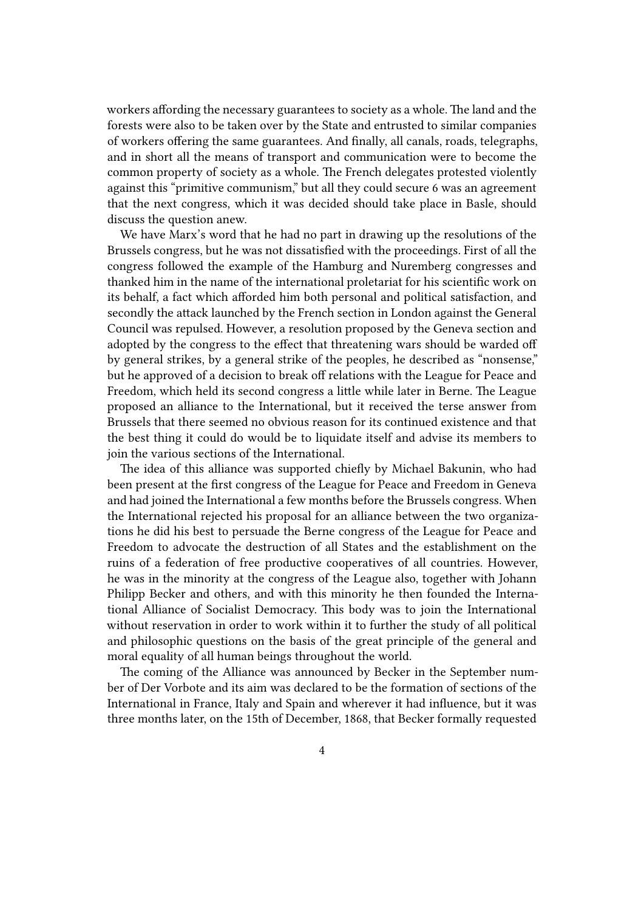workers affording the necessary guarantees to society as a whole. The land and the forests were also to be taken over by the State and entrusted to similar companies of workers offering the same guarantees. And finally, all canals, roads, telegraphs, and in short all the means of transport and communication were to become the common property of society as a whole. The French delegates protested violently against this "primitive communism," but all they could secure 6 was an agreement that the next congress, which it was decided should take place in Basle, should discuss the question anew.

We have Marx's word that he had no part in drawing up the resolutions of the Brussels congress, but he was not dissatisfied with the proceedings. First of all the congress followed the example of the Hamburg and Nuremberg congresses and thanked him in the name of the international proletariat for his scientific work on its behalf, a fact which afforded him both personal and political satisfaction, and secondly the attack launched by the French section in London against the General Council was repulsed. However, a resolution proposed by the Geneva section and adopted by the congress to the effect that threatening wars should be warded off by general strikes, by a general strike of the peoples, he described as "nonsense," but he approved of a decision to break off relations with the League for Peace and Freedom, which held its second congress a little while later in Berne. The League proposed an alliance to the International, but it received the terse answer from Brussels that there seemed no obvious reason for its continued existence and that the best thing it could do would be to liquidate itself and advise its members to join the various sections of the International.

The idea of this alliance was supported chiefly by Michael Bakunin, who had been present at the first congress of the League for Peace and Freedom in Geneva and had joined the International a few months before the Brussels congress. When the International rejected his proposal for an alliance between the two organizations he did his best to persuade the Berne congress of the League for Peace and Freedom to advocate the destruction of all States and the establishment on the ruins of a federation of free productive cooperatives of all countries. However, he was in the minority at the congress of the League also, together with Johann Philipp Becker and others, and with this minority he then founded the International Alliance of Socialist Democracy. This body was to join the International without reservation in order to work within it to further the study of all political and philosophic questions on the basis of the great principle of the general and moral equality of all human beings throughout the world.

The coming of the Alliance was announced by Becker in the September number of Der Vorbote and its aim was declared to be the formation of sections of the International in France, Italy and Spain and wherever it had influence, but it was three months later, on the 15th of December, 1868, that Becker formally requested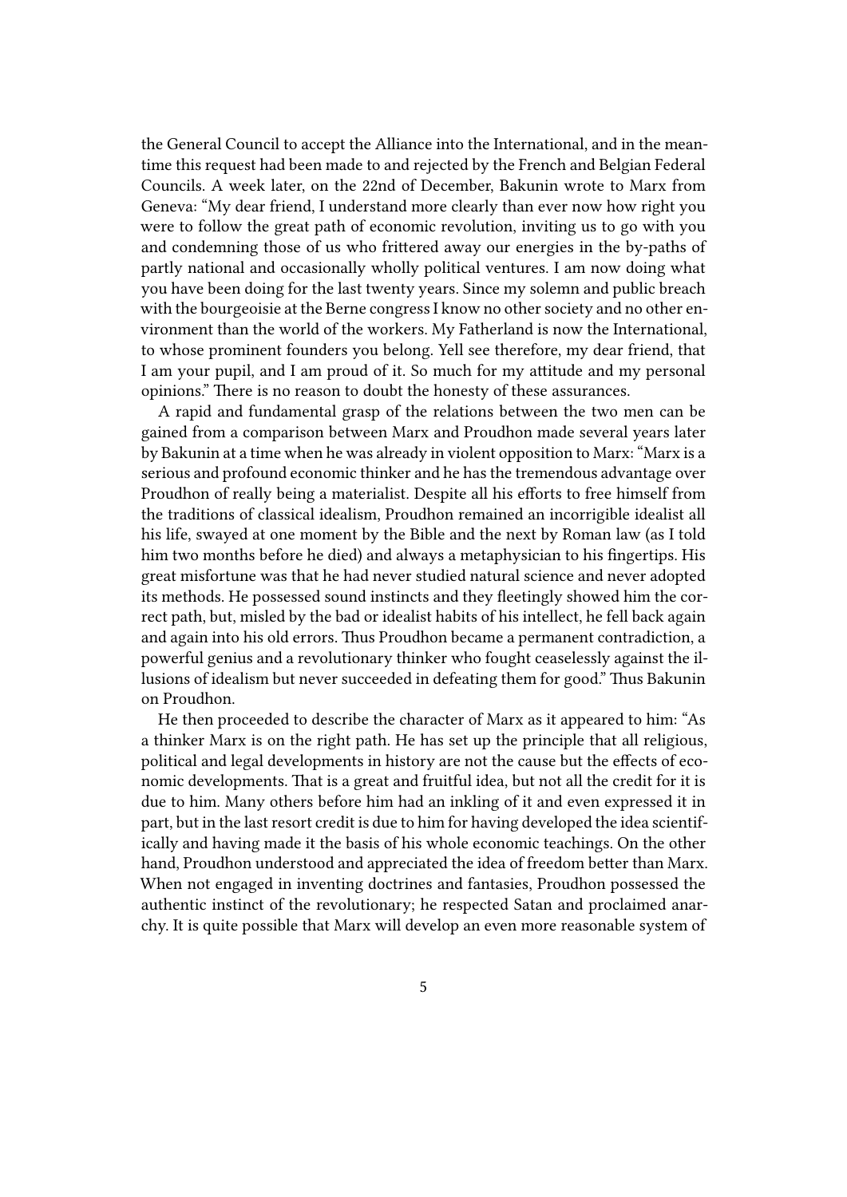the General Council to accept the Alliance into the International, and in the meantime this request had been made to and rejected by the French and Belgian Federal Councils. A week later, on the 22nd of December, Bakunin wrote to Marx from Geneva: "My dear friend, I understand more clearly than ever now how right you were to follow the great path of economic revolution, inviting us to go with you and condemning those of us who frittered away our energies in the by-paths of partly national and occasionally wholly political ventures. I am now doing what you have been doing for the last twenty years. Since my solemn and public breach with the bourgeoisie at the Berne congress I know no other society and no other environment than the world of the workers. My Fatherland is now the International, to whose prominent founders you belong. Yell see therefore, my dear friend, that I am your pupil, and I am proud of it. So much for my attitude and my personal opinions." There is no reason to doubt the honesty of these assurances.

A rapid and fundamental grasp of the relations between the two men can be gained from a comparison between Marx and Proudhon made several years later by Bakunin at a time when he was already in violent opposition to Marx: "Marx is a serious and profound economic thinker and he has the tremendous advantage over Proudhon of really being a materialist. Despite all his efforts to free himself from the traditions of classical idealism, Proudhon remained an incorrigible idealist all his life, swayed at one moment by the Bible and the next by Roman law (as I told him two months before he died) and always a metaphysician to his fingertips. His great misfortune was that he had never studied natural science and never adopted its methods. He possessed sound instincts and they fleetingly showed him the correct path, but, misled by the bad or idealist habits of his intellect, he fell back again and again into his old errors. Thus Proudhon became a permanent contradiction, a powerful genius and a revolutionary thinker who fought ceaselessly against the illusions of idealism but never succeeded in defeating them for good." Thus Bakunin on Proudhon.

He then proceeded to describe the character of Marx as it appeared to him: "As a thinker Marx is on the right path. He has set up the principle that all religious, political and legal developments in history are not the cause but the effects of economic developments. That is a great and fruitful idea, but not all the credit for it is due to him. Many others before him had an inkling of it and even expressed it in part, but in the last resort credit is due to him for having developed the idea scientifically and having made it the basis of his whole economic teachings. On the other hand, Proudhon understood and appreciated the idea of freedom better than Marx. When not engaged in inventing doctrines and fantasies, Proudhon possessed the authentic instinct of the revolutionary; he respected Satan and proclaimed anarchy. It is quite possible that Marx will develop an even more reasonable system of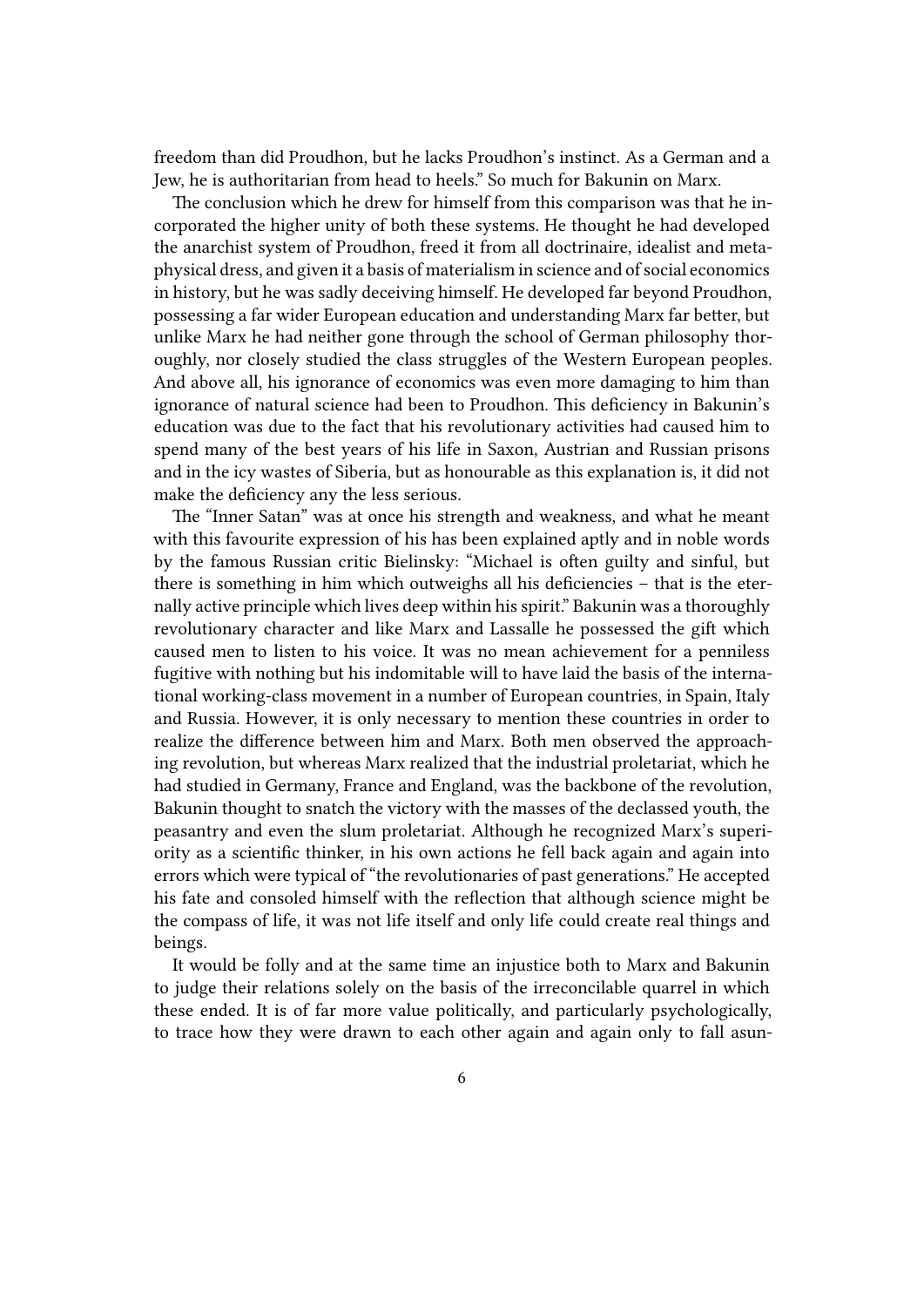freedom than did Proudhon, but he lacks Proudhon's instinct. As a German and a Jew, he is authoritarian from head to heels." So much for Bakunin on Marx.

The conclusion which he drew for himself from this comparison was that he incorporated the higher unity of both these systems. He thought he had developed the anarchist system of Proudhon, freed it from all doctrinaire, idealist and metaphysical dress, and given it a basis of materialism in science and of social economics in history, but he was sadly deceiving himself. He developed far beyond Proudhon, possessing a far wider European education and understanding Marx far better, but unlike Marx he had neither gone through the school of German philosophy thoroughly, nor closely studied the class struggles of the Western European peoples. And above all, his ignorance of economics was even more damaging to him than ignorance of natural science had been to Proudhon. This deficiency in Bakunin's education was due to the fact that his revolutionary activities had caused him to spend many of the best years of his life in Saxon, Austrian and Russian prisons and in the icy wastes of Siberia, but as honourable as this explanation is, it did not make the deficiency any the less serious.

The "Inner Satan" was at once his strength and weakness, and what he meant with this favourite expression of his has been explained aptly and in noble words by the famous Russian critic Bielinsky: "Michael is often guilty and sinful, but there is something in him which outweighs all his deficiencies – that is the eternally active principle which lives deep within his spirit." Bakunin was a thoroughly revolutionary character and like Marx and Lassalle he possessed the gift which caused men to listen to his voice. It was no mean achievement for a penniless fugitive with nothing but his indomitable will to have laid the basis of the international working-class movement in a number of European countries, in Spain, Italy and Russia. However, it is only necessary to mention these countries in order to realize the difference between him and Marx. Both men observed the approaching revolution, but whereas Marx realized that the industrial proletariat, which he had studied in Germany, France and England, was the backbone of the revolution, Bakunin thought to snatch the victory with the masses of the declassed youth, the peasantry and even the slum proletariat. Although he recognized Marx's superiority as a scientific thinker, in his own actions he fell back again and again into errors which were typical of "the revolutionaries of past generations." He accepted his fate and consoled himself with the reflection that although science might be the compass of life, it was not life itself and only life could create real things and beings.

It would be folly and at the same time an injustice both to Marx and Bakunin to judge their relations solely on the basis of the irreconcilable quarrel in which these ended. It is of far more value politically, and particularly psychologically, to trace how they were drawn to each other again and again only to fall asun-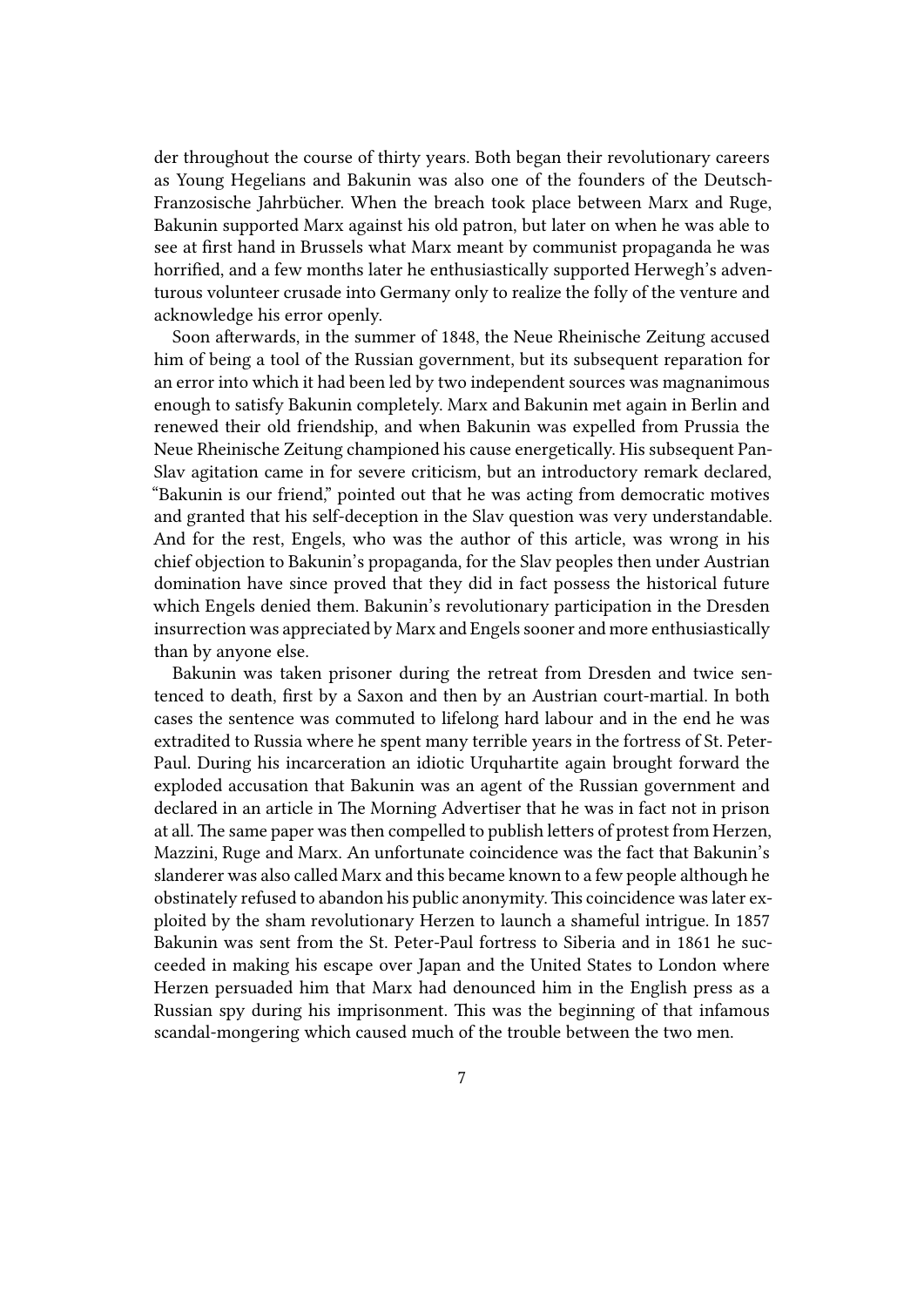der throughout the course of thirty years. Both began their revolutionary careers as Young Hegelians and Bakunin was also one of the founders of the Deutsch-Franzosische Jahrbücher. When the breach took place between Marx and Ruge, Bakunin supported Marx against his old patron, but later on when he was able to see at first hand in Brussels what Marx meant by communist propaganda he was horrified, and a few months later he enthusiastically supported Herwegh's adventurous volunteer crusade into Germany only to realize the folly of the venture and acknowledge his error openly.

Soon afterwards, in the summer of 1848, the Neue Rheinische Zeitung accused him of being a tool of the Russian government, but its subsequent reparation for an error into which it had been led by two independent sources was magnanimous enough to satisfy Bakunin completely. Marx and Bakunin met again in Berlin and renewed their old friendship, and when Bakunin was expelled from Prussia the Neue Rheinische Zeitung championed his cause energetically. His subsequent Pan-Slav agitation came in for severe criticism, but an introductory remark declared, "Bakunin is our friend," pointed out that he was acting from democratic motives and granted that his self-deception in the Slav question was very understandable. And for the rest, Engels, who was the author of this article, was wrong in his chief objection to Bakunin's propaganda, for the Slav peoples then under Austrian domination have since proved that they did in fact possess the historical future which Engels denied them. Bakunin's revolutionary participation in the Dresden insurrection was appreciated by Marx and Engels sooner and more enthusiastically than by anyone else.

Bakunin was taken prisoner during the retreat from Dresden and twice sentenced to death, first by a Saxon and then by an Austrian court-martial. In both cases the sentence was commuted to lifelong hard labour and in the end he was extradited to Russia where he spent many terrible years in the fortress of St. Peter-Paul. During his incarceration an idiotic Urquhartite again brought forward the exploded accusation that Bakunin was an agent of the Russian government and declared in an article in The Morning Advertiser that he was in fact not in prison at all. The same paper was then compelled to publish letters of protest from Herzen, Mazzini, Ruge and Marx. An unfortunate coincidence was the fact that Bakunin's slanderer was also called Marx and this became known to a few people although he obstinately refused to abandon his public anonymity. This coincidence was later exploited by the sham revolutionary Herzen to launch a shameful intrigue. In 1857 Bakunin was sent from the St. Peter-Paul fortress to Siberia and in 1861 he succeeded in making his escape over Japan and the United States to London where Herzen persuaded him that Marx had denounced him in the English press as a Russian spy during his imprisonment. This was the beginning of that infamous scandal-mongering which caused much of the trouble between the two men.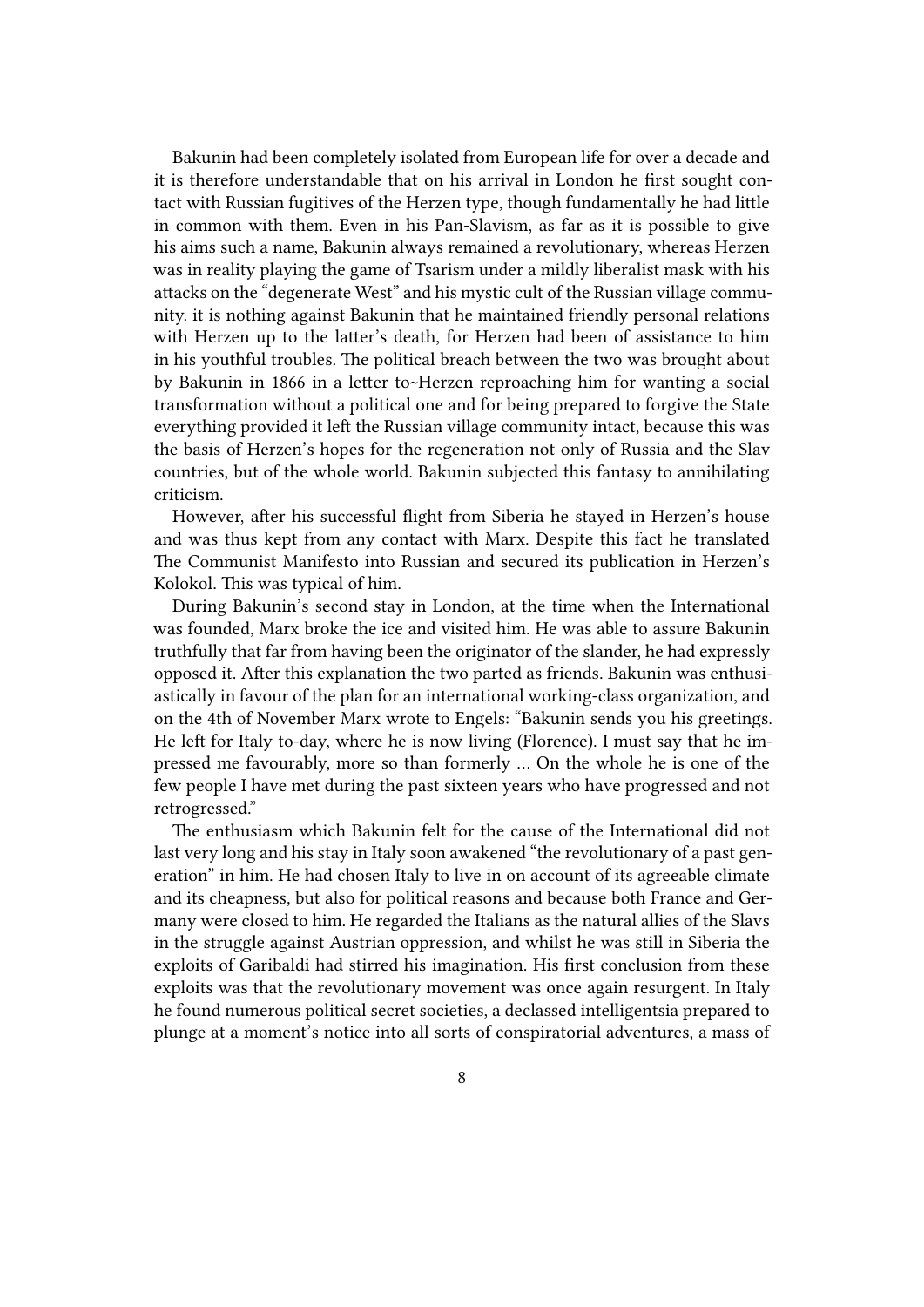Bakunin had been completely isolated from European life for over a decade and it is therefore understandable that on his arrival in London he first sought contact with Russian fugitives of the Herzen type, though fundamentally he had little in common with them. Even in his Pan-Slavism, as far as it is possible to give his aims such a name, Bakunin always remained a revolutionary, whereas Herzen was in reality playing the game of Tsarism under a mildly liberalist mask with his attacks on the "degenerate West" and his mystic cult of the Russian village community. it is nothing against Bakunin that he maintained friendly personal relations with Herzen up to the latter's death, for Herzen had been of assistance to him in his youthful troubles. The political breach between the two was brought about by Bakunin in 1866 in a letter to~Herzen reproaching him for wanting a social transformation without a political one and for being prepared to forgive the State everything provided it left the Russian village community intact, because this was the basis of Herzen's hopes for the regeneration not only of Russia and the Slav countries, but of the whole world. Bakunin subjected this fantasy to annihilating criticism.

However, after his successful flight from Siberia he stayed in Herzen's house and was thus kept from any contact with Marx. Despite this fact he translated The Communist Manifesto into Russian and secured its publication in Herzen's Kolokol. This was typical of him.

During Bakunin's second stay in London, at the time when the International was founded, Marx broke the ice and visited him. He was able to assure Bakunin truthfully that far from having been the originator of the slander, he had expressly opposed it. After this explanation the two parted as friends. Bakunin was enthusiastically in favour of the plan for an international working-class organization, and on the 4th of November Marx wrote to Engels: "Bakunin sends you his greetings. He left for Italy to-day, where he is now living (Florence). I must say that he impressed me favourably, more so than formerly … On the whole he is one of the few people I have met during the past sixteen years who have progressed and not retrogressed."

The enthusiasm which Bakunin felt for the cause of the International did not last very long and his stay in Italy soon awakened "the revolutionary of a past generation" in him. He had chosen Italy to live in on account of its agreeable climate and its cheapness, but also for political reasons and because both France and Germany were closed to him. He regarded the Italians as the natural allies of the Slavs in the struggle against Austrian oppression, and whilst he was still in Siberia the exploits of Garibaldi had stirred his imagination. His first conclusion from these exploits was that the revolutionary movement was once again resurgent. In Italy he found numerous political secret societies, a declassed intelligentsia prepared to plunge at a moment's notice into all sorts of conspiratorial adventures, a mass of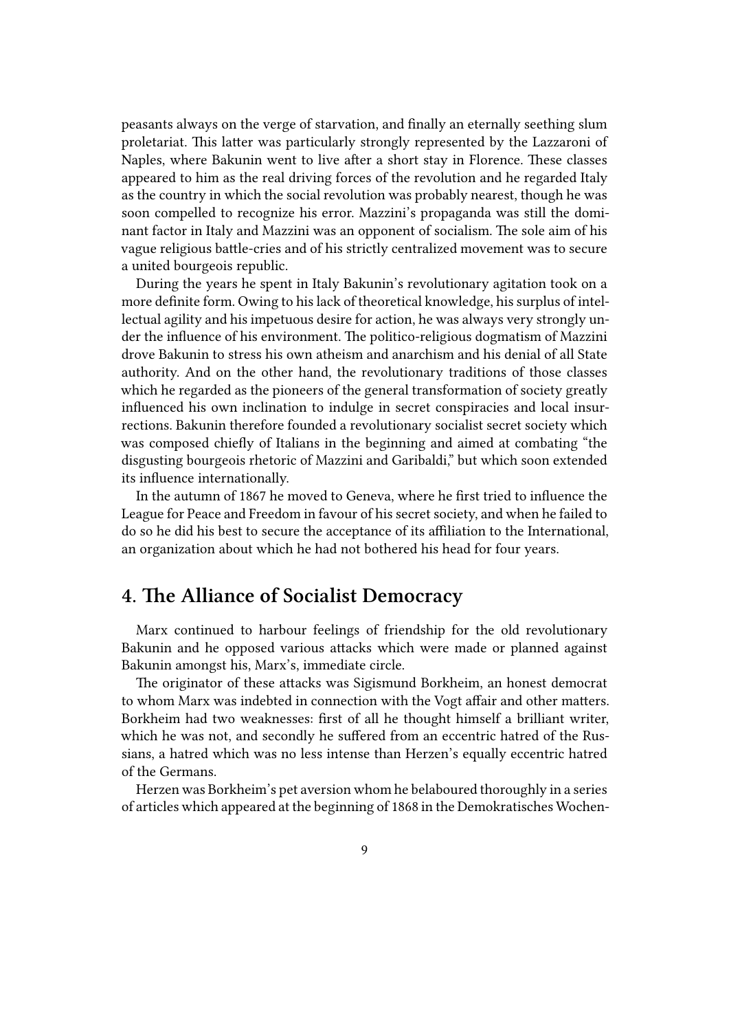peasants always on the verge of starvation, and finally an eternally seething slum proletariat. This latter was particularly strongly represented by the Lazzaroni of Naples, where Bakunin went to live after a short stay in Florence. These classes appeared to him as the real driving forces of the revolution and he regarded Italy as the country in which the social revolution was probably nearest, though he was soon compelled to recognize his error. Mazzini's propaganda was still the dominant factor in Italy and Mazzini was an opponent of socialism. The sole aim of his vague religious battle-cries and of his strictly centralized movement was to secure a united bourgeois republic.

During the years he spent in Italy Bakunin's revolutionary agitation took on a more definite form. Owing to his lack of theoretical knowledge, his surplus of intellectual agility and his impetuous desire for action, he was always very strongly under the influence of his environment. The politico-religious dogmatism of Mazzini drove Bakunin to stress his own atheism and anarchism and his denial of all State authority. And on the other hand, the revolutionary traditions of those classes which he regarded as the pioneers of the general transformation of society greatly influenced his own inclination to indulge in secret conspiracies and local insurrections. Bakunin therefore founded a revolutionary socialist secret society which was composed chiefly of Italians in the beginning and aimed at combating "the disgusting bourgeois rhetoric of Mazzini and Garibaldi," but which soon extended its influence internationally.

In the autumn of 1867 he moved to Geneva, where he first tried to influence the League for Peace and Freedom in favour of his secret society, and when he failed to do so he did his best to secure the acceptance of its affiliation to the International, an organization about which he had not bothered his head for four years.

## 4. The Alliance of Socialist Democracy

Marx continued to harbour feelings of friendship for the old revolutionary Bakunin and he opposed various attacks which were made or planned against Bakunin amongst his, Marx's, immediate circle.

The originator of these attacks was Sigismund Borkheim, an honest democrat to whom Marx was indebted in connection with the Vogt affair and other matters. Borkheim had two weaknesses: first of all he thought himself a brilliant writer, which he was not, and secondly he suffered from an eccentric hatred of the Russians, a hatred which was no less intense than Herzen's equally eccentric hatred of the Germans.

Herzen was Borkheim's pet aversion whom he belaboured thoroughly in a series of articles which appeared at the beginning of 1868 in the Demokratisches Wochen-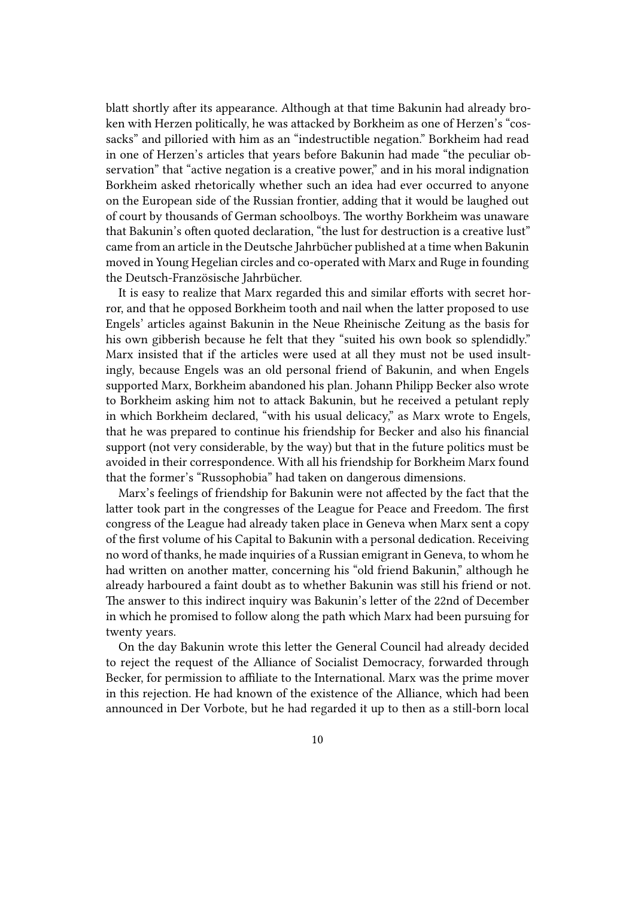blatt shortly after its appearance. Although at that time Bakunin had already broken with Herzen politically, he was attacked by Borkheim as one of Herzen's "cossacks" and pilloried with him as an "indestructible negation." Borkheim had read in one of Herzen's articles that years before Bakunin had made "the peculiar observation" that "active negation is a creative power," and in his moral indignation Borkheim asked rhetorically whether such an idea had ever occurred to anyone on the European side of the Russian frontier, adding that it would be laughed out of court by thousands of German schoolboys. The worthy Borkheim was unaware that Bakunin's often quoted declaration, "the lust for destruction is a creative lust" came from an article in the Deutsche Jahrbücher published at a time when Bakunin moved in Young Hegelian circles and co-operated with Marx and Ruge in founding the Deutsch-Französische Jahrbücher.

It is easy to realize that Marx regarded this and similar efforts with secret horror, and that he opposed Borkheim tooth and nail when the latter proposed to use Engels' articles against Bakunin in the Neue Rheinische Zeitung as the basis for his own gibberish because he felt that they "suited his own book so splendidly." Marx insisted that if the articles were used at all they must not be used insultingly, because Engels was an old personal friend of Bakunin, and when Engels supported Marx, Borkheim abandoned his plan. Johann Philipp Becker also wrote to Borkheim asking him not to attack Bakunin, but he received a petulant reply in which Borkheim declared, "with his usual delicacy," as Marx wrote to Engels, that he was prepared to continue his friendship for Becker and also his financial support (not very considerable, by the way) but that in the future politics must be avoided in their correspondence. With all his friendship for Borkheim Marx found that the former's "Russophobia" had taken on dangerous dimensions.

Marx's feelings of friendship for Bakunin were not affected by the fact that the latter took part in the congresses of the League for Peace and Freedom. The first congress of the League had already taken place in Geneva when Marx sent a copy of the first volume of his Capital to Bakunin with a personal dedication. Receiving no word of thanks, he made inquiries of a Russian emigrant in Geneva, to whom he had written on another matter, concerning his "old friend Bakunin," although he already harboured a faint doubt as to whether Bakunin was still his friend or not. The answer to this indirect inquiry was Bakunin's letter of the 22nd of December in which he promised to follow along the path which Marx had been pursuing for twenty years.

On the day Bakunin wrote this letter the General Council had already decided to reject the request of the Alliance of Socialist Democracy, forwarded through Becker, for permission to affiliate to the International. Marx was the prime mover in this rejection. He had known of the existence of the Alliance, which had been announced in Der Vorbote, but he had regarded it up to then as a still-born local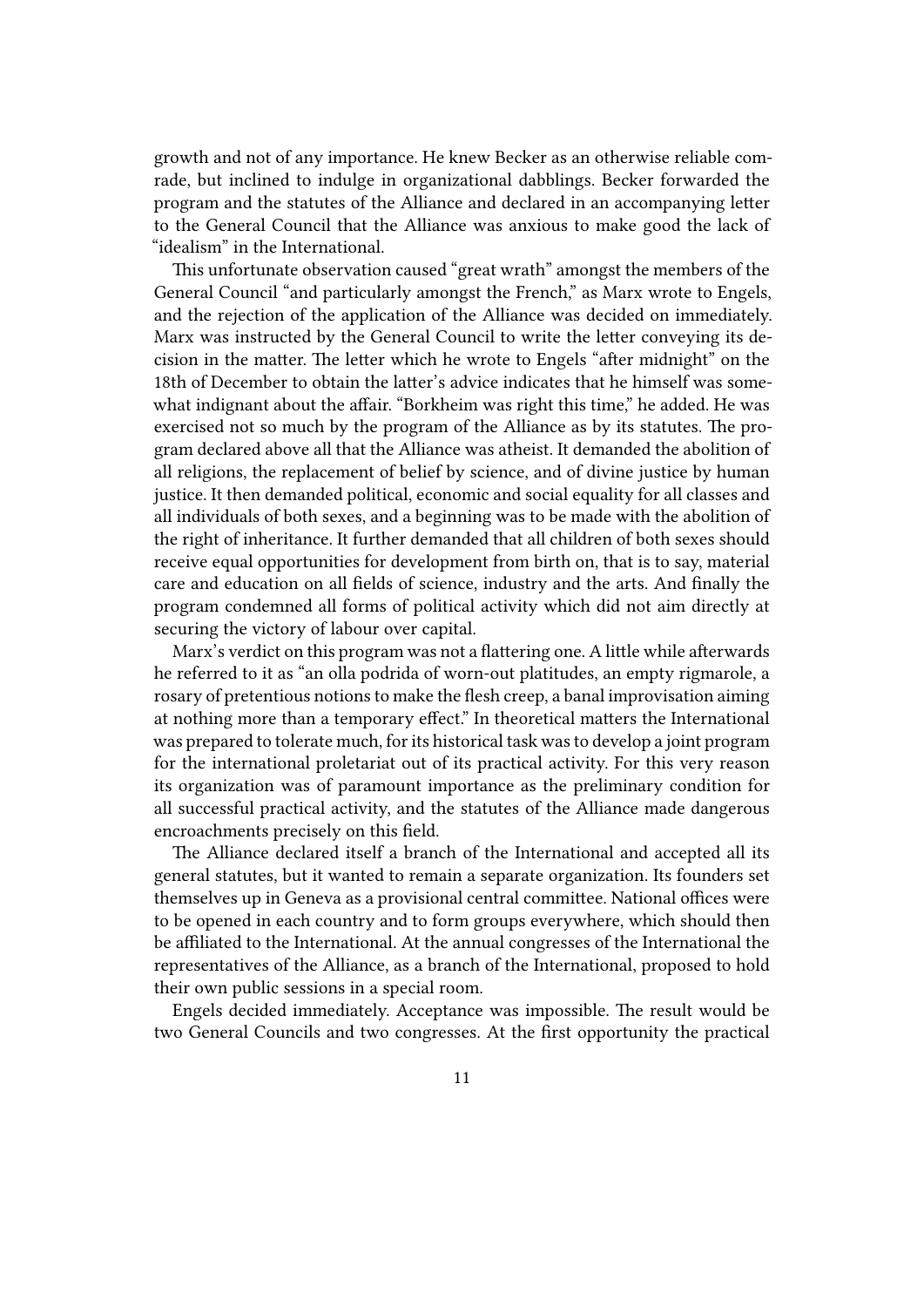growth and not of any importance. He knew Becker as an otherwise reliable comrade, but inclined to indulge in organizational dabblings. Becker forwarded the program and the statutes of the Alliance and declared in an accompanying letter to the General Council that the Alliance was anxious to make good the lack of "idealism" in the International.

This unfortunate observation caused "great wrath" amongst the members of the General Council "and particularly amongst the French," as Marx wrote to Engels, and the rejection of the application of the Alliance was decided on immediately. Marx was instructed by the General Council to write the letter conveying its decision in the matter. The letter which he wrote to Engels "after midnight" on the 18th of December to obtain the latter's advice indicates that he himself was somewhat indignant about the affair. "Borkheim was right this time," he added. He was exercised not so much by the program of the Alliance as by its statutes. The program declared above all that the Alliance was atheist. It demanded the abolition of all religions, the replacement of belief by science, and of divine justice by human justice. It then demanded political, economic and social equality for all classes and all individuals of both sexes, and a beginning was to be made with the abolition of the right of inheritance. It further demanded that all children of both sexes should receive equal opportunities for development from birth on, that is to say, material care and education on all fields of science, industry and the arts. And finally the program condemned all forms of political activity which did not aim directly at securing the victory of labour over capital.

Marx's verdict on this program was not a flattering one. A little while afterwards he referred to it as "an olla podrida of worn-out platitudes, an empty rigmarole, a rosary of pretentious notions to make the flesh creep, a banal improvisation aiming at nothing more than a temporary effect." In theoretical matters the International was prepared to tolerate much, for its historical task was to develop a joint program for the international proletariat out of its practical activity. For this very reason its organization was of paramount importance as the preliminary condition for all successful practical activity, and the statutes of the Alliance made dangerous encroachments precisely on this field.

The Alliance declared itself a branch of the International and accepted all its general statutes, but it wanted to remain a separate organization. Its founders set themselves up in Geneva as a provisional central committee. National offices were to be opened in each country and to form groups everywhere, which should then be affiliated to the International. At the annual congresses of the International the representatives of the Alliance, as a branch of the International, proposed to hold their own public sessions in a special room.

Engels decided immediately. Acceptance was impossible. The result would be two General Councils and two congresses. At the first opportunity the practical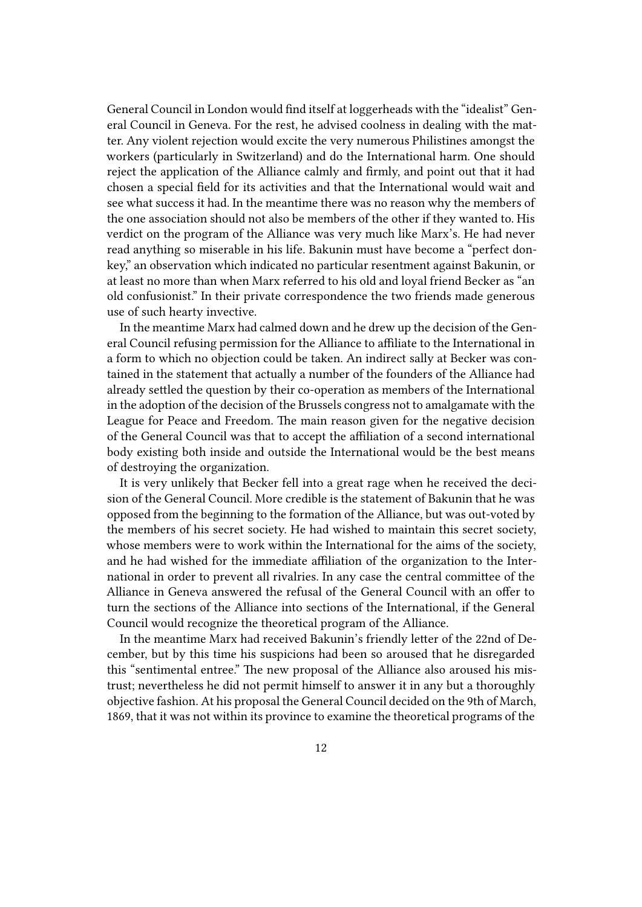General Council in London would find itself at loggerheads with the "idealist" General Council in Geneva. For the rest, he advised coolness in dealing with the matter. Any violent rejection would excite the very numerous Philistines amongst the workers (particularly in Switzerland) and do the International harm. One should reject the application of the Alliance calmly and firmly, and point out that it had chosen a special field for its activities and that the International would wait and see what success it had. In the meantime there was no reason why the members of the one association should not also be members of the other if they wanted to. His verdict on the program of the Alliance was very much like Marx's. He had never read anything so miserable in his life. Bakunin must have become a "perfect donkey," an observation which indicated no particular resentment against Bakunin, or at least no more than when Marx referred to his old and loyal friend Becker as "an old confusionist." In their private correspondence the two friends made generous use of such hearty invective.

In the meantime Marx had calmed down and he drew up the decision of the General Council refusing permission for the Alliance to affiliate to the International in a form to which no objection could be taken. An indirect sally at Becker was contained in the statement that actually a number of the founders of the Alliance had already settled the question by their co-operation as members of the International in the adoption of the decision of the Brussels congress not to amalgamate with the League for Peace and Freedom. The main reason given for the negative decision of the General Council was that to accept the affiliation of a second international body existing both inside and outside the International would be the best means of destroying the organization.

It is very unlikely that Becker fell into a great rage when he received the decision of the General Council. More credible is the statement of Bakunin that he was opposed from the beginning to the formation of the Alliance, but was out-voted by the members of his secret society. He had wished to maintain this secret society, whose members were to work within the International for the aims of the society, and he had wished for the immediate affiliation of the organization to the International in order to prevent all rivalries. In any case the central committee of the Alliance in Geneva answered the refusal of the General Council with an offer to turn the sections of the Alliance into sections of the International, if the General Council would recognize the theoretical program of the Alliance.

In the meantime Marx had received Bakunin's friendly letter of the 22nd of December, but by this time his suspicions had been so aroused that he disregarded this "sentimental entree." The new proposal of the Alliance also aroused his mistrust; nevertheless he did not permit himself to answer it in any but a thoroughly objective fashion. At his proposal the General Council decided on the 9th of March, 1869, that it was not within its province to examine the theoretical programs of the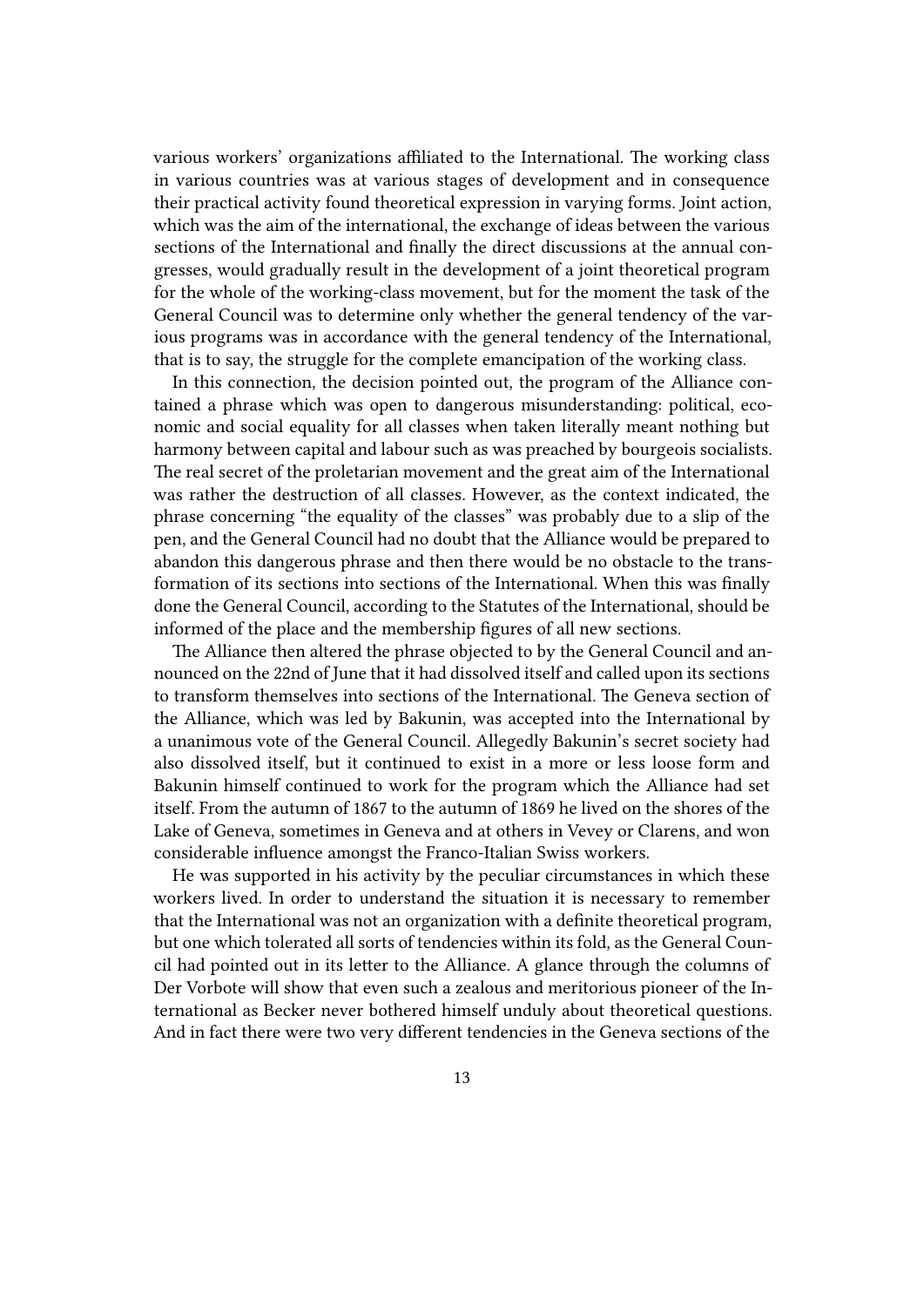various workers' organizations affiliated to the International. The working class in various countries was at various stages of development and in consequence their practical activity found theoretical expression in varying forms. Joint action, which was the aim of the international, the exchange of ideas between the various sections of the International and finally the direct discussions at the annual congresses, would gradually result in the development of a joint theoretical program for the whole of the working-class movement, but for the moment the task of the General Council was to determine only whether the general tendency of the various programs was in accordance with the general tendency of the International, that is to say, the struggle for the complete emancipation of the working class.

In this connection, the decision pointed out, the program of the Alliance contained a phrase which was open to dangerous misunderstanding: political, economic and social equality for all classes when taken literally meant nothing but harmony between capital and labour such as was preached by bourgeois socialists. The real secret of the proletarian movement and the great aim of the International was rather the destruction of all classes. However, as the context indicated, the phrase concerning "the equality of the classes" was probably due to a slip of the pen, and the General Council had no doubt that the Alliance would be prepared to abandon this dangerous phrase and then there would be no obstacle to the transformation of its sections into sections of the International. When this was finally done the General Council, according to the Statutes of the International, should be informed of the place and the membership figures of all new sections.

The Alliance then altered the phrase objected to by the General Council and announced on the 22nd of June that it had dissolved itself and called upon its sections to transform themselves into sections of the International. The Geneva section of the Alliance, which was led by Bakunin, was accepted into the International by a unanimous vote of the General Council. Allegedly Bakunin's secret society had also dissolved itself, but it continued to exist in a more or less loose form and Bakunin himself continued to work for the program which the Alliance had set itself. From the autumn of 1867 to the autumn of 1869 he lived on the shores of the Lake of Geneva, sometimes in Geneva and at others in Vevey or Clarens, and won considerable influence amongst the Franco-Italian Swiss workers.

He was supported in his activity by the peculiar circumstances in which these workers lived. In order to understand the situation it is necessary to remember that the International was not an organization with a definite theoretical program, but one which tolerated all sorts of tendencies within its fold, as the General Council had pointed out in its letter to the Alliance. A glance through the columns of Der Vorbote will show that even such a zealous and meritorious pioneer of the International as Becker never bothered himself unduly about theoretical questions. And in fact there were two very different tendencies in the Geneva sections of the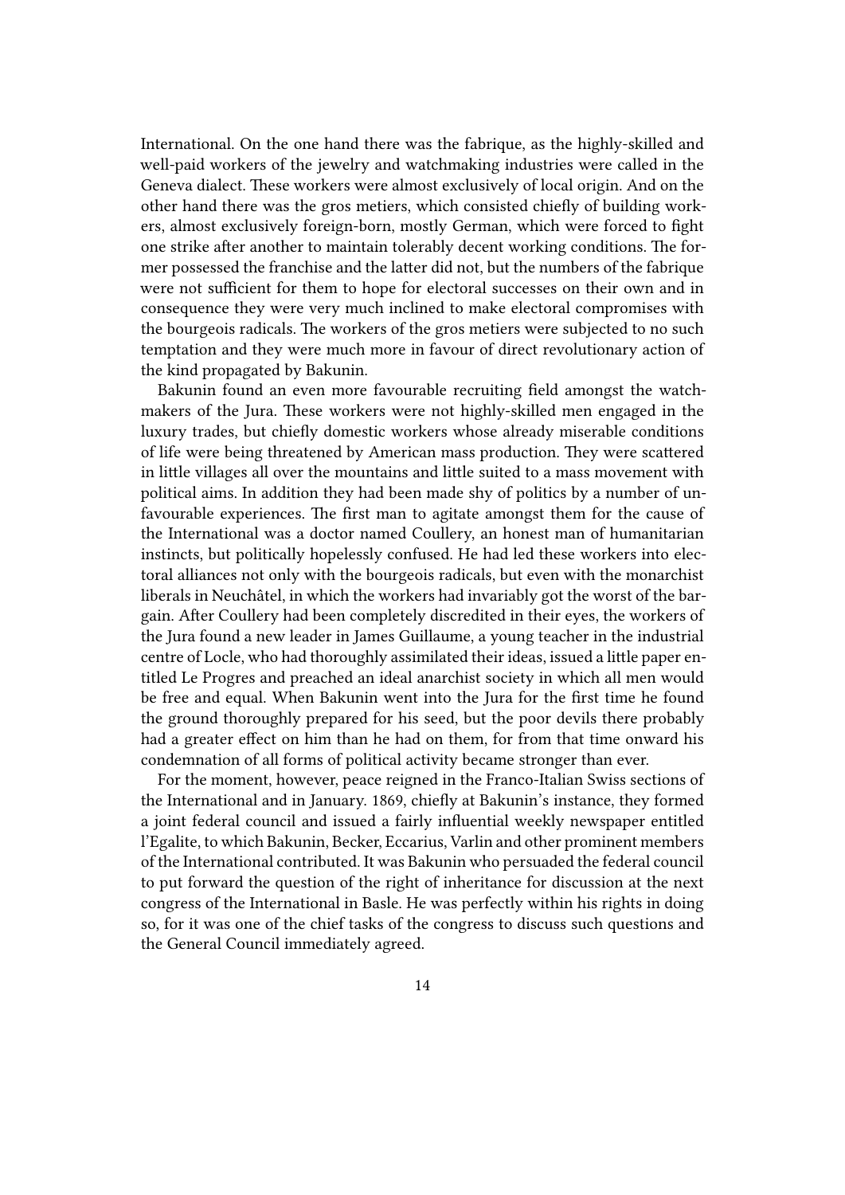International. On the one hand there was the fabrique, as the highly-skilled and well-paid workers of the jewelry and watchmaking industries were called in the Geneva dialect. These workers were almost exclusively of local origin. And on the other hand there was the gros metiers, which consisted chiefly of building workers, almost exclusively foreign-born, mostly German, which were forced to fight one strike after another to maintain tolerably decent working conditions. The former possessed the franchise and the latter did not, but the numbers of the fabrique were not sufficient for them to hope for electoral successes on their own and in consequence they were very much inclined to make electoral compromises with the bourgeois radicals. The workers of the gros metiers were subjected to no such temptation and they were much more in favour of direct revolutionary action of the kind propagated by Bakunin.

Bakunin found an even more favourable recruiting field amongst the watchmakers of the Jura. These workers were not highly-skilled men engaged in the luxury trades, but chiefly domestic workers whose already miserable conditions of life were being threatened by American mass production. They were scattered in little villages all over the mountains and little suited to a mass movement with political aims. In addition they had been made shy of politics by a number of unfavourable experiences. The first man to agitate amongst them for the cause of the International was a doctor named Coullery, an honest man of humanitarian instincts, but politically hopelessly confused. He had led these workers into electoral alliances not only with the bourgeois radicals, but even with the monarchist liberals in Neuchâtel, in which the workers had invariably got the worst of the bargain. After Coullery had been completely discredited in their eyes, the workers of the Jura found a new leader in James Guillaume, a young teacher in the industrial centre of Locle, who had thoroughly assimilated their ideas, issued a little paper entitled Le Progres and preached an ideal anarchist society in which all men would be free and equal. When Bakunin went into the Jura for the first time he found the ground thoroughly prepared for his seed, but the poor devils there probably had a greater effect on him than he had on them, for from that time onward his condemnation of all forms of political activity became stronger than ever.

For the moment, however, peace reigned in the Franco-Italian Swiss sections of the International and in January. 1869, chiefly at Bakunin's instance, they formed a joint federal council and issued a fairly influential weekly newspaper entitled l'Egalite, to which Bakunin, Becker, Eccarius, Varlin and other prominent members of the International contributed. It was Bakunin who persuaded the federal council to put forward the question of the right of inheritance for discussion at the next congress of the International in Basle. He was perfectly within his rights in doing so, for it was one of the chief tasks of the congress to discuss such questions and the General Council immediately agreed.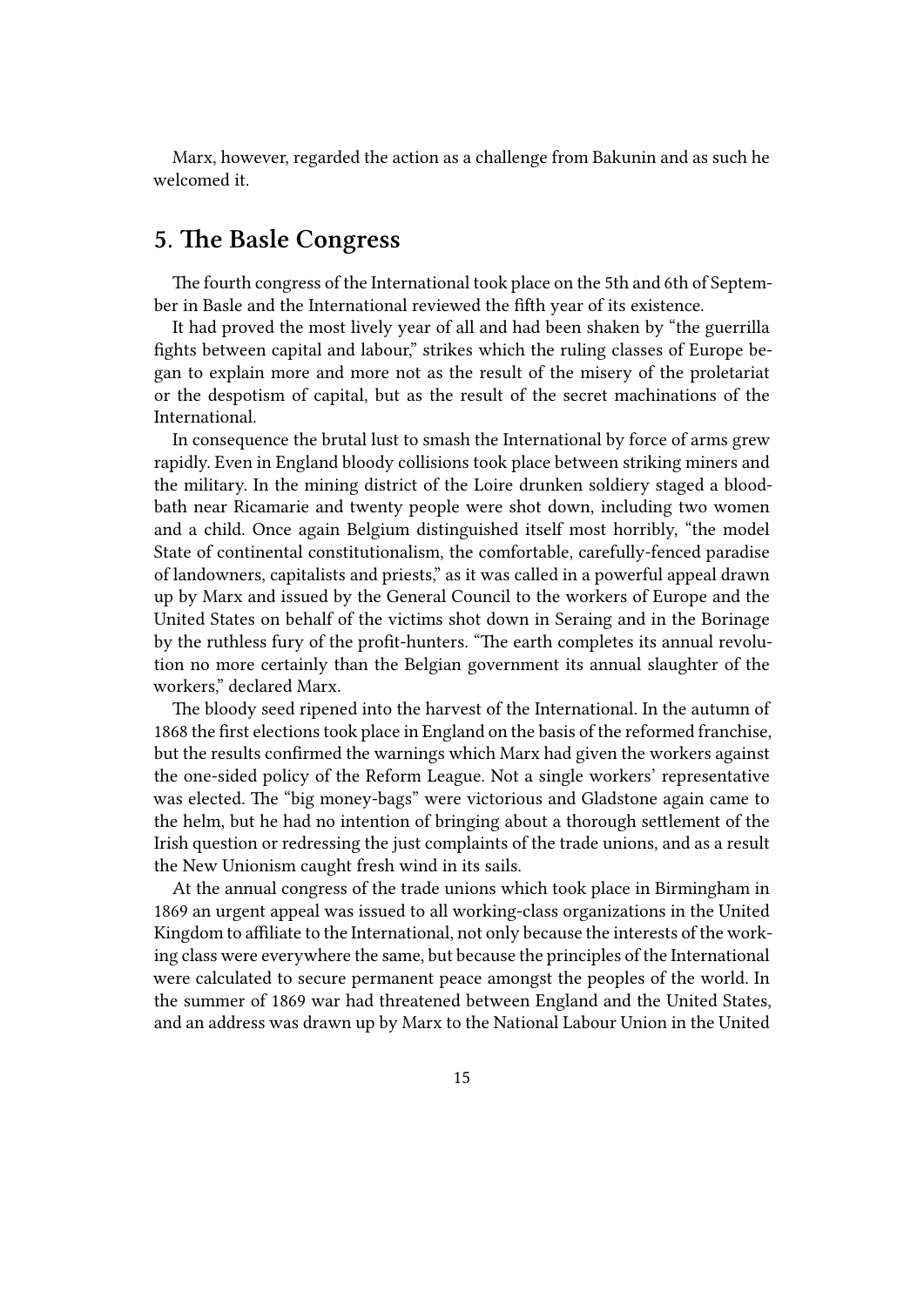Marx, however, regarded the action as a challenge from Bakunin and as such he welcomed it.

## 5. The Basle Congress

The fourth congress of the International took place on the 5th and 6th of September in Basle and the International reviewed the fifth year of its existence.

It had proved the most lively year of all and had been shaken by "the guerrilla fights between capital and labour," strikes which the ruling classes of Europe began to explain more and more not as the result of the misery of the proletariat or the despotism of capital, but as the result of the secret machinations of the International.

In consequence the brutal lust to smash the International by force of arms grew rapidly. Even in England bloody collisions took place between striking miners and the military. In the mining district of the Loire drunken soldiery staged a bloodbath near Ricamarie and twenty people were shot down, including two women and a child. Once again Belgium distinguished itself most horribly, "the model State of continental constitutionalism, the comfortable, carefully-fenced paradise of landowners, capitalists and priests," as it was called in a powerful appeal drawn up by Marx and issued by the General Council to the workers of Europe and the United States on behalf of the victims shot down in Seraing and in the Borinage by the ruthless fury of the profit-hunters. "The earth completes its annual revolution no more certainly than the Belgian government its annual slaughter of the workers," declared Marx.

The bloody seed ripened into the harvest of the International. In the autumn of 1868 the first elections took place in England on the basis of the reformed franchise, but the results confirmed the warnings which Marx had given the workers against the one-sided policy of the Reform League. Not a single workers' representative was elected. The "big money-bags" were victorious and Gladstone again came to the helm, but he had no intention of bringing about a thorough settlement of the Irish question or redressing the just complaints of the trade unions, and as a result the New Unionism caught fresh wind in its sails.

At the annual congress of the trade unions which took place in Birmingham in 1869 an urgent appeal was issued to all working-class organizations in the United Kingdom to affiliate to the International, not only because the interests of the working class were everywhere the same, but because the principles of the International were calculated to secure permanent peace amongst the peoples of the world. In the summer of 1869 war had threatened between England and the United States, and an address was drawn up by Marx to the National Labour Union in the United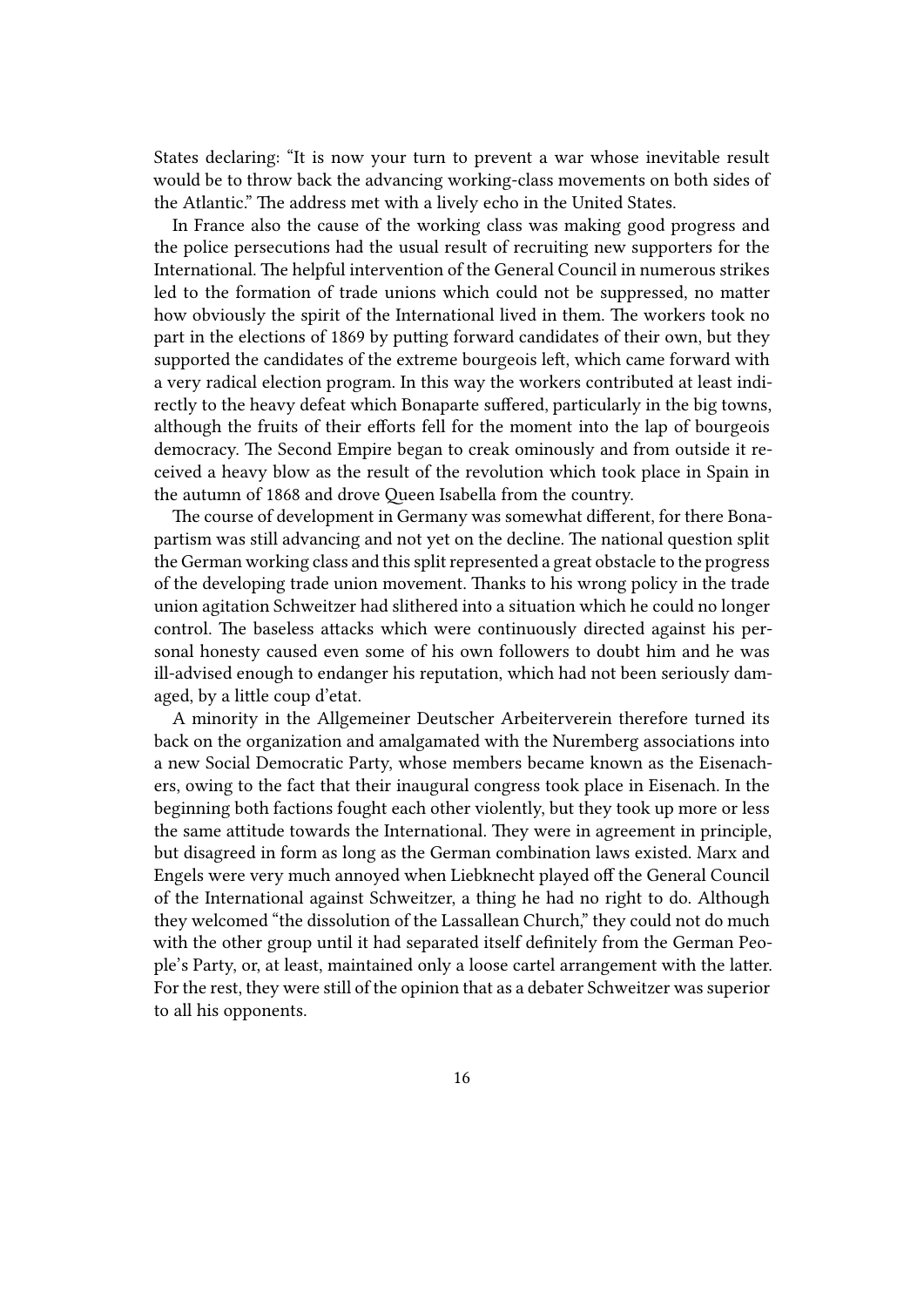States declaring: "It is now your turn to prevent a war whose inevitable result would be to throw back the advancing working-class movements on both sides of the Atlantic." The address met with a lively echo in the United States.

In France also the cause of the working class was making good progress and the police persecutions had the usual result of recruiting new supporters for the International. The helpful intervention of the General Council in numerous strikes led to the formation of trade unions which could not be suppressed, no matter how obviously the spirit of the International lived in them. The workers took no part in the elections of 1869 by putting forward candidates of their own, but they supported the candidates of the extreme bourgeois left, which came forward with a very radical election program. In this way the workers contributed at least indirectly to the heavy defeat which Bonaparte suffered, particularly in the big towns, although the fruits of their efforts fell for the moment into the lap of bourgeois democracy. The Second Empire began to creak ominously and from outside it received a heavy blow as the result of the revolution which took place in Spain in the autumn of 1868 and drove Queen Isabella from the country.

The course of development in Germany was somewhat different, for there Bonapartism was still advancing and not yet on the decline. The national question split the German working class and this split represented a great obstacle to the progress of the developing trade union movement. Thanks to his wrong policy in the trade union agitation Schweitzer had slithered into a situation which he could no longer control. The baseless attacks which were continuously directed against his personal honesty caused even some of his own followers to doubt him and he was ill-advised enough to endanger his reputation, which had not been seriously damaged, by a little coup d'etat.

A minority in the Allgemeiner Deutscher Arbeiterverein therefore turned its back on the organization and amalgamated with the Nuremberg associations into a new Social Democratic Party, whose members became known as the Eisenachers, owing to the fact that their inaugural congress took place in Eisenach. In the beginning both factions fought each other violently, but they took up more or less the same attitude towards the International. They were in agreement in principle, but disagreed in form as long as the German combination laws existed. Marx and Engels were very much annoyed when Liebknecht played off the General Council of the International against Schweitzer, a thing he had no right to do. Although they welcomed "the dissolution of the Lassallean Church," they could not do much with the other group until it had separated itself definitely from the German People's Party, or, at least, maintained only a loose cartel arrangement with the latter. For the rest, they were still of the opinion that as a debater Schweitzer was superior to all his opponents.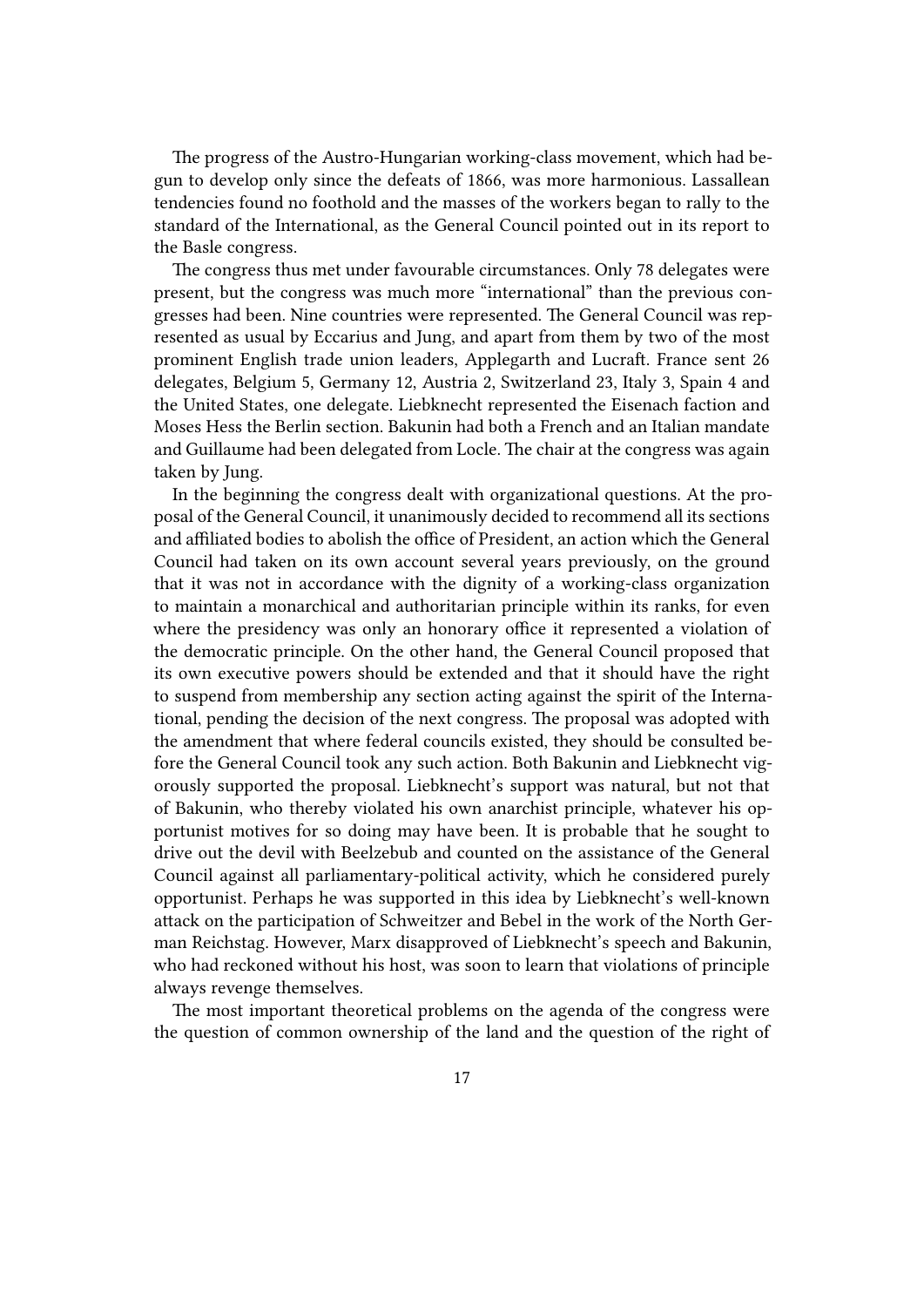The progress of the Austro-Hungarian working-class movement, which had begun to develop only since the defeats of 1866, was more harmonious. Lassallean tendencies found no foothold and the masses of the workers began to rally to the standard of the International, as the General Council pointed out in its report to the Basle congress.

The congress thus met under favourable circumstances. Only 78 delegates were present, but the congress was much more "international" than the previous congresses had been. Nine countries were represented. The General Council was represented as usual by Eccarius and Jung, and apart from them by two of the most prominent English trade union leaders, Applegarth and Lucraft. France sent 26 delegates, Belgium 5, Germany 12, Austria 2, Switzerland 23, Italy 3, Spain 4 and the United States, one delegate. Liebknecht represented the Eisenach faction and Moses Hess the Berlin section. Bakunin had both a French and an Italian mandate and Guillaume had been delegated from Locle. The chair at the congress was again taken by Jung.

In the beginning the congress dealt with organizational questions. At the proposal of the General Council, it unanimously decided to recommend all its sections and affiliated bodies to abolish the office of President, an action which the General Council had taken on its own account several years previously, on the ground that it was not in accordance with the dignity of a working-class organization to maintain a monarchical and authoritarian principle within its ranks, for even where the presidency was only an honorary office it represented a violation of the democratic principle. On the other hand, the General Council proposed that its own executive powers should be extended and that it should have the right to suspend from membership any section acting against the spirit of the International, pending the decision of the next congress. The proposal was adopted with the amendment that where federal councils existed, they should be consulted before the General Council took any such action. Both Bakunin and Liebknecht vigorously supported the proposal. Liebknecht's support was natural, but not that of Bakunin, who thereby violated his own anarchist principle, whatever his opportunist motives for so doing may have been. It is probable that he sought to drive out the devil with Beelzebub and counted on the assistance of the General Council against all parliamentary-political activity, which he considered purely opportunist. Perhaps he was supported in this idea by Liebknecht's well-known attack on the participation of Schweitzer and Bebel in the work of the North German Reichstag. However, Marx disapproved of Liebknecht's speech and Bakunin, who had reckoned without his host, was soon to learn that violations of principle always revenge themselves.

The most important theoretical problems on the agenda of the congress were the question of common ownership of the land and the question of the right of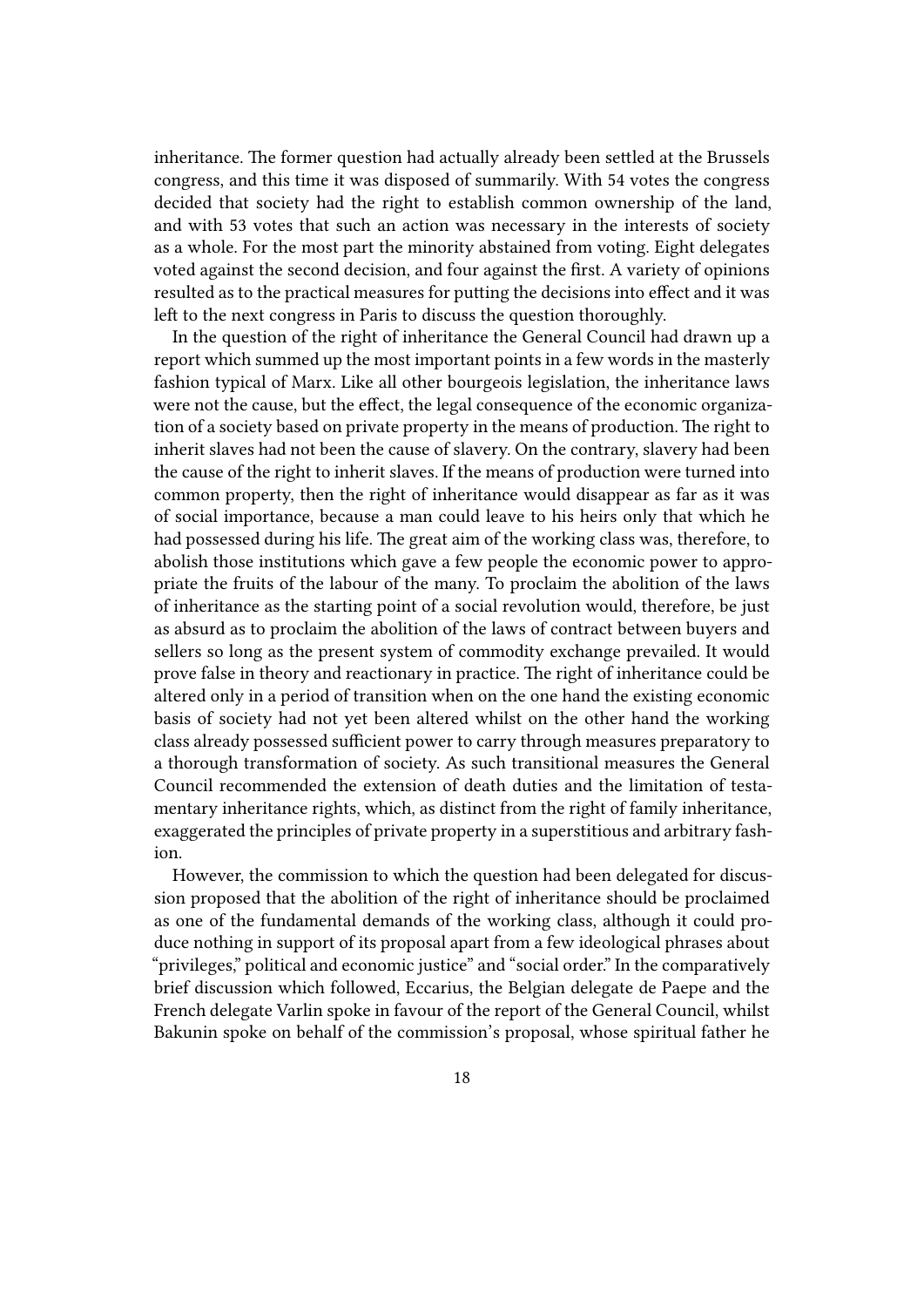inheritance. The former question had actually already been settled at the Brussels congress, and this time it was disposed of summarily. With 54 votes the congress decided that society had the right to establish common ownership of the land, and with 53 votes that such an action was necessary in the interests of society as a whole. For the most part the minority abstained from voting. Eight delegates voted against the second decision, and four against the first. A variety of opinions resulted as to the practical measures for putting the decisions into effect and it was left to the next congress in Paris to discuss the question thoroughly.

In the question of the right of inheritance the General Council had drawn up a report which summed up the most important points in a few words in the masterly fashion typical of Marx. Like all other bourgeois legislation, the inheritance laws were not the cause, but the effect, the legal consequence of the economic organization of a society based on private property in the means of production. The right to inherit slaves had not been the cause of slavery. On the contrary, slavery had been the cause of the right to inherit slaves. If the means of production were turned into common property, then the right of inheritance would disappear as far as it was of social importance, because a man could leave to his heirs only that which he had possessed during his life. The great aim of the working class was, therefore, to abolish those institutions which gave a few people the economic power to appropriate the fruits of the labour of the many. To proclaim the abolition of the laws of inheritance as the starting point of a social revolution would, therefore, be just as absurd as to proclaim the abolition of the laws of contract between buyers and sellers so long as the present system of commodity exchange prevailed. It would prove false in theory and reactionary in practice. The right of inheritance could be altered only in a period of transition when on the one hand the existing economic basis of society had not yet been altered whilst on the other hand the working class already possessed sufficient power to carry through measures preparatory to a thorough transformation of society. As such transitional measures the General Council recommended the extension of death duties and the limitation of testamentary inheritance rights, which, as distinct from the right of family inheritance, exaggerated the principles of private property in a superstitious and arbitrary fashion.

However, the commission to which the question had been delegated for discussion proposed that the abolition of the right of inheritance should be proclaimed as one of the fundamental demands of the working class, although it could produce nothing in support of its proposal apart from a few ideological phrases about "privileges," political and economic justice" and "social order." In the comparatively brief discussion which followed, Eccarius, the Belgian delegate de Paepe and the French delegate Varlin spoke in favour of the report of the General Council, whilst Bakunin spoke on behalf of the commission's proposal, whose spiritual father he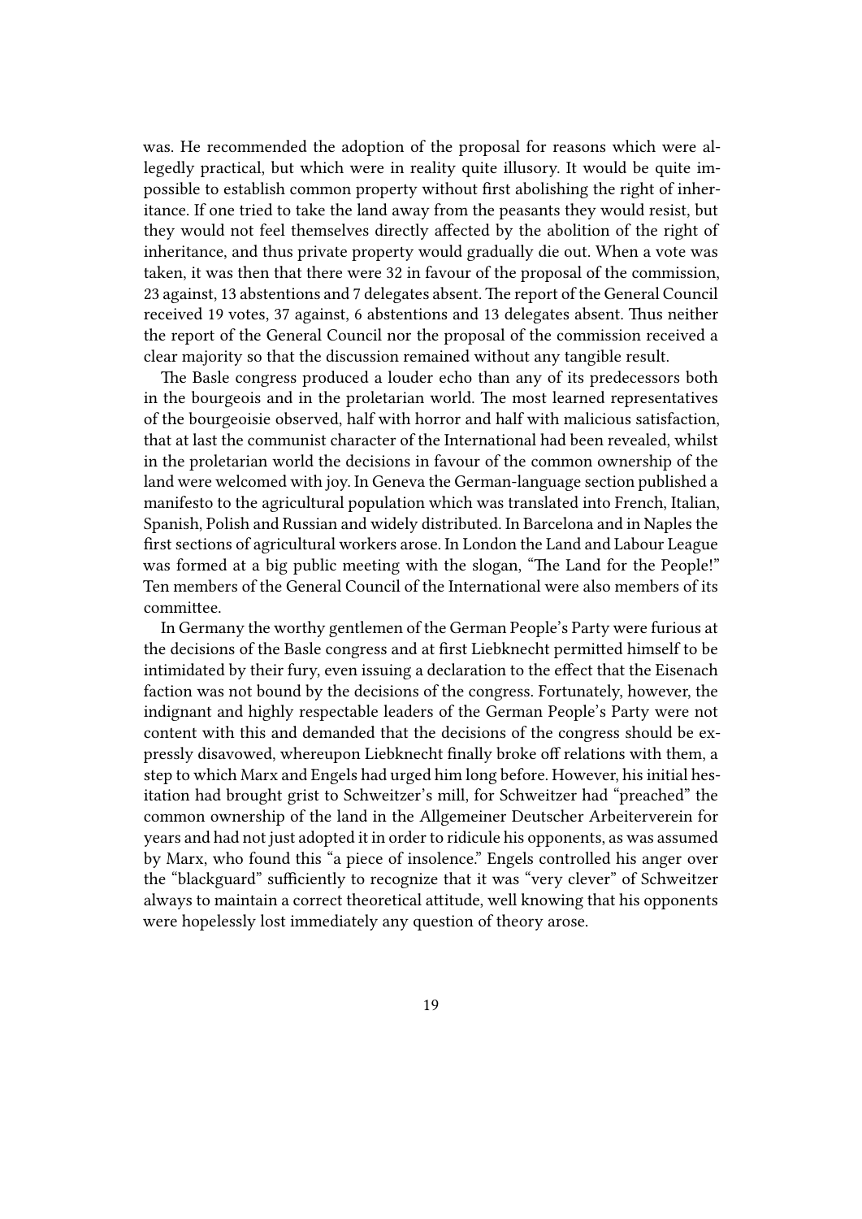was. He recommended the adoption of the proposal for reasons which were allegedly practical, but which were in reality quite illusory. It would be quite impossible to establish common property without first abolishing the right of inheritance. If one tried to take the land away from the peasants they would resist, but they would not feel themselves directly affected by the abolition of the right of inheritance, and thus private property would gradually die out. When a vote was taken, it was then that there were 32 in favour of the proposal of the commission, 23 against, 13 abstentions and 7 delegates absent. The report of the General Council received 19 votes, 37 against, 6 abstentions and 13 delegates absent. Thus neither the report of the General Council nor the proposal of the commission received a clear majority so that the discussion remained without any tangible result.

The Basle congress produced a louder echo than any of its predecessors both in the bourgeois and in the proletarian world. The most learned representatives of the bourgeoisie observed, half with horror and half with malicious satisfaction, that at last the communist character of the International had been revealed, whilst in the proletarian world the decisions in favour of the common ownership of the land were welcomed with joy. In Geneva the German-language section published a manifesto to the agricultural population which was translated into French, Italian, Spanish, Polish and Russian and widely distributed. In Barcelona and in Naples the first sections of agricultural workers arose. In London the Land and Labour League was formed at a big public meeting with the slogan, "The Land for the People!" Ten members of the General Council of the International were also members of its committee.

In Germany the worthy gentlemen of the German People's Party were furious at the decisions of the Basle congress and at first Liebknecht permitted himself to be intimidated by their fury, even issuing a declaration to the effect that the Eisenach faction was not bound by the decisions of the congress. Fortunately, however, the indignant and highly respectable leaders of the German People's Party were not content with this and demanded that the decisions of the congress should be expressly disavowed, whereupon Liebknecht finally broke off relations with them, a step to which Marx and Engels had urged him long before. However, his initial hesitation had brought grist to Schweitzer's mill, for Schweitzer had "preached" the common ownership of the land in the Allgemeiner Deutscher Arbeiterverein for years and had not just adopted it in order to ridicule his opponents, as was assumed by Marx, who found this "a piece of insolence." Engels controlled his anger over the "blackguard" sufficiently to recognize that it was "very clever" of Schweitzer always to maintain a correct theoretical attitude, well knowing that his opponents were hopelessly lost immediately any question of theory arose.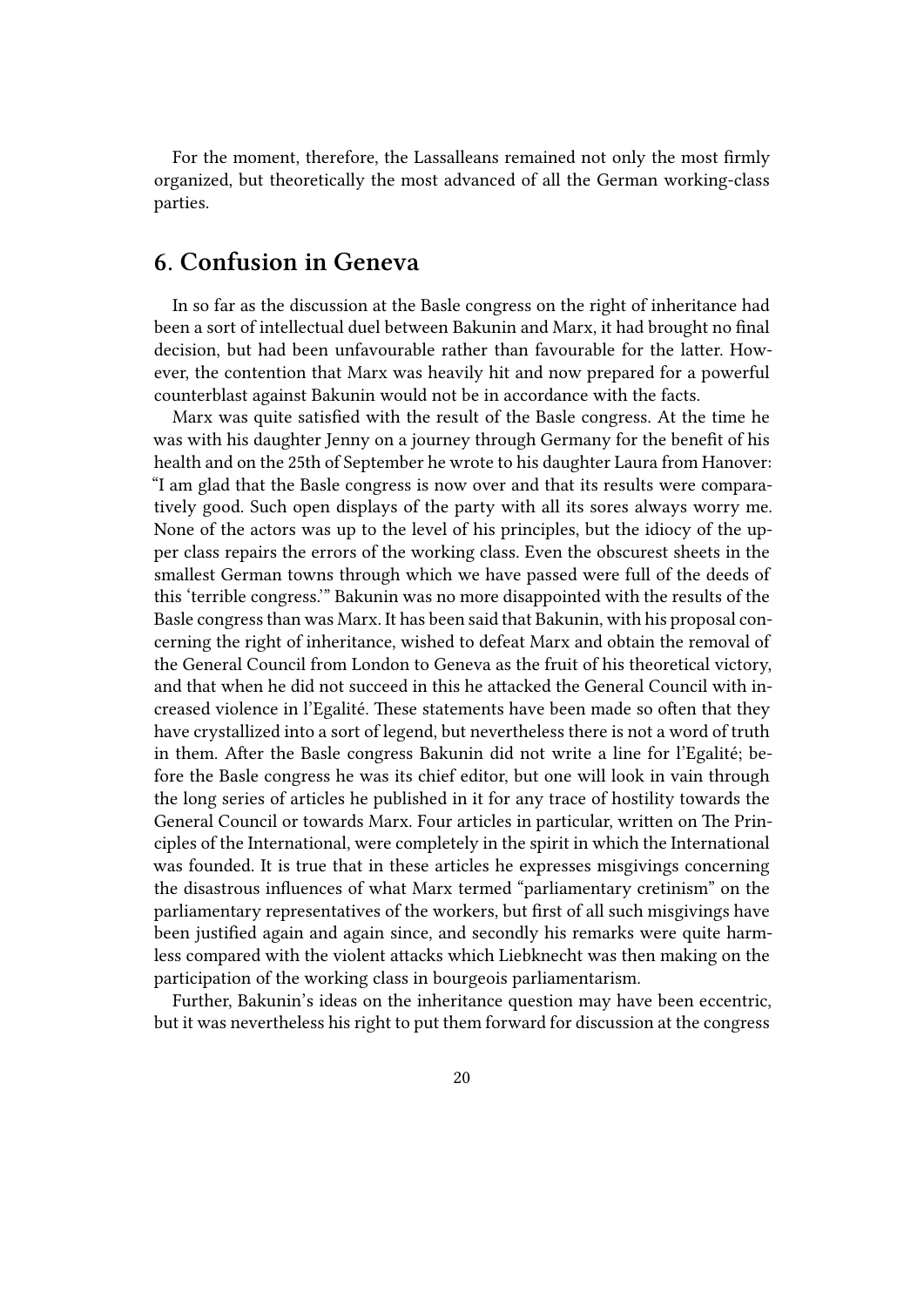For the moment, therefore, the Lassalleans remained not only the most firmly organized, but theoretically the most advanced of all the German working-class parties.

## 6. Confusion in Geneva

In so far as the discussion at the Basle congress on the right of inheritance had been a sort of intellectual duel between Bakunin and Marx, it had brought no final decision, but had been unfavourable rather than favourable for the latter. However, the contention that Marx was heavily hit and now prepared for a powerful counterblast against Bakunin would not be in accordance with the facts.

Marx was quite satisfied with the result of the Basle congress. At the time he was with his daughter Jenny on a journey through Germany for the benefit of his health and on the 25th of September he wrote to his daughter Laura from Hanover: "I am glad that the Basle congress is now over and that its results were comparatively good. Such open displays of the party with all its sores always worry me. None of the actors was up to the level of his principles, but the idiocy of the upper class repairs the errors of the working class. Even the obscurest sheets in the smallest German towns through which we have passed were full of the deeds of this 'terrible congress.'" Bakunin was no more disappointed with the results of the Basle congress than was Marx. It has been said that Bakunin, with his proposal concerning the right of inheritance, wished to defeat Marx and obtain the removal of the General Council from London to Geneva as the fruit of his theoretical victory, and that when he did not succeed in this he attacked the General Council with increased violence in l'Egalité. These statements have been made so often that they have crystallized into a sort of legend, but nevertheless there is not a word of truth in them. After the Basle congress Bakunin did not write a line for l'Egalité; before the Basle congress he was its chief editor, but one will look in vain through the long series of articles he published in it for any trace of hostility towards the General Council or towards Marx. Four articles in particular, written on The Principles of the International, were completely in the spirit in which the International was founded. It is true that in these articles he expresses misgivings concerning the disastrous influences of what Marx termed "parliamentary cretinism" on the parliamentary representatives of the workers, but first of all such misgivings have been justified again and again since, and secondly his remarks were quite harmless compared with the violent attacks which Liebknecht was then making on the participation of the working class in bourgeois parliamentarism.

Further, Bakunin's ideas on the inheritance question may have been eccentric, but it was nevertheless his right to put them forward for discussion at the congress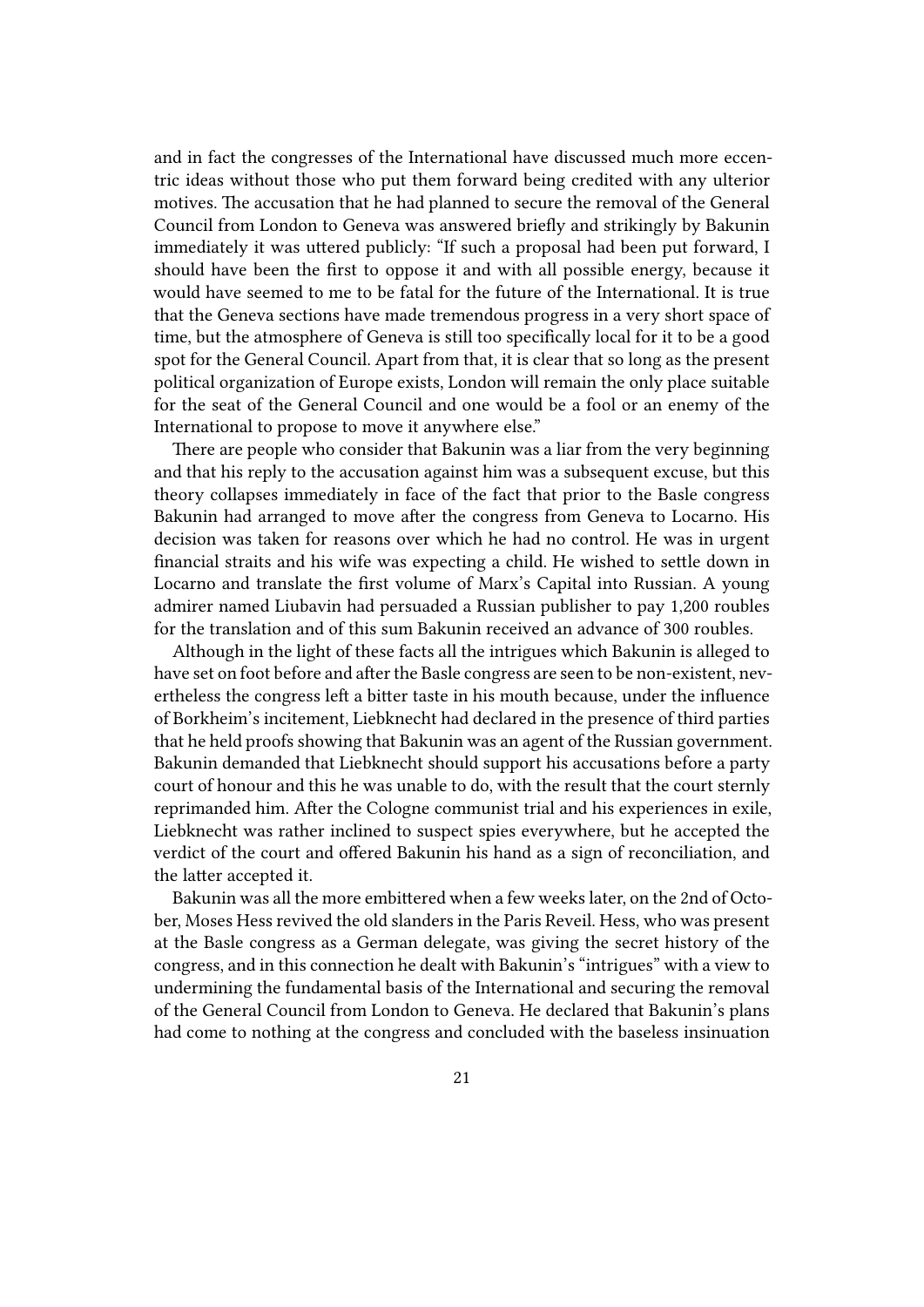and in fact the congresses of the International have discussed much more eccentric ideas without those who put them forward being credited with any ulterior motives. The accusation that he had planned to secure the removal of the General Council from London to Geneva was answered briefly and strikingly by Bakunin immediately it was uttered publicly: "If such a proposal had been put forward, I should have been the first to oppose it and with all possible energy, because it would have seemed to me to be fatal for the future of the International. It is true that the Geneva sections have made tremendous progress in a very short space of time, but the atmosphere of Geneva is still too specifically local for it to be a good spot for the General Council. Apart from that, it is clear that so long as the present political organization of Europe exists, London will remain the only place suitable for the seat of the General Council and one would be a fool or an enemy of the International to propose to move it anywhere else."

There are people who consider that Bakunin was a liar from the very beginning and that his reply to the accusation against him was a subsequent excuse, but this theory collapses immediately in face of the fact that prior to the Basle congress Bakunin had arranged to move after the congress from Geneva to Locarno. His decision was taken for reasons over which he had no control. He was in urgent financial straits and his wife was expecting a child. He wished to settle down in Locarno and translate the first volume of Marx's Capital into Russian. A young admirer named Liubavin had persuaded a Russian publisher to pay 1,200 roubles for the translation and of this sum Bakunin received an advance of 300 roubles.

Although in the light of these facts all the intrigues which Bakunin is alleged to have set on foot before and after the Basle congress are seen to be non-existent, nevertheless the congress left a bitter taste in his mouth because, under the influence of Borkheim's incitement, Liebknecht had declared in the presence of third parties that he held proofs showing that Bakunin was an agent of the Russian government. Bakunin demanded that Liebknecht should support his accusations before a party court of honour and this he was unable to do, with the result that the court sternly reprimanded him. After the Cologne communist trial and his experiences in exile, Liebknecht was rather inclined to suspect spies everywhere, but he accepted the verdict of the court and offered Bakunin his hand as a sign of reconciliation, and the latter accepted it.

Bakunin was all the more embittered when a few weeks later, on the 2nd of October, Moses Hess revived the old slanders in the Paris Reveil. Hess, who was present at the Basle congress as a German delegate, was giving the secret history of the congress, and in this connection he dealt with Bakunin's "intrigues" with a view to undermining the fundamental basis of the International and securing the removal of the General Council from London to Geneva. He declared that Bakunin's plans had come to nothing at the congress and concluded with the baseless insinuation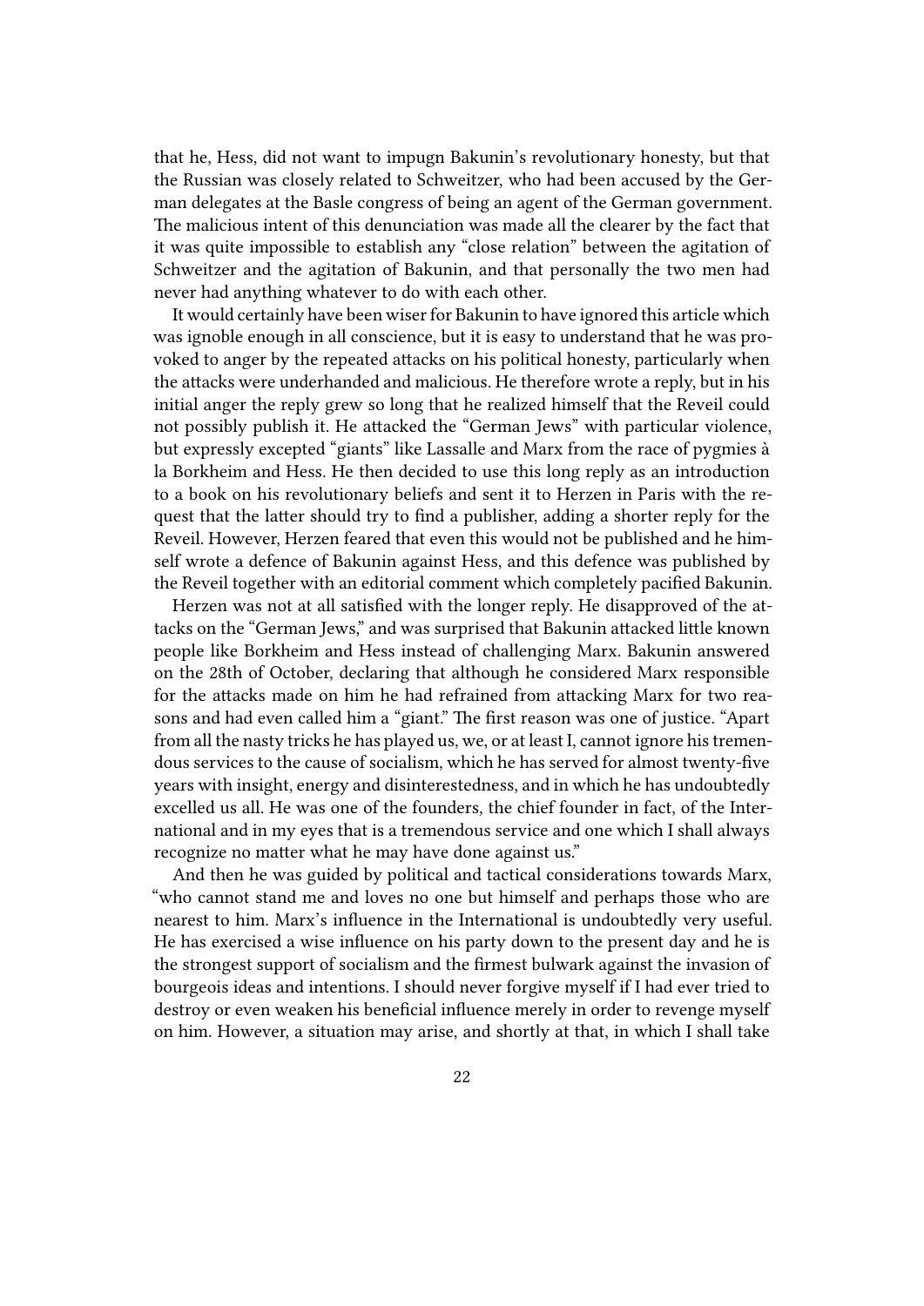that he, Hess, did not want to impugn Bakunin's revolutionary honesty, but that the Russian was closely related to Schweitzer, who had been accused by the German delegates at the Basle congress of being an agent of the German government. The malicious intent of this denunciation was made all the clearer by the fact that it was quite impossible to establish any "close relation" between the agitation of Schweitzer and the agitation of Bakunin, and that personally the two men had never had anything whatever to do with each other.

It would certainly have been wiser for Bakunin to have ignored this article which was ignoble enough in all conscience, but it is easy to understand that he was provoked to anger by the repeated attacks on his political honesty, particularly when the attacks were underhanded and malicious. He therefore wrote a reply, but in his initial anger the reply grew so long that he realized himself that the Reveil could not possibly publish it. He attacked the "German Jews" with particular violence, but expressly excepted "giants" like Lassalle and Marx from the race of pygmies à la Borkheim and Hess. He then decided to use this long reply as an introduction to a book on his revolutionary beliefs and sent it to Herzen in Paris with the request that the latter should try to find a publisher, adding a shorter reply for the Reveil. However, Herzen feared that even this would not be published and he himself wrote a defence of Bakunin against Hess, and this defence was published by the Reveil together with an editorial comment which completely pacified Bakunin.

Herzen was not at all satisfied with the longer reply. He disapproved of the attacks on the "German Jews," and was surprised that Bakunin attacked little known people like Borkheim and Hess instead of challenging Marx. Bakunin answered on the 28th of October, declaring that although he considered Marx responsible for the attacks made on him he had refrained from attacking Marx for two reasons and had even called him a "giant." The first reason was one of justice. "Apart from all the nasty tricks he has played us, we, or at least I, cannot ignore his tremendous services to the cause of socialism, which he has served for almost twenty-five years with insight, energy and disinterestedness, and in which he has undoubtedly excelled us all. He was one of the founders, the chief founder in fact, of the International and in my eyes that is a tremendous service and one which I shall always recognize no matter what he may have done against us."

And then he was guided by political and tactical considerations towards Marx, "who cannot stand me and loves no one but himself and perhaps those who are nearest to him. Marx's influence in the International is undoubtedly very useful. He has exercised a wise influence on his party down to the present day and he is the strongest support of socialism and the firmest bulwark against the invasion of bourgeois ideas and intentions. I should never forgive myself if I had ever tried to destroy or even weaken his beneficial influence merely in order to revenge myself on him. However, a situation may arise, and shortly at that, in which I shall take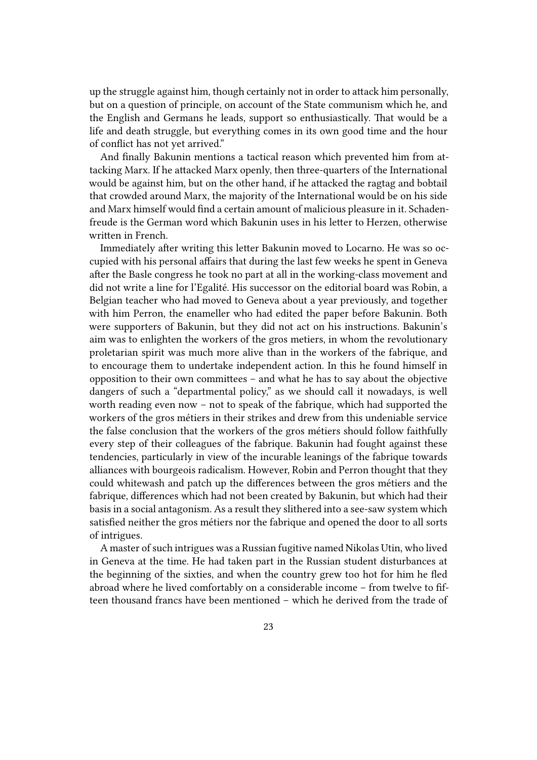up the struggle against him, though certainly not in order to attack him personally, but on a question of principle, on account of the State communism which he, and the English and Germans he leads, support so enthusiastically. That would be a life and death struggle, but everything comes in its own good time and the hour of conflict has not yet arrived."

And finally Bakunin mentions a tactical reason which prevented him from attacking Marx. If he attacked Marx openly, then three-quarters of the International would be against him, but on the other hand, if he attacked the ragtag and bobtail that crowded around Marx, the majority of the International would be on his side and Marx himself would find a certain amount of malicious pleasure in it. Schadenfreude is the German word which Bakunin uses in his letter to Herzen, otherwise written in French.

Immediately after writing this letter Bakunin moved to Locarno. He was so occupied with his personal affairs that during the last few weeks he spent in Geneva after the Basle congress he took no part at all in the working-class movement and did not write a line for l'Egalité. His successor on the editorial board was Robin, a Belgian teacher who had moved to Geneva about a year previously, and together with him Perron, the enameller who had edited the paper before Bakunin. Both were supporters of Bakunin, but they did not act on his instructions. Bakunin's aim was to enlighten the workers of the gros metiers, in whom the revolutionary proletarian spirit was much more alive than in the workers of the fabrique, and to encourage them to undertake independent action. In this he found himself in opposition to their own committees – and what he has to say about the objective dangers of such a "departmental policy," as we should call it nowadays, is well worth reading even now – not to speak of the fabrique, which had supported the workers of the gros métiers in their strikes and drew from this undeniable service the false conclusion that the workers of the gros métiers should follow faithfully every step of their colleagues of the fabrique. Bakunin had fought against these tendencies, particularly in view of the incurable leanings of the fabrique towards alliances with bourgeois radicalism. However, Robin and Perron thought that they could whitewash and patch up the differences between the gros métiers and the fabrique, differences which had not been created by Bakunin, but which had their basis in a social antagonism. As a result they slithered into a see-saw system which satisfied neither the gros métiers nor the fabrique and opened the door to all sorts of intrigues.

A master of such intrigues was a Russian fugitive named Nikolas Utin, who lived in Geneva at the time. He had taken part in the Russian student disturbances at the beginning of the sixties, and when the country grew too hot for him he fled abroad where he lived comfortably on a considerable income – from twelve to fifteen thousand francs have been mentioned – which he derived from the trade of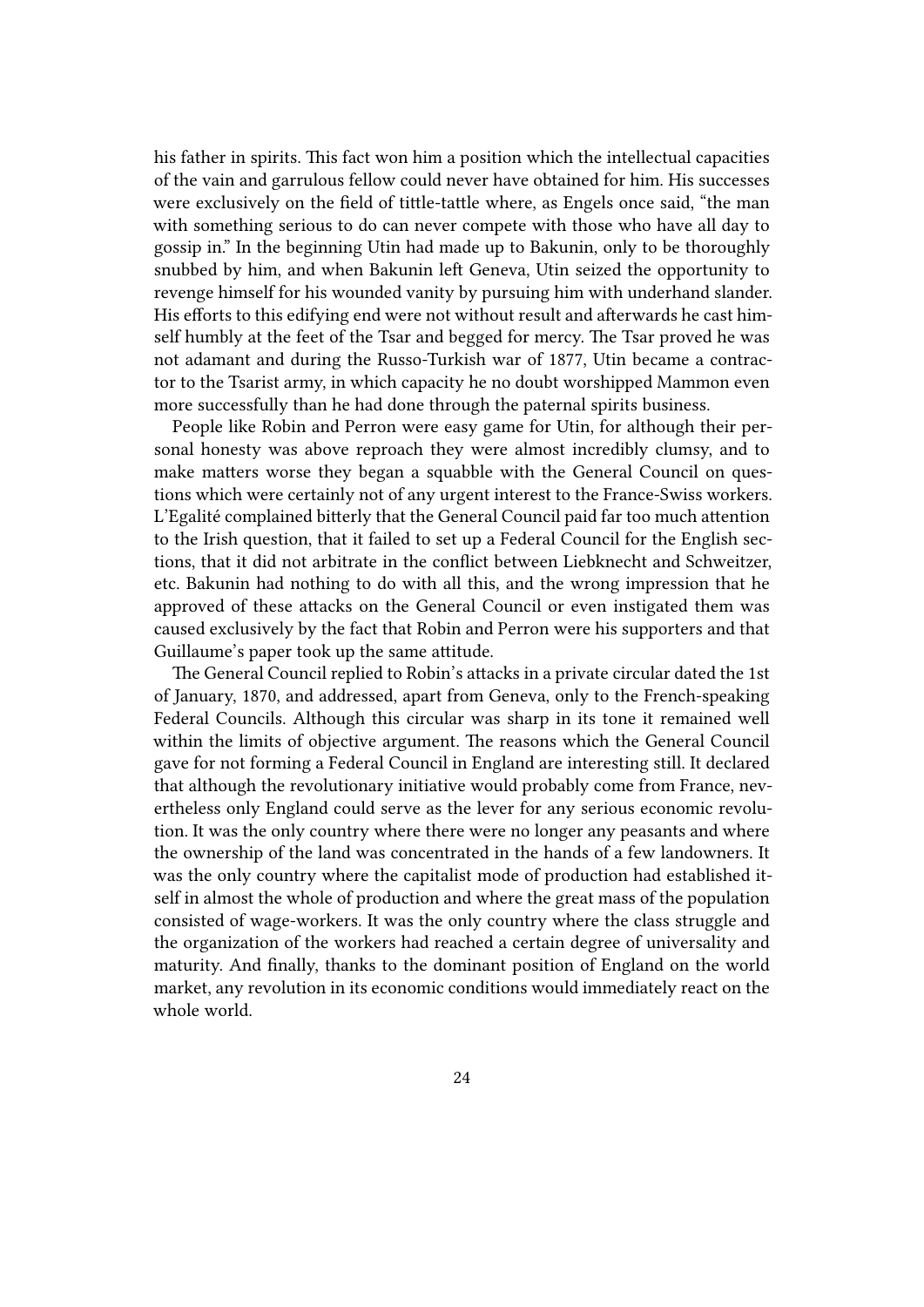his father in spirits. This fact won him a position which the intellectual capacities of the vain and garrulous fellow could never have obtained for him. His successes were exclusively on the field of tittle-tattle where, as Engels once said, "the man with something serious to do can never compete with those who have all day to gossip in." In the beginning Utin had made up to Bakunin, only to be thoroughly snubbed by him, and when Bakunin left Geneva, Utin seized the opportunity to revenge himself for his wounded vanity by pursuing him with underhand slander. His efforts to this edifying end were not without result and afterwards he cast himself humbly at the feet of the Tsar and begged for mercy. The Tsar proved he was not adamant and during the Russo-Turkish war of 1877, Utin became a contractor to the Tsarist army, in which capacity he no doubt worshipped Mammon even more successfully than he had done through the paternal spirits business.

People like Robin and Perron were easy game for Utin, for although their personal honesty was above reproach they were almost incredibly clumsy, and to make matters worse they began a squabble with the General Council on questions which were certainly not of any urgent interest to the France-Swiss workers. L'Egalité complained bitterly that the General Council paid far too much attention to the Irish question, that it failed to set up a Federal Council for the English sections, that it did not arbitrate in the conflict between Liebknecht and Schweitzer, etc. Bakunin had nothing to do with all this, and the wrong impression that he approved of these attacks on the General Council or even instigated them was caused exclusively by the fact that Robin and Perron were his supporters and that Guillaume's paper took up the same attitude.

The General Council replied to Robin's attacks in a private circular dated the 1st of January, 1870, and addressed, apart from Geneva, only to the French-speaking Federal Councils. Although this circular was sharp in its tone it remained well within the limits of objective argument. The reasons which the General Council gave for not forming a Federal Council in England are interesting still. It declared that although the revolutionary initiative would probably come from France, nevertheless only England could serve as the lever for any serious economic revolution. It was the only country where there were no longer any peasants and where the ownership of the land was concentrated in the hands of a few landowners. It was the only country where the capitalist mode of production had established itself in almost the whole of production and where the great mass of the population consisted of wage-workers. It was the only country where the class struggle and the organization of the workers had reached a certain degree of universality and maturity. And finally, thanks to the dominant position of England on the world market, any revolution in its economic conditions would immediately react on the whole world.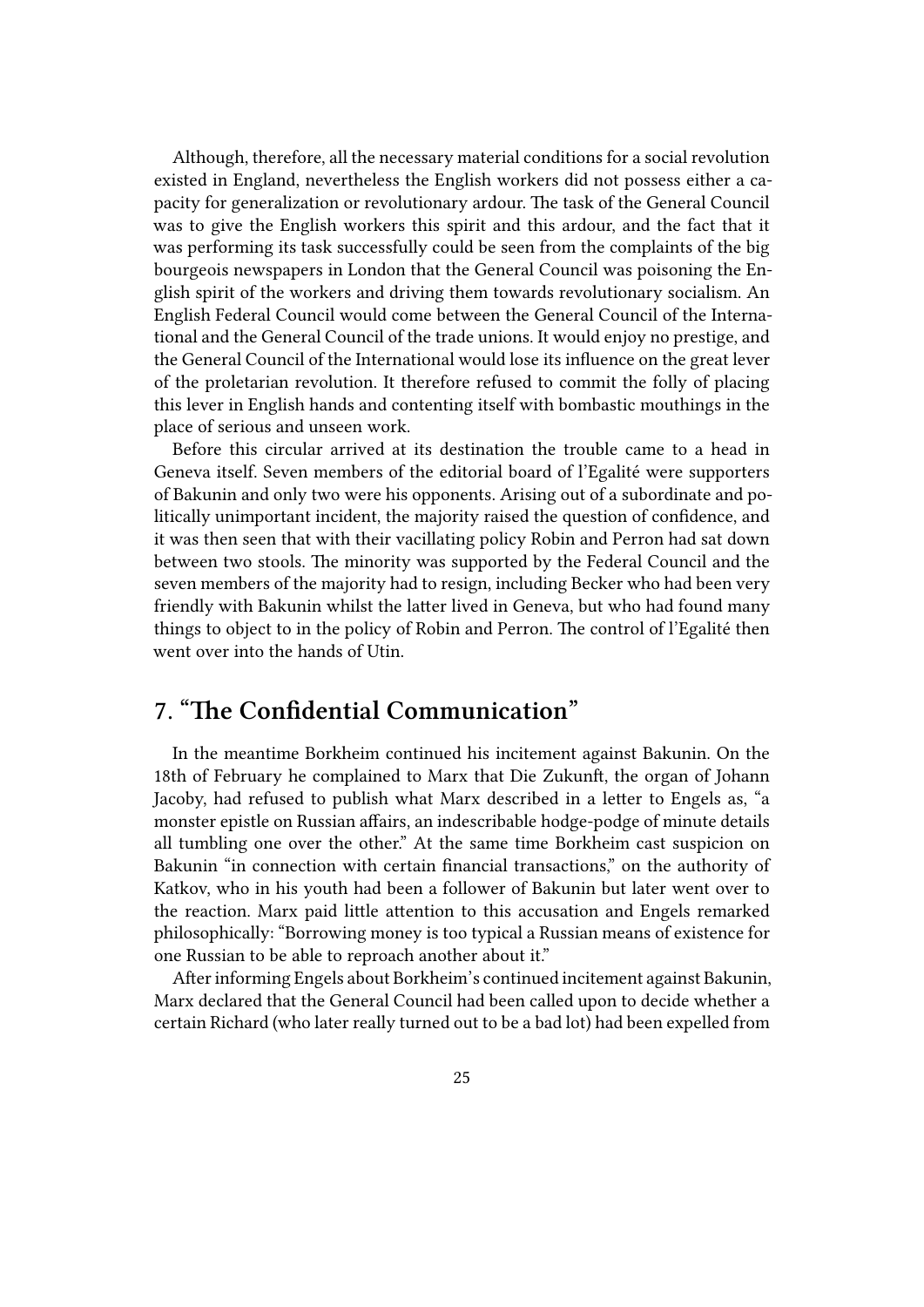Although, therefore, all the necessary material conditions for a social revolution existed in England, nevertheless the English workers did not possess either a capacity for generalization or revolutionary ardour. The task of the General Council was to give the English workers this spirit and this ardour, and the fact that it was performing its task successfully could be seen from the complaints of the big bourgeois newspapers in London that the General Council was poisoning the English spirit of the workers and driving them towards revolutionary socialism. An English Federal Council would come between the General Council of the International and the General Council of the trade unions. It would enjoy no prestige, and the General Council of the International would lose its influence on the great lever of the proletarian revolution. It therefore refused to commit the folly of placing this lever in English hands and contenting itself with bombastic mouthings in the place of serious and unseen work.

Before this circular arrived at its destination the trouble came to a head in Geneva itself. Seven members of the editorial board of l'Egalité were supporters of Bakunin and only two were his opponents. Arising out of a subordinate and politically unimportant incident, the majority raised the question of confidence, and it was then seen that with their vacillating policy Robin and Perron had sat down between two stools. The minority was supported by the Federal Council and the seven members of the majority had to resign, including Becker who had been very friendly with Bakunin whilst the latter lived in Geneva, but who had found many things to object to in the policy of Robin and Perron. The control of l'Egalité then went over into the hands of Utin.

## 7. "The Confidential Communication"

In the meantime Borkheim continued his incitement against Bakunin. On the 18th of February he complained to Marx that Die Zukunft, the organ of Johann Jacoby, had refused to publish what Marx described in a letter to Engels as, "a monster epistle on Russian affairs, an indescribable hodge-podge of minute details all tumbling one over the other." At the same time Borkheim cast suspicion on Bakunin "in connection with certain financial transactions," on the authority of Katkov, who in his youth had been a follower of Bakunin but later went over to the reaction. Marx paid little attention to this accusation and Engels remarked philosophically: "Borrowing money is too typical a Russian means of existence for one Russian to be able to reproach another about it."

After informing Engels about Borkheim's continued incitement against Bakunin, Marx declared that the General Council had been called upon to decide whether a certain Richard (who later really turned out to be a bad lot) had been expelled from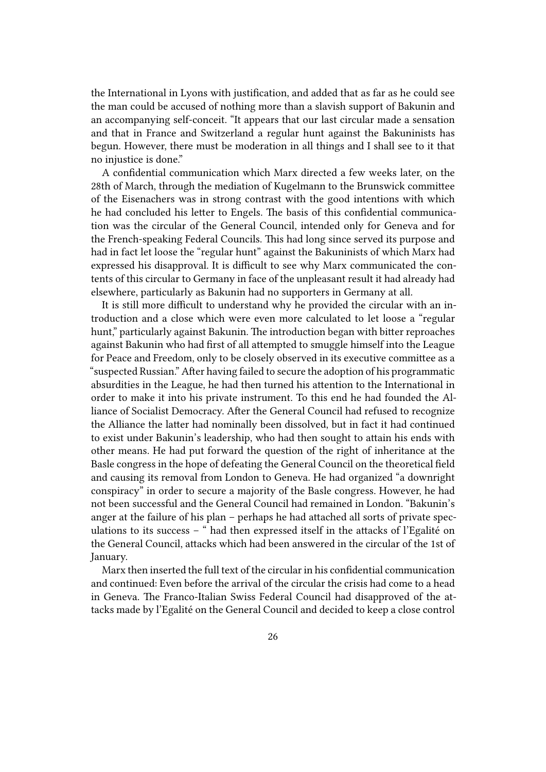the International in Lyons with justification, and added that as far as he could see the man could be accused of nothing more than a slavish support of Bakunin and an accompanying self-conceit. "It appears that our last circular made a sensation and that in France and Switzerland a regular hunt against the Bakuninists has begun. However, there must be moderation in all things and I shall see to it that no injustice is done."

A confidential communication which Marx directed a few weeks later, on the 28th of March, through the mediation of Kugelmann to the Brunswick committee of the Eisenachers was in strong contrast with the good intentions with which he had concluded his letter to Engels. The basis of this confidential communication was the circular of the General Council, intended only for Geneva and for the French-speaking Federal Councils. This had long since served its purpose and had in fact let loose the "regular hunt" against the Bakuninists of which Marx had expressed his disapproval. It is difficult to see why Marx communicated the contents of this circular to Germany in face of the unpleasant result it had already had elsewhere, particularly as Bakunin had no supporters in Germany at all.

It is still more difficult to understand why he provided the circular with an introduction and a close which were even more calculated to let loose a "regular hunt," particularly against Bakunin. The introduction began with bitter reproaches against Bakunin who had first of all attempted to smuggle himself into the League for Peace and Freedom, only to be closely observed in its executive committee as a "suspected Russian." After having failed to secure the adoption of his programmatic absurdities in the League, he had then turned his attention to the International in order to make it into his private instrument. To this end he had founded the Alliance of Socialist Democracy. After the General Council had refused to recognize the Alliance the latter had nominally been dissolved, but in fact it had continued to exist under Bakunin's leadership, who had then sought to attain his ends with other means. He had put forward the question of the right of inheritance at the Basle congress in the hope of defeating the General Council on the theoretical field and causing its removal from London to Geneva. He had organized "a downright conspiracy" in order to secure a majority of the Basle congress. However, he had not been successful and the General Council had remained in London. "Bakunin's anger at the failure of his plan – perhaps he had attached all sorts of private speculations to its success – " had then expressed itself in the attacks of l'Egalité on the General Council, attacks which had been answered in the circular of the 1st of January.

Marx then inserted the full text of the circular in his confidential communication and continued: Even before the arrival of the circular the crisis had come to a head in Geneva. The Franco-Italian Swiss Federal Council had disapproved of the attacks made by l'Egalité on the General Council and decided to keep a close control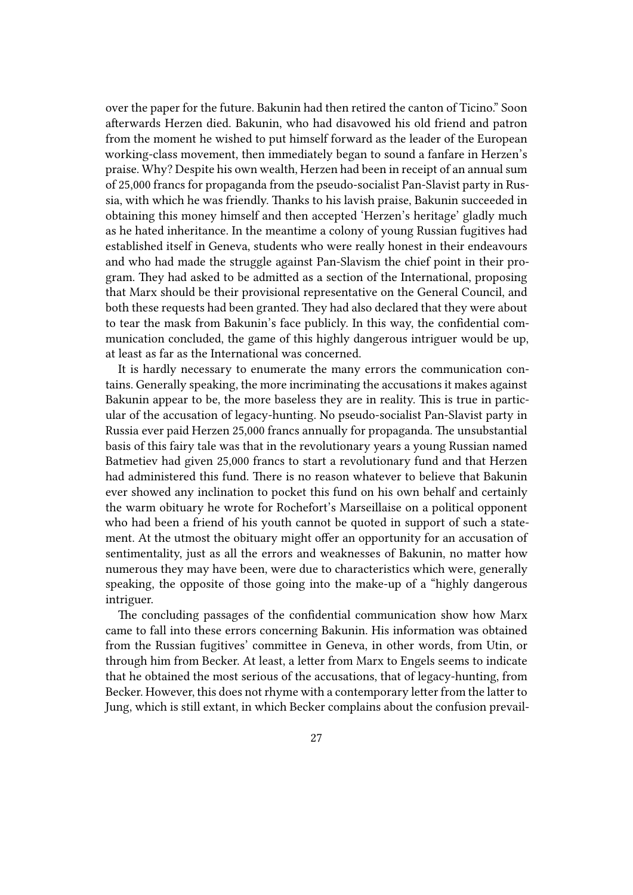over the paper for the future. Bakunin had then retired the canton of Ticino." Soon afterwards Herzen died. Bakunin, who had disavowed his old friend and patron from the moment he wished to put himself forward as the leader of the European working-class movement, then immediately began to sound a fanfare in Herzen's praise. Why? Despite his own wealth, Herzen had been in receipt of an annual sum of 25,000 francs for propaganda from the pseudo-socialist Pan-Slavist party in Russia, with which he was friendly. Thanks to his lavish praise, Bakunin succeeded in obtaining this money himself and then accepted 'Herzen's heritage' gladly much as he hated inheritance. In the meantime a colony of young Russian fugitives had established itself in Geneva, students who were really honest in their endeavours and who had made the struggle against Pan-Slavism the chief point in their program. They had asked to be admitted as a section of the International, proposing that Marx should be their provisional representative on the General Council, and both these requests had been granted. They had also declared that they were about to tear the mask from Bakunin's face publicly. In this way, the confidential communication concluded, the game of this highly dangerous intriguer would be up, at least as far as the International was concerned.

It is hardly necessary to enumerate the many errors the communication contains. Generally speaking, the more incriminating the accusations it makes against Bakunin appear to be, the more baseless they are in reality. This is true in particular of the accusation of legacy-hunting. No pseudo-socialist Pan-Slavist party in Russia ever paid Herzen 25,000 francs annually for propaganda. The unsubstantial basis of this fairy tale was that in the revolutionary years a young Russian named Batmetiev had given 25,000 francs to start a revolutionary fund and that Herzen had administered this fund. There is no reason whatever to believe that Bakunin ever showed any inclination to pocket this fund on his own behalf and certainly the warm obituary he wrote for Rochefort's Marseillaise on a political opponent who had been a friend of his youth cannot be quoted in support of such a statement. At the utmost the obituary might offer an opportunity for an accusation of sentimentality, just as all the errors and weaknesses of Bakunin, no matter how numerous they may have been, were due to characteristics which were, generally speaking, the opposite of those going into the make-up of a "highly dangerous intriguer.

The concluding passages of the confidential communication show how Marx came to fall into these errors concerning Bakunin. His information was obtained from the Russian fugitives' committee in Geneva, in other words, from Utin, or through him from Becker. At least, a letter from Marx to Engels seems to indicate that he obtained the most serious of the accusations, that of legacy-hunting, from Becker. However, this does not rhyme with a contemporary letter from the latter to Jung, which is still extant, in which Becker complains about the confusion prevail-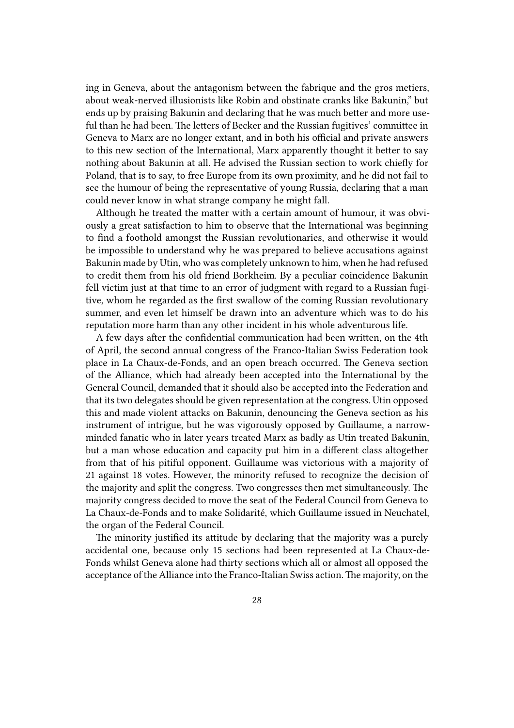ing in Geneva, about the antagonism between the fabrique and the gros metiers, about weak-nerved illusionists like Robin and obstinate cranks like Bakunin," but ends up by praising Bakunin and declaring that he was much better and more useful than he had been. The letters of Becker and the Russian fugitives' committee in Geneva to Marx are no longer extant, and in both his official and private answers to this new section of the International, Marx apparently thought it better to say nothing about Bakunin at all. He advised the Russian section to work chiefly for Poland, that is to say, to free Europe from its own proximity, and he did not fail to see the humour of being the representative of young Russia, declaring that a man could never know in what strange company he might fall.

Although he treated the matter with a certain amount of humour, it was obviously a great satisfaction to him to observe that the International was beginning to find a foothold amongst the Russian revolutionaries, and otherwise it would be impossible to understand why he was prepared to believe accusations against Bakunin made by Utin, who was completely unknown to him, when he had refused to credit them from his old friend Borkheim. By a peculiar coincidence Bakunin fell victim just at that time to an error of judgment with regard to a Russian fugitive, whom he regarded as the first swallow of the coming Russian revolutionary summer, and even let himself be drawn into an adventure which was to do his reputation more harm than any other incident in his whole adventurous life.

A few days after the confidential communication had been written, on the 4th of April, the second annual congress of the Franco-Italian Swiss Federation took place in La Chaux-de-Fonds, and an open breach occurred. The Geneva section of the Alliance, which had already been accepted into the International by the General Council, demanded that it should also be accepted into the Federation and that its two delegates should be given representation at the congress. Utin opposed this and made violent attacks on Bakunin, denouncing the Geneva section as his instrument of intrigue, but he was vigorously opposed by Guillaume, a narrow-minded fanatic who in later years treated Marx as badly as Utin treated Bakunin, but a man whose education and capacity put him in a different class altogether from that of his pitiful opponent. Guillaume was victorious with a majority of 21 against 18 votes. However, the minority refused to recognize the decision of the majority and split the congress. Two congresses then met simultaneously. The majority congress decided to move the seat of the Federal Council from Geneva to La Chaux-de-Fonds and to make Solidarité, which Guillaume issued in Neuchatel, the organ of the Federal Council.

The minority justified its attitude by declaring that the majority was a purely accidental one, because only 15 sections had been represented at La Chaux-de-Fonds whilst Geneva alone had thirty sections which all or almost all opposed the acceptance of the Alliance into the Franco-Italian Swiss action. The majority, on the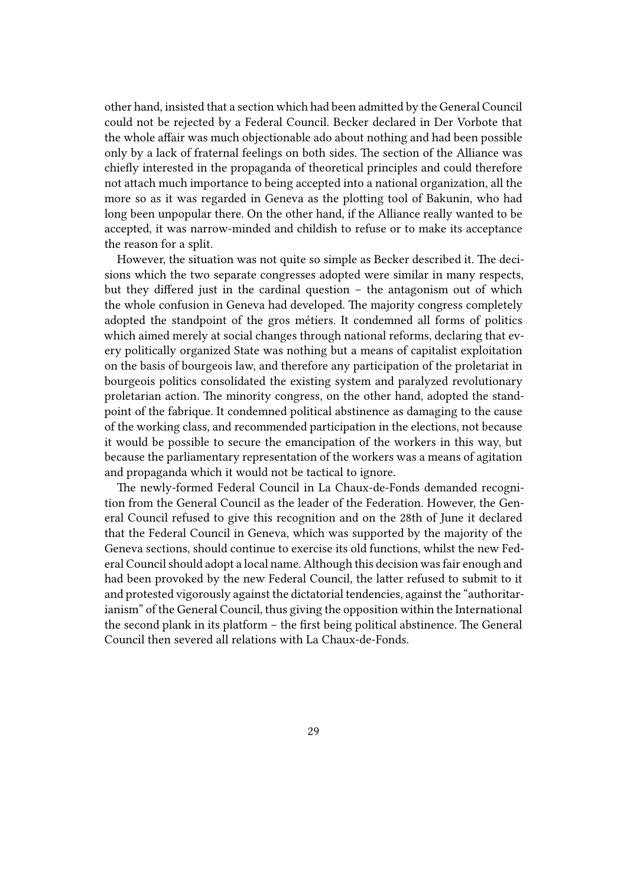other hand, insisted that a section which had been admitted by the General Council could not be rejected by a Federal Council. Becker declared in Der Vorbote that the whole affair was much objectionable ado about nothing and had been possible only by a lack of fraternal feelings on both sides. The section of the Alliance was chiefly interested in the propaganda of theoretical principles and could therefore not attach much importance to being accepted into a national organization, all the more so as it was regarded in Geneva as the plotting tool of Bakunin, who had long been unpopular there. On the other hand, if the Alliance really wanted to be accepted, it was narrow-minded and childish to refuse or to make its acceptance the reason for a split.

However, the situation was not quite so simple as Becker described it. The decisions which the two separate congresses adopted were similar in many respects, but they differed just in the cardinal question – the antagonism out of which the whole confusion in Geneva had developed. The majority congress completely adopted the standpoint of the gros métiers. It condemned all forms of politics which aimed merely at social changes through national reforms, declaring that every politically organized State was nothing but a means of capitalist exploitation on the basis of bourgeois law, and therefore any participation of the proletariat in bourgeois politics consolidated the existing system and paralyzed revolutionary proletarian action. The minority congress, on the other hand, adopted the standpoint of the fabrique. It condemned political abstinence as damaging to the cause of the working class, and recommended participation in the elections, not because it would be possible to secure the emancipation of the workers in this way, but because the parliamentary representation of the workers was a means of agitation and propaganda which it would not be tactical to ignore.

The newly-formed Federal Council in La Chaux-de-Fonds demanded recognition from the General Council as the leader of the Federation. However, the General Council refused to give this recognition and on the 28th of June it declared that the Federal Council in Geneva, which was supported by the majority of the Geneva sections, should continue to exercise its old functions, whilst the new Federal Council should adopt a local name. Although this decision was fair enough and had been provoked by the new Federal Council, the latter refused to submit to it and protested vigorously against the dictatorial tendencies, against the "authoritarianism" of the General Council, thus giving the opposition within the International the second plank in its platform – the first being political abstinence. The General Council then severed all relations with La Chaux-de-Fonds.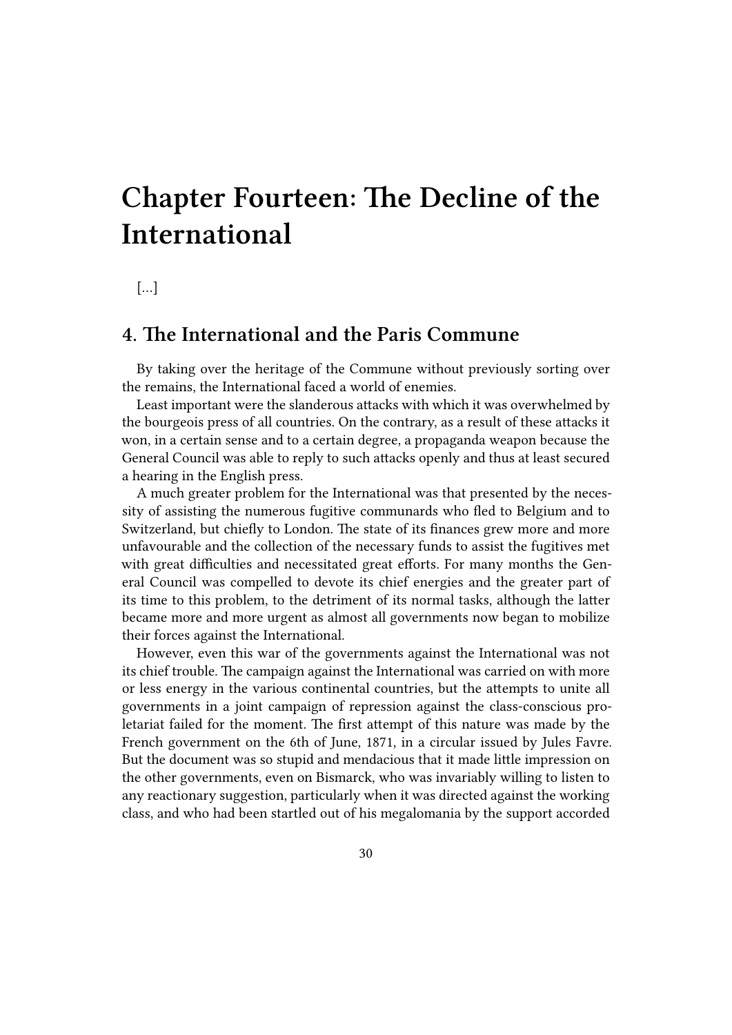# Chapter Fourteen: The Decline of the International

[…]

## 4. The International and the Paris Commune

By taking over the heritage of the Commune without previously sorting over the remains, the International faced a world of enemies.

Least important were the slanderous attacks with which it was overwhelmed by the bourgeois press of all countries. On the contrary, as a result of these attacks it won, in a certain sense and to a certain degree, a propaganda weapon because the General Council was able to reply to such attacks openly and thus at least secured a hearing in the English press.

A much greater problem for the International was that presented by the necessity of assisting the numerous fugitive communards who fled to Belgium and to Switzerland, but chiefly to London. The state of its finances grew more and more unfavourable and the collection of the necessary funds to assist the fugitives met with great difficulties and necessitated great efforts. For many months the General Council was compelled to devote its chief energies and the greater part of its time to this problem, to the detriment of its normal tasks, although the latter became more and more urgent as almost all governments now began to mobilize their forces against the International.

However, even this war of the governments against the International was not its chief trouble. The campaign against the International was carried on with more or less energy in the various continental countries, but the attempts to unite all governments in a joint campaign of repression against the class-conscious proletariat failed for the moment. The first attempt of this nature was made by the French government on the 6th of June, 1871, in a circular issued by Jules Favre. But the document was so stupid and mendacious that it made little impression on the other governments, even on Bismarck, who was invariably willing to listen to any reactionary suggestion, particularly when it was directed against the working class, and who had been startled out of his megalomania by the support accorded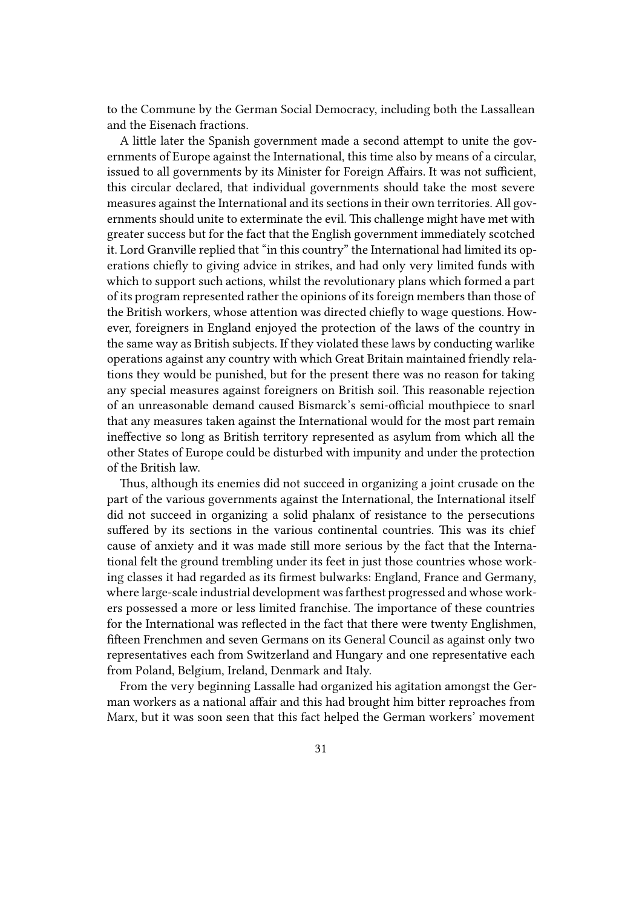to the Commune by the German Social Democracy, including both the Lassallean and the Eisenach fractions.

A little later the Spanish government made a second attempt to unite the governments of Europe against the International, this time also by means of a circular, issued to all governments by its Minister for Foreign Affairs. It was not sufficient, this circular declared, that individual governments should take the most severe measures against the International and its sections in their own territories. All governments should unite to exterminate the evil. This challenge might have met with greater success but for the fact that the English government immediately scotched it. Lord Granville replied that "in this country" the International had limited its operations chiefly to giving advice in strikes, and had only very limited funds with which to support such actions, whilst the revolutionary plans which formed a part of its program represented rather the opinions of its foreign members than those of the British workers, whose attention was directed chiefly to wage questions. However, foreigners in England enjoyed the protection of the laws of the country in the same way as British subjects. If they violated these laws by conducting warlike operations against any country with which Great Britain maintained friendly relations they would be punished, but for the present there was no reason for taking any special measures against foreigners on British soil. This reasonable rejection of an unreasonable demand caused Bismarck's semi-official mouthpiece to snarl that any measures taken against the International would for the most part remain ineffective so long as British territory represented as asylum from which all the other States of Europe could be disturbed with impunity and under the protection of the British law.

Thus, although its enemies did not succeed in organizing a joint crusade on the part of the various governments against the International, the International itself did not succeed in organizing a solid phalanx of resistance to the persecutions suffered by its sections in the various continental countries. This was its chief cause of anxiety and it was made still more serious by the fact that the International felt the ground trembling under its feet in just those countries whose working classes it had regarded as its firmest bulwarks: England, France and Germany, where large-scale industrial development was farthest progressed and whose workers possessed a more or less limited franchise. The importance of these countries for the International was reflected in the fact that there were twenty Englishmen, fifteen Frenchmen and seven Germans on its General Council as against only two representatives each from Switzerland and Hungary and one representative each from Poland, Belgium, Ireland, Denmark and Italy.

From the very beginning Lassalle had organized his agitation amongst the German workers as a national affair and this had brought him bitter reproaches from Marx, but it was soon seen that this fact helped the German workers' movement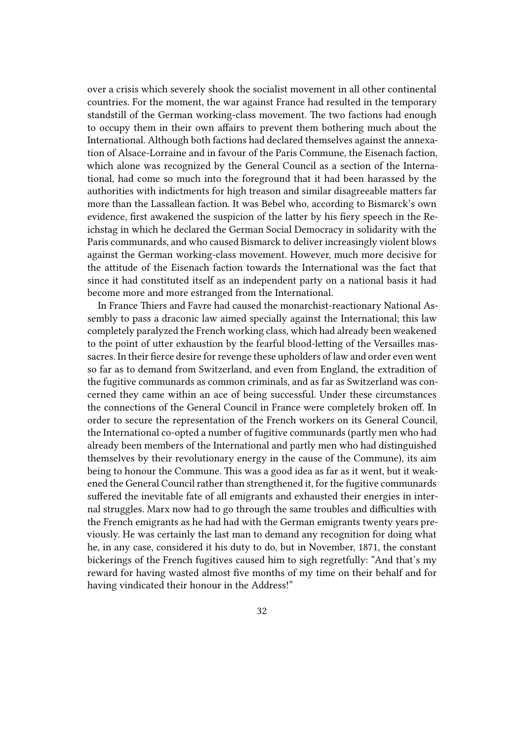over a crisis which severely shook the socialist movement in all other continental countries. For the moment, the war against France had resulted in the temporary standstill of the German working-class movement. The two factions had enough to occupy them in their own affairs to prevent them bothering much about the International. Although both factions had declared themselves against the annexation of Alsace-Lorraine and in favour of the Paris Commune, the Eisenach faction, which alone was recognized by the General Council as a section of the International, had come so much into the foreground that it had been harassed by the authorities with indictments for high treason and similar disagreeable matters far more than the Lassallean faction. It was Bebel who, according to Bismarck's own evidence, first awakened the suspicion of the latter by his fiery speech in the Reichstag in which he declared the German Social Democracy in solidarity with the Paris communards, and who caused Bismarck to deliver increasingly violent blows against the German working-class movement. However, much more decisive for the attitude of the Eisenach faction towards the International was the fact that since it had constituted itself as an independent party on a national basis it had become more and more estranged from the International.

In France Thiers and Favre had caused the monarchist-reactionary National Assembly to pass a draconic law aimed specially against the International; this law completely paralyzed the French working class, which had already been weakened to the point of utter exhaustion by the fearful blood-letting of the Versailles massacres. In their fierce desire for revenge these upholders of law and order even went so far as to demand from Switzerland, and even from England, the extradition of the fugitive communards as common criminals, and as far as Switzerland was concerned they came within an ace of being successful. Under these circumstances the connections of the General Council in France were completely broken off. In order to secure the representation of the French workers on its General Council, the International co-opted a number of fugitive communards (partly men who had already been members of the International and partly men who had distinguished themselves by their revolutionary energy in the cause of the Commune), its aim being to honour the Commune. This was a good idea as far as it went, but it weakened the General Council rather than strengthened it, for the fugitive communards suffered the inevitable fate of all emigrants and exhausted their energies in internal struggles. Marx now had to go through the same troubles and difficulties with the French emigrants as he had had with the German emigrants twenty years previously. He was certainly the last man to demand any recognition for doing what he, in any case, considered it his duty to do, but in November, 1871, the constant bickerings of the French fugitives caused him to sigh regretfully: "And that's my reward for having wasted almost five months of my time on their behalf and for having vindicated their honour in the Address!"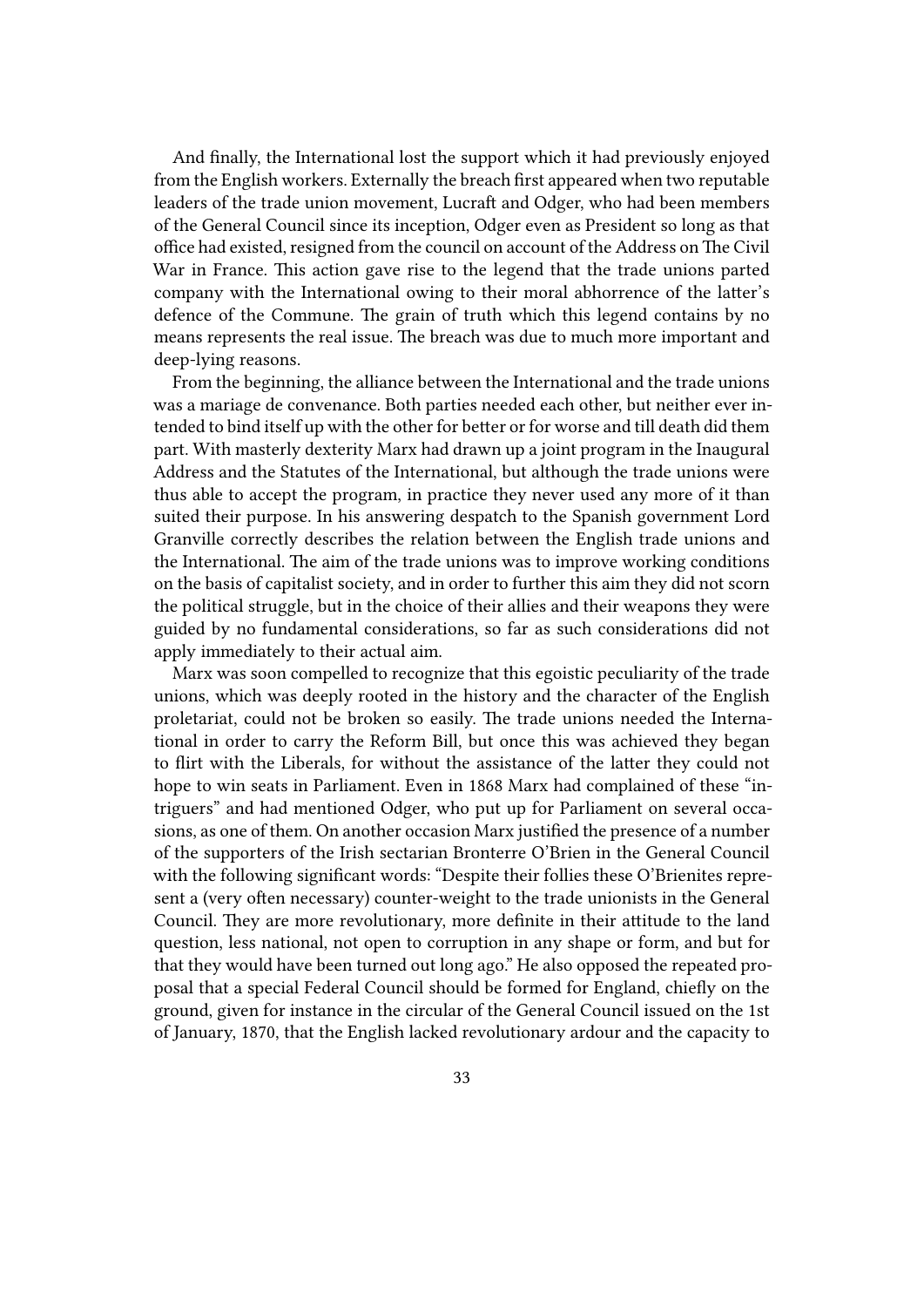And finally, the International lost the support which it had previously enjoyed from the English workers. Externally the breach first appeared when two reputable leaders of the trade union movement, Lucraft and Odger, who had been members of the General Council since its inception, Odger even as President so long as that office had existed, resigned from the council on account of the Address on The Civil War in France. This action gave rise to the legend that the trade unions parted company with the International owing to their moral abhorrence of the latter's defence of the Commune. The grain of truth which this legend contains by no means represents the real issue. The breach was due to much more important and deep-lying reasons.

From the beginning, the alliance between the International and the trade unions was a mariage de convenance. Both parties needed each other, but neither ever intended to bind itself up with the other for better or for worse and till death did them part. With masterly dexterity Marx had drawn up a joint program in the Inaugural Address and the Statutes of the International, but although the trade unions were thus able to accept the program, in practice they never used any more of it than suited their purpose. In his answering despatch to the Spanish government Lord Granville correctly describes the relation between the English trade unions and the International. The aim of the trade unions was to improve working conditions on the basis of capitalist society, and in order to further this aim they did not scorn the political struggle, but in the choice of their allies and their weapons they were guided by no fundamental considerations, so far as such considerations did not apply immediately to their actual aim.

Marx was soon compelled to recognize that this egoistic peculiarity of the trade unions, which was deeply rooted in the history and the character of the English proletariat, could not be broken so easily. The trade unions needed the International in order to carry the Reform Bill, but once this was achieved they began to flirt with the Liberals, for without the assistance of the latter they could not hope to win seats in Parliament. Even in 1868 Marx had complained of these "intriguers" and had mentioned Odger, who put up for Parliament on several occasions, as one of them. On another occasion Marx justified the presence of a number of the supporters of the Irish sectarian Bronterre O'Brien in the General Council with the following significant words: "Despite their follies these O'Brienites represent a (very often necessary) counter-weight to the trade unionists in the General Council. They are more revolutionary, more definite in their attitude to the land question, less national, not open to corruption in any shape or form, and but for that they would have been turned out long ago." He also opposed the repeated proposal that a special Federal Council should be formed for England, chiefly on the ground, given for instance in the circular of the General Council issued on the 1st of January, 1870, that the English lacked revolutionary ardour and the capacity to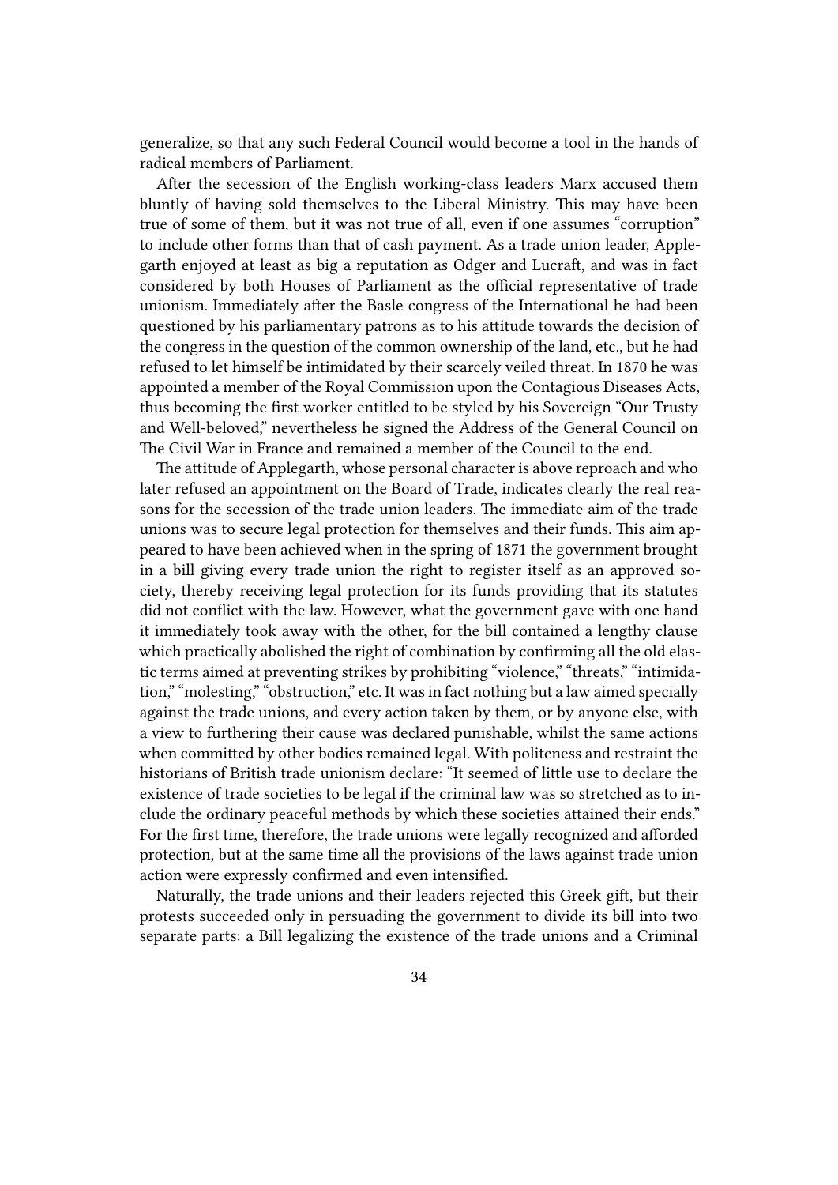generalize, so that any such Federal Council would become a tool in the hands of radical members of Parliament.

After the secession of the English working-class leaders Marx accused them bluntly of having sold themselves to the Liberal Ministry. This may have been true of some of them, but it was not true of all, even if one assumes "corruption" to include other forms than that of cash payment. As a trade union leader, Applegarth enjoyed at least as big a reputation as Odger and Lucraft, and was in fact considered by both Houses of Parliament as the official representative of trade unionism. Immediately after the Basle congress of the International he had been questioned by his parliamentary patrons as to his attitude towards the decision of the congress in the question of the common ownership of the land, etc., but he had refused to let himself be intimidated by their scarcely veiled threat. In 1870 he was appointed a member of the Royal Commission upon the Contagious Diseases Acts, thus becoming the first worker entitled to be styled by his Sovereign "Our Trusty and Well-beloved," nevertheless he signed the Address of the General Council on The Civil War in France and remained a member of the Council to the end.

The attitude of Applegarth, whose personal character is above reproach and who later refused an appointment on the Board of Trade, indicates clearly the real reasons for the secession of the trade union leaders. The immediate aim of the trade unions was to secure legal protection for themselves and their funds. This aim appeared to have been achieved when in the spring of 1871 the government brought in a bill giving every trade union the right to register itself as an approved society, thereby receiving legal protection for its funds providing that its statutes did not conflict with the law. However, what the government gave with one hand it immediately took away with the other, for the bill contained a lengthy clause which practically abolished the right of combination by confirming all the old elastic terms aimed at preventing strikes by prohibiting "violence," "threats," "intimidation," "molesting," "obstruction," etc. It was in fact nothing but a law aimed specially against the trade unions, and every action taken by them, or by anyone else, with a view to furthering their cause was declared punishable, whilst the same actions when committed by other bodies remained legal. With politeness and restraint the historians of British trade unionism declare: "It seemed of little use to declare the existence of trade societies to be legal if the criminal law was so stretched as to include the ordinary peaceful methods by which these societies attained their ends." For the first time, therefore, the trade unions were legally recognized and afforded protection, but at the same time all the provisions of the laws against trade union action were expressly confirmed and even intensified.

Naturally, the trade unions and their leaders rejected this Greek gift, but their protests succeeded only in persuading the government to divide its bill into two separate parts: a Bill legalizing the existence of the trade unions and a Criminal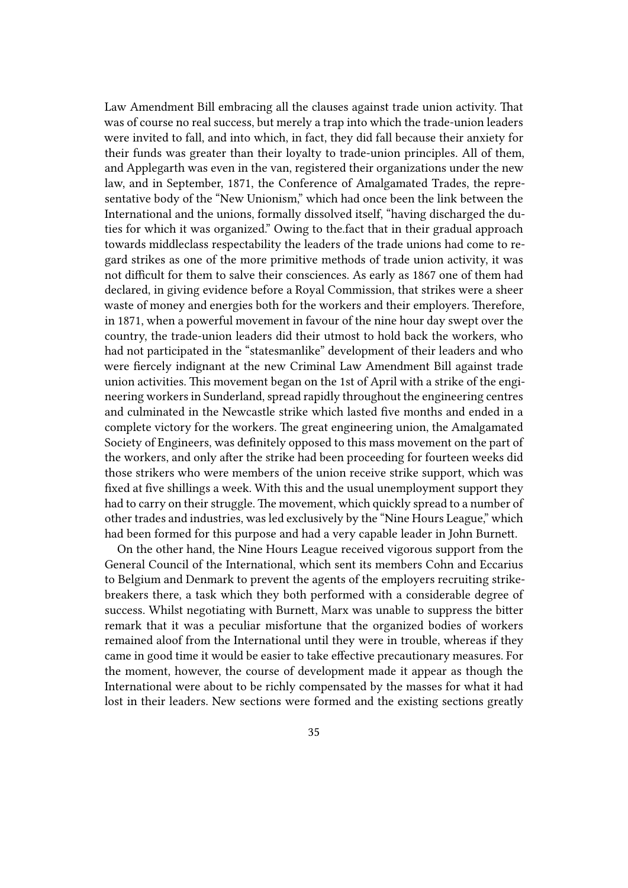Law Amendment Bill embracing all the clauses against trade union activity. That was of course no real success, but merely a trap into which the trade-union leaders were invited to fall, and into which, in fact, they did fall because their anxiety for their funds was greater than their loyalty to trade-union principles. All of them, and Applegarth was even in the van, registered their organizations under the new law, and in September, 1871, the Conference of Amalgamated Trades, the representative body of the "New Unionism," which had once been the link between the International and the unions, formally dissolved itself, "having discharged the duties for which it was organized." Owing to the.fact that in their gradual approach towards middleclass respectability the leaders of the trade unions had come to regard strikes as one of the more primitive methods of trade union activity, it was not difficult for them to salve their consciences. As early as 1867 one of them had declared, in giving evidence before a Royal Commission, that strikes were a sheer waste of money and energies both for the workers and their employers. Therefore, in 1871, when a powerful movement in favour of the nine hour day swept over the country, the trade-union leaders did their utmost to hold back the workers, who had not participated in the "statesmanlike" development of their leaders and who were fiercely indignant at the new Criminal Law Amendment Bill against trade union activities. This movement began on the 1st of April with a strike of the engineering workers in Sunderland, spread rapidly throughout the engineering centres and culminated in the Newcastle strike which lasted five months and ended in a complete victory for the workers. The great engineering union, the Amalgamated Society of Engineers, was definitely opposed to this mass movement on the part of the workers, and only after the strike had been proceeding for fourteen weeks did those strikers who were members of the union receive strike support, which was fixed at five shillings a week. With this and the usual unemployment support they had to carry on their struggle. The movement, which quickly spread to a number of other trades and industries, was led exclusively by the "Nine Hours League," which had been formed for this purpose and had a very capable leader in John Burnett.

On the other hand, the Nine Hours League received vigorous support from the General Council of the International, which sent its members Cohn and Eccarius to Belgium and Denmark to prevent the agents of the employers recruiting strikebreakers there, a task which they both performed with a considerable degree of success. Whilst negotiating with Burnett, Marx was unable to suppress the bitter remark that it was a peculiar misfortune that the organized bodies of workers remained aloof from the International until they were in trouble, whereas if they came in good time it would be easier to take effective precautionary measures. For the moment, however, the course of development made it appear as though the International were about to be richly compensated by the masses for what it had lost in their leaders. New sections were formed and the existing sections greatly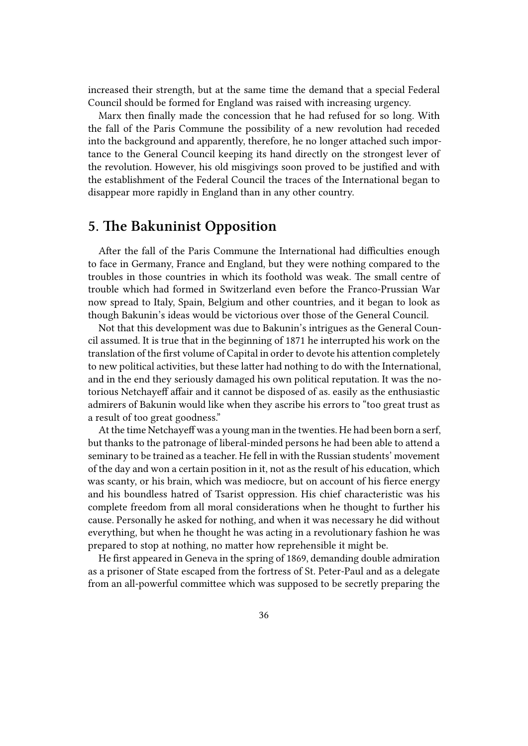increased their strength, but at the same time the demand that a special Federal Council should be formed for England was raised with increasing urgency.

Marx then finally made the concession that he had refused for so long. With the fall of the Paris Commune the possibility of a new revolution had receded into the background and apparently, therefore, he no longer attached such importance to the General Council keeping its hand directly on the strongest lever of the revolution. However, his old misgivings soon proved to be justified and with the establishment of the Federal Council the traces of the International began to disappear more rapidly in England than in any other country.

## 5. The Bakuninist Opposition

After the fall of the Paris Commune the International had difficulties enough to face in Germany, France and England, but they were nothing compared to the troubles in those countries in which its foothold was weak. The small centre of trouble which had formed in Switzerland even before the Franco-Prussian War now spread to Italy, Spain, Belgium and other countries, and it began to look as though Bakunin's ideas would be victorious over those of the General Council.

Not that this development was due to Bakunin's intrigues as the General Council assumed. It is true that in the beginning of 1871 he interrupted his work on the translation of the first volume of Capital in order to devote his attention completely to new political activities, but these latter had nothing to do with the International, and in the end they seriously damaged his own political reputation. It was the notorious Netchayeff affair and it cannot be disposed of as. easily as the enthusiastic admirers of Bakunin would like when they ascribe his errors to "too great trust as a result of too great goodness."

At the time Netchayeff was a young man in the twenties. He had been born a serf, but thanks to the patronage of liberal-minded persons he had been able to attend a seminary to be trained as a teacher. He fell in with the Russian students' movement of the day and won a certain position in it, not as the result of his education, which was scanty, or his brain, which was mediocre, but on account of his fierce energy and his boundless hatred of Tsarist oppression. His chief characteristic was his complete freedom from all moral considerations when he thought to further his cause. Personally he asked for nothing, and when it was necessary he did without everything, but when he thought he was acting in a revolutionary fashion he was prepared to stop at nothing, no matter how reprehensible it might be.

He first appeared in Geneva in the spring of 1869, demanding double admiration as a prisoner of State escaped from the fortress of St. Peter-Paul and as a delegate from an all-powerful committee which was supposed to be secretly preparing the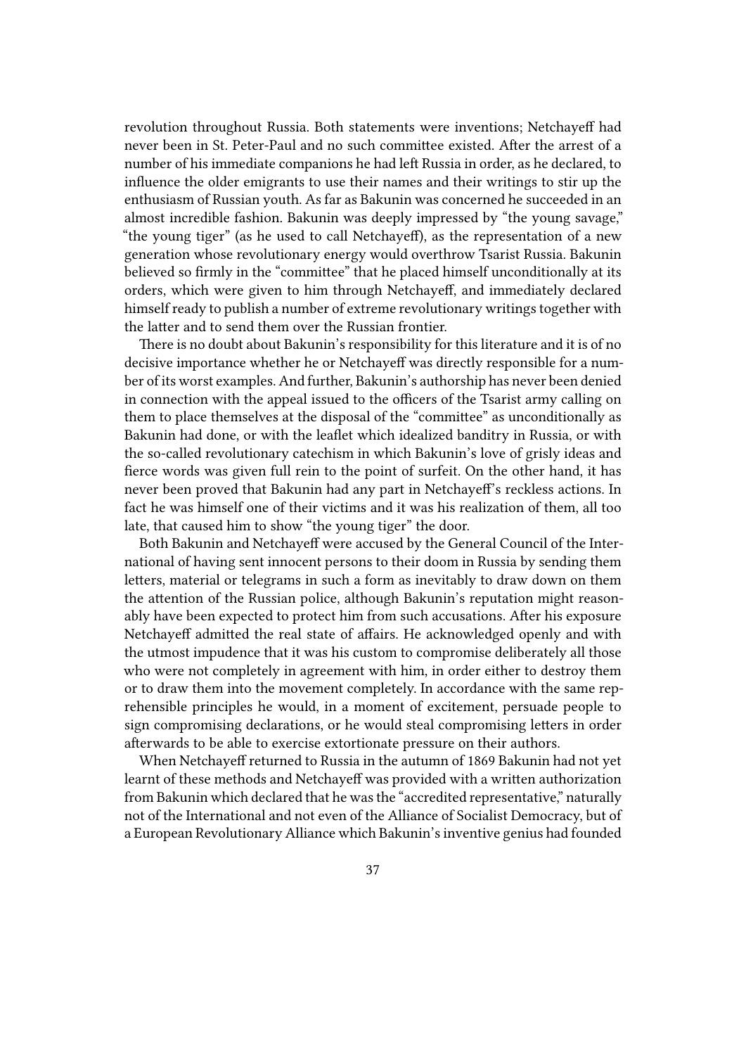revolution throughout Russia. Both statements were inventions; Netchayeff had never been in St. Peter-Paul and no such committee existed. After the arrest of a number of his immediate companions he had left Russia in order, as he declared, to influence the older emigrants to use their names and their writings to stir up the enthusiasm of Russian youth. As far as Bakunin was concerned he succeeded in an almost incredible fashion. Bakunin was deeply impressed by "the young savage," "the young tiger" (as he used to call Netchayeff), as the representation of a new generation whose revolutionary energy would overthrow Tsarist Russia. Bakunin believed so firmly in the "committee" that he placed himself unconditionally at its orders, which were given to him through Netchayeff, and immediately declared himself ready to publish a number of extreme revolutionary writings together with the latter and to send them over the Russian frontier.

There is no doubt about Bakunin's responsibility for this literature and it is of no decisive importance whether he or Netchayeff was directly responsible for a number of its worst examples. And further, Bakunin's authorship has never been denied in connection with the appeal issued to the officers of the Tsarist army calling on them to place themselves at the disposal of the "committee" as unconditionally as Bakunin had done, or with the leaflet which idealized banditry in Russia, or with the so-called revolutionary catechism in which Bakunin's love of grisly ideas and fierce words was given full rein to the point of surfeit. On the other hand, it has never been proved that Bakunin had any part in Netchayeff's reckless actions. In fact he was himself one of their victims and it was his realization of them, all too late, that caused him to show "the young tiger" the door.

Both Bakunin and Netchayeff were accused by the General Council of the International of having sent innocent persons to their doom in Russia by sending them letters, material or telegrams in such a form as inevitably to draw down on them the attention of the Russian police, although Bakunin's reputation might reasonably have been expected to protect him from such accusations. After his exposure Netchayeff admitted the real state of affairs. He acknowledged openly and with the utmost impudence that it was his custom to compromise deliberately all those who were not completely in agreement with him, in order either to destroy them or to draw them into the movement completely. In accordance with the same reprehensible principles he would, in a moment of excitement, persuade people to sign compromising declarations, or he would steal compromising letters in order afterwards to be able to exercise extortionate pressure on their authors.

When Netchayeff returned to Russia in the autumn of 1869 Bakunin had not yet learnt of these methods and Netchayeff was provided with a written authorization from Bakunin which declared that he was the "accredited representative," naturally not of the International and not even of the Alliance of Socialist Democracy, but of a European Revolutionary Alliance which Bakunin's inventive genius had founded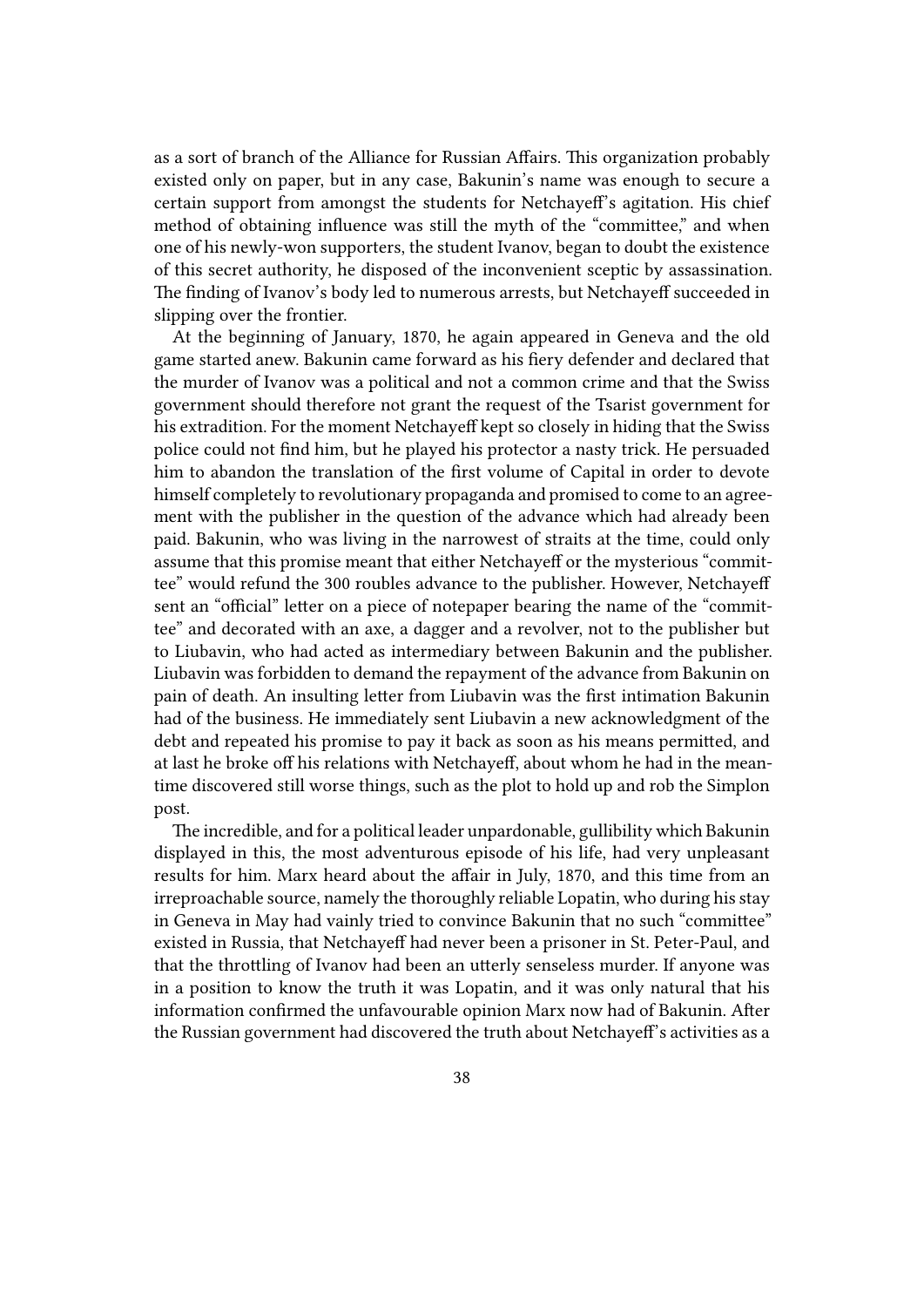as a sort of branch of the Alliance for Russian Affairs. This organization probably existed only on paper, but in any case, Bakunin's name was enough to secure a certain support from amongst the students for Netchayeff's agitation. His chief method of obtaining influence was still the myth of the "committee," and when one of his newly-won supporters, the student Ivanov, began to doubt the existence of this secret authority, he disposed of the inconvenient sceptic by assassination. The finding of Ivanov's body led to numerous arrests, but Netchayeff succeeded in slipping over the frontier.

At the beginning of January, 1870, he again appeared in Geneva and the old game started anew. Bakunin came forward as his fiery defender and declared that the murder of Ivanov was a political and not a common crime and that the Swiss government should therefore not grant the request of the Tsarist government for his extradition. For the moment Netchayeff kept so closely in hiding that the Swiss police could not find him, but he played his protector a nasty trick. He persuaded him to abandon the translation of the first volume of Capital in order to devote himself completely to revolutionary propaganda and promised to come to an agreement with the publisher in the question of the advance which had already been paid. Bakunin, who was living in the narrowest of straits at the time, could only assume that this promise meant that either Netchayeff or the mysterious "committee" would refund the 300 roubles advance to the publisher. However, Netchayeff sent an "official" letter on a piece of notepaper bearing the name of the "committee" and decorated with an axe, a dagger and a revolver, not to the publisher but to Liubavin, who had acted as intermediary between Bakunin and the publisher. Liubavin was forbidden to demand the repayment of the advance from Bakunin on pain of death. An insulting letter from Liubavin was the first intimation Bakunin had of the business. He immediately sent Liubavin a new acknowledgment of the debt and repeated his promise to pay it back as soon as his means permitted, and at last he broke off his relations with Netchayeff, about whom he had in the meantime discovered still worse things, such as the plot to hold up and rob the Simplon post.

The incredible, and for a political leader unpardonable, gullibility which Bakunin displayed in this, the most adventurous episode of his life, had very unpleasant results for him. Marx heard about the affair in July, 1870, and this time from an irreproachable source, namely the thoroughly reliable Lopatin, who during his stay in Geneva in May had vainly tried to convince Bakunin that no such "committee" existed in Russia, that Netchayeff had never been a prisoner in St. Peter-Paul, and that the throttling of Ivanov had been an utterly senseless murder. If anyone was in a position to know the truth it was Lopatin, and it was only natural that his information confirmed the unfavourable opinion Marx now had of Bakunin. After the Russian government had discovered the truth about Netchayeff's activities as a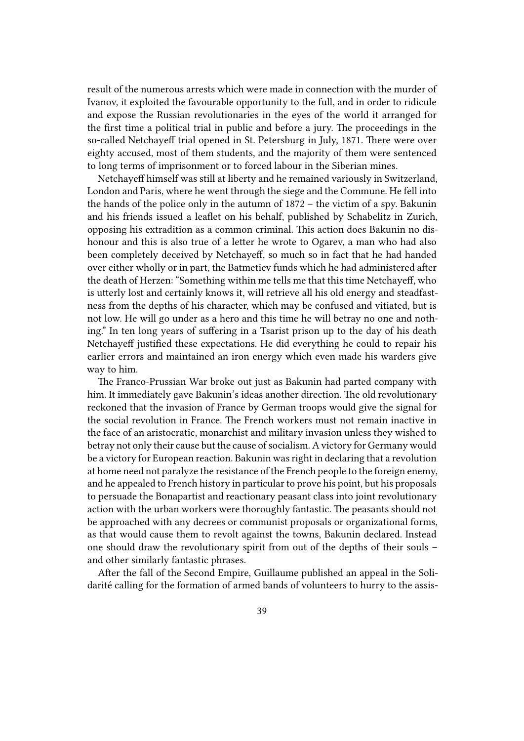result of the numerous arrests which were made in connection with the murder of Ivanov, it exploited the favourable opportunity to the full, and in order to ridicule and expose the Russian revolutionaries in the eyes of the world it arranged for the first time a political trial in public and before a jury. The proceedings in the so-called Netchayeff trial opened in St. Petersburg in July, 1871. There were over eighty accused, most of them students, and the majority of them were sentenced to long terms of imprisonment or to forced labour in the Siberian mines.

Netchayeff himself was still at liberty and he remained variously in Switzerland, London and Paris, where he went through the siege and the Commune. He fell into the hands of the police only in the autumn of 1872 – the victim of a spy. Bakunin and his friends issued a leaflet on his behalf, published by Schabelitz in Zurich, opposing his extradition as a common criminal. This action does Bakunin no dishonour and this is also true of a letter he wrote to Ogarev, a man who had also been completely deceived by Netchayeff, so much so in fact that he had handed over either wholly or in part, the Batmetiev funds which he had administered after the death of Herzen: "Something within me tells me that this time Netchayeff, who is utterly lost and certainly knows it, will retrieve all his old energy and steadfastness from the depths of his character, which may be confused and vitiated, but is not low. He will go under as a hero and this time he will betray no one and nothing." In ten long years of suffering in a Tsarist prison up to the day of his death Netchayeff justified these expectations. He did everything he could to repair his earlier errors and maintained an iron energy which even made his warders give way to him.

The Franco-Prussian War broke out just as Bakunin had parted company with him. It immediately gave Bakunin's ideas another direction. The old revolutionary reckoned that the invasion of France by German troops would give the signal for the social revolution in France. The French workers must not remain inactive in the face of an aristocratic, monarchist and military invasion unless they wished to betray not only their cause but the cause of socialism. A victory for Germany would be a victory for European reaction. Bakunin was right in declaring that a revolution at home need not paralyze the resistance of the French people to the foreign enemy, and he appealed to French history in particular to prove his point, but his proposals to persuade the Bonapartist and reactionary peasant class into joint revolutionary action with the urban workers were thoroughly fantastic. The peasants should not be approached with any decrees or communist proposals or organizational forms, as that would cause them to revolt against the towns, Bakunin declared. Instead one should draw the revolutionary spirit from out of the depths of their souls – and other similarly fantastic phrases.

After the fall of the Second Empire, Guillaume published an appeal in the Solidarité calling for the formation of armed bands of volunteers to hurry to the assis-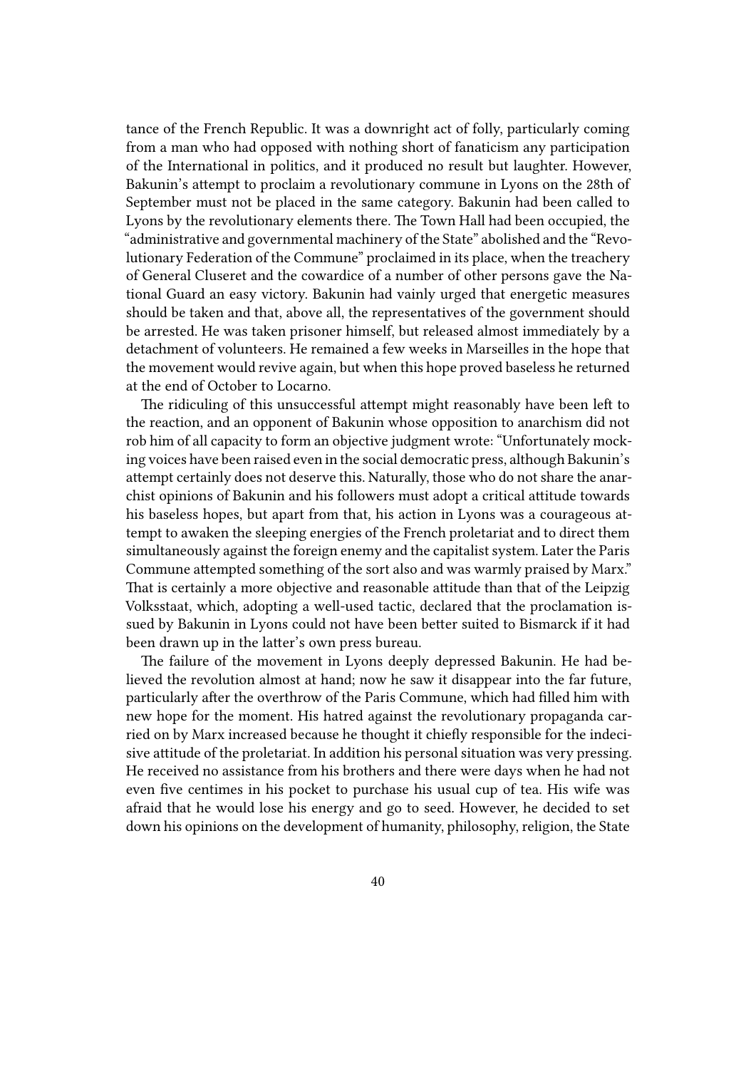tance of the French Republic. It was a downright act of folly, particularly coming from a man who had opposed with nothing short of fanaticism any participation of the International in politics, and it produced no result but laughter. However, Bakunin's attempt to proclaim a revolutionary commune in Lyons on the 28th of September must not be placed in the same category. Bakunin had been called to Lyons by the revolutionary elements there. The Town Hall had been occupied, the "administrative and governmental machinery of the State" abolished and the "Revolutionary Federation of the Commune" proclaimed in its place, when the treachery of General Cluseret and the cowardice of a number of other persons gave the National Guard an easy victory. Bakunin had vainly urged that energetic measures should be taken and that, above all, the representatives of the government should be arrested. He was taken prisoner himself, but released almost immediately by a detachment of volunteers. He remained a few weeks in Marseilles in the hope that the movement would revive again, but when this hope proved baseless he returned at the end of October to Locarno.

The ridiculing of this unsuccessful attempt might reasonably have been left to the reaction, and an opponent of Bakunin whose opposition to anarchism did not rob him of all capacity to form an objective judgment wrote: "Unfortunately mocking voices have been raised even in the social democratic press, although Bakunin's attempt certainly does not deserve this. Naturally, those who do not share the anarchist opinions of Bakunin and his followers must adopt a critical attitude towards his baseless hopes, but apart from that, his action in Lyons was a courageous attempt to awaken the sleeping energies of the French proletariat and to direct them simultaneously against the foreign enemy and the capitalist system. Later the Paris Commune attempted something of the sort also and was warmly praised by Marx." That is certainly a more objective and reasonable attitude than that of the Leipzig Volksstaat, which, adopting a well-used tactic, declared that the proclamation issued by Bakunin in Lyons could not have been better suited to Bismarck if it had been drawn up in the latter's own press bureau.

The failure of the movement in Lyons deeply depressed Bakunin. He had believed the revolution almost at hand; now he saw it disappear into the far future, particularly after the overthrow of the Paris Commune, which had filled him with new hope for the moment. His hatred against the revolutionary propaganda carried on by Marx increased because he thought it chiefly responsible for the indecisive attitude of the proletariat. In addition his personal situation was very pressing. He received no assistance from his brothers and there were days when he had not even five centimes in his pocket to purchase his usual cup of tea. His wife was afraid that he would lose his energy and go to seed. However, he decided to set down his opinions on the development of humanity, philosophy, religion, the State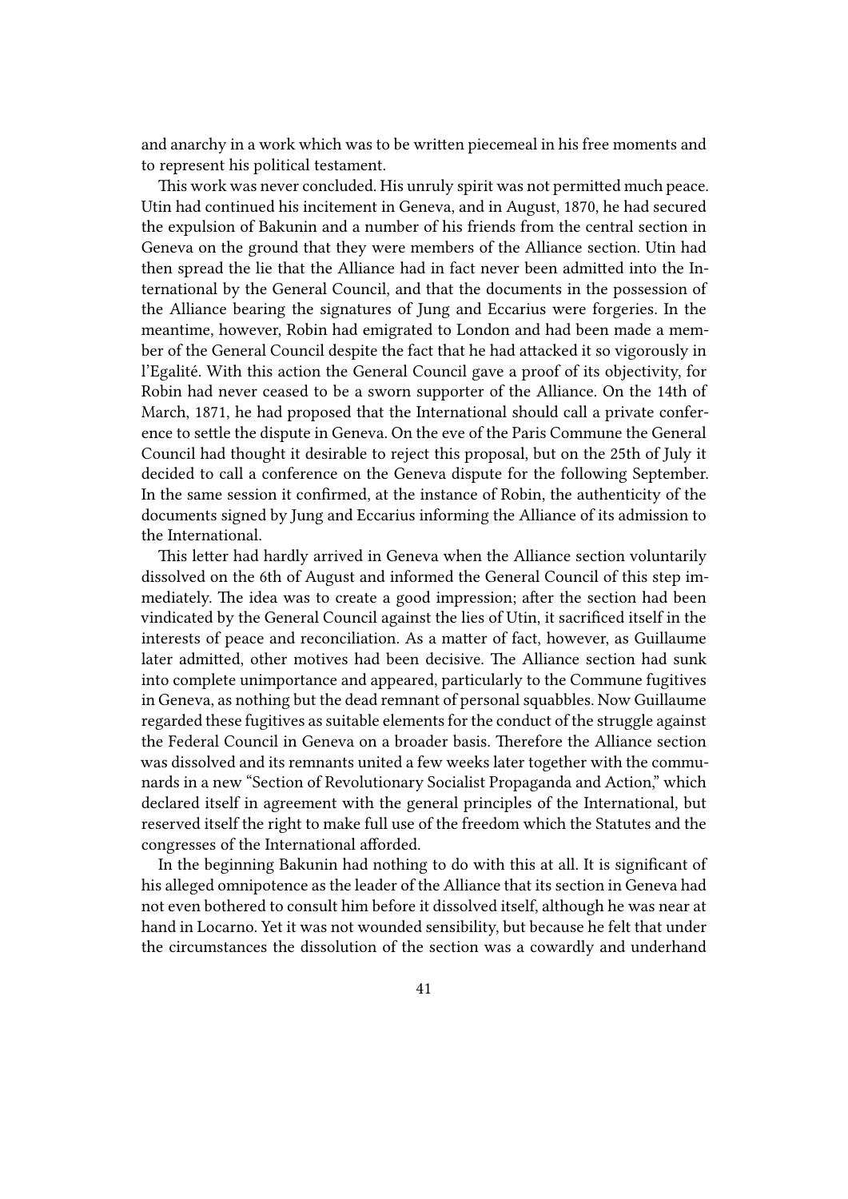and anarchy in a work which was to be written piecemeal in his free moments and to represent his political testament.

This work was never concluded. His unruly spirit was not permitted much peace. Utin had continued his incitement in Geneva, and in August, 1870, he had secured the expulsion of Bakunin and a number of his friends from the central section in Geneva on the ground that they were members of the Alliance section. Utin had then spread the lie that the Alliance had in fact never been admitted into the International by the General Council, and that the documents in the possession of the Alliance bearing the signatures of Jung and Eccarius were forgeries. In the meantime, however, Robin had emigrated to London and had been made a member of the General Council despite the fact that he had attacked it so vigorously in l'Egalité. With this action the General Council gave a proof of its objectivity, for Robin had never ceased to be a sworn supporter of the Alliance. On the 14th of March, 1871, he had proposed that the International should call a private conference to settle the dispute in Geneva. On the eve of the Paris Commune the General Council had thought it desirable to reject this proposal, but on the 25th of July it decided to call a conference on the Geneva dispute for the following September. In the same session it confirmed, at the instance of Robin, the authenticity of the documents signed by Jung and Eccarius informing the Alliance of its admission to the International.

This letter had hardly arrived in Geneva when the Alliance section voluntarily dissolved on the 6th of August and informed the General Council of this step immediately. The idea was to create a good impression; after the section had been vindicated by the General Council against the lies of Utin, it sacrificed itself in the interests of peace and reconciliation. As a matter of fact, however, as Guillaume later admitted, other motives had been decisive. The Alliance section had sunk into complete unimportance and appeared, particularly to the Commune fugitives in Geneva, as nothing but the dead remnant of personal squabbles. Now Guillaume regarded these fugitives as suitable elements for the conduct of the struggle against the Federal Council in Geneva on a broader basis. Therefore the Alliance section was dissolved and its remnants united a few weeks later together with the communards in a new "Section of Revolutionary Socialist Propaganda and Action," which declared itself in agreement with the general principles of the International, but reserved itself the right to make full use of the freedom which the Statutes and the congresses of the International afforded.

In the beginning Bakunin had nothing to do with this at all. It is significant of his alleged omnipotence as the leader of the Alliance that its section in Geneva had not even bothered to consult him before it dissolved itself, although he was near at hand in Locarno. Yet it was not wounded sensibility, but because he felt that under the circumstances the dissolution of the section was a cowardly and underhand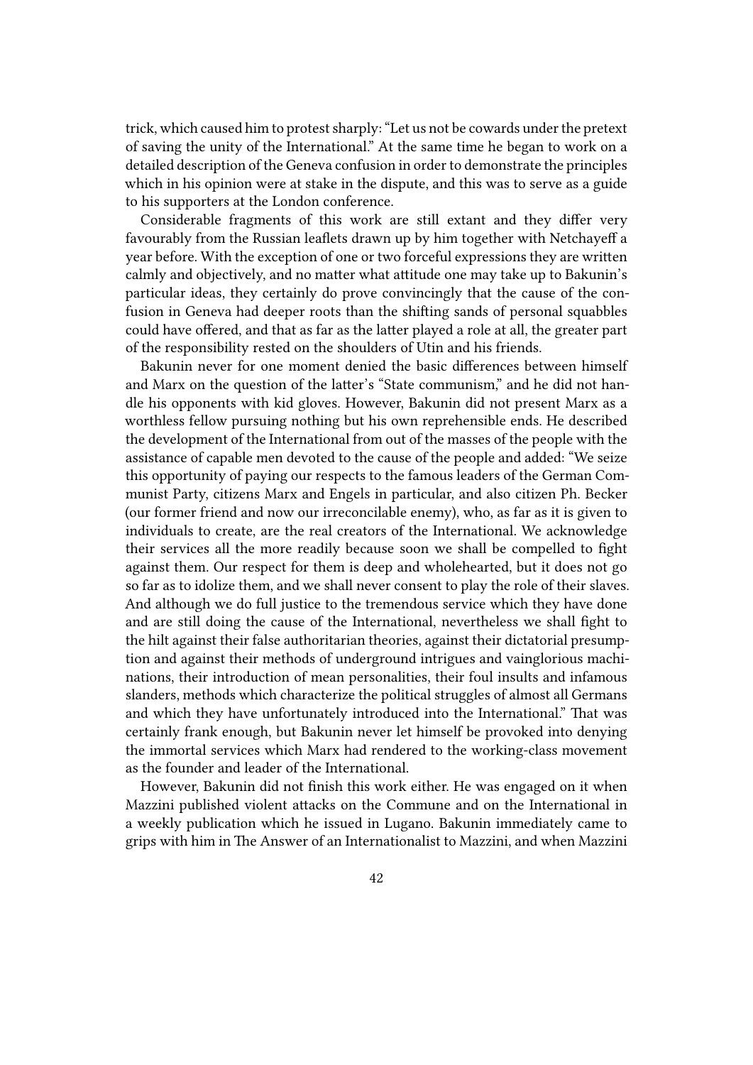trick, which caused him to protest sharply: "Let us not be cowards under the pretext of saving the unity of the International." At the same time he began to work on a detailed description of the Geneva confusion in order to demonstrate the principles which in his opinion were at stake in the dispute, and this was to serve as a guide to his supporters at the London conference.

Considerable fragments of this work are still extant and they differ very favourably from the Russian leaflets drawn up by him together with Netchayeff a year before. With the exception of one or two forceful expressions they are written calmly and objectively, and no matter what attitude one may take up to Bakunin's particular ideas, they certainly do prove convincingly that the cause of the confusion in Geneva had deeper roots than the shifting sands of personal squabbles could have offered, and that as far as the latter played a role at all, the greater part of the responsibility rested on the shoulders of Utin and his friends.

Bakunin never for one moment denied the basic differences between himself and Marx on the question of the latter's "State communism," and he did not handle his opponents with kid gloves. However, Bakunin did not present Marx as a worthless fellow pursuing nothing but his own reprehensible ends. He described the development of the International from out of the masses of the people with the assistance of capable men devoted to the cause of the people and added: "We seize this opportunity of paying our respects to the famous leaders of the German Communist Party, citizens Marx and Engels in particular, and also citizen Ph. Becker (our former friend and now our irreconcilable enemy), who, as far as it is given to individuals to create, are the real creators of the International. We acknowledge their services all the more readily because soon we shall be compelled to fight against them. Our respect for them is deep and wholehearted, but it does not go so far as to idolize them, and we shall never consent to play the role of their slaves. And although we do full justice to the tremendous service which they have done and are still doing the cause of the International, nevertheless we shall fight to the hilt against their false authoritarian theories, against their dictatorial presumption and against their methods of underground intrigues and vainglorious machinations, their introduction of mean personalities, their foul insults and infamous slanders, methods which characterize the political struggles of almost all Germans and which they have unfortunately introduced into the International." That was certainly frank enough, but Bakunin never let himself be provoked into denying the immortal services which Marx had rendered to the working-class movement as the founder and leader of the International.

However, Bakunin did not finish this work either. He was engaged on it when Mazzini published violent attacks on the Commune and on the International in a weekly publication which he issued in Lugano. Bakunin immediately came to grips with him in The Answer of an Internationalist to Mazzini, and when Mazzini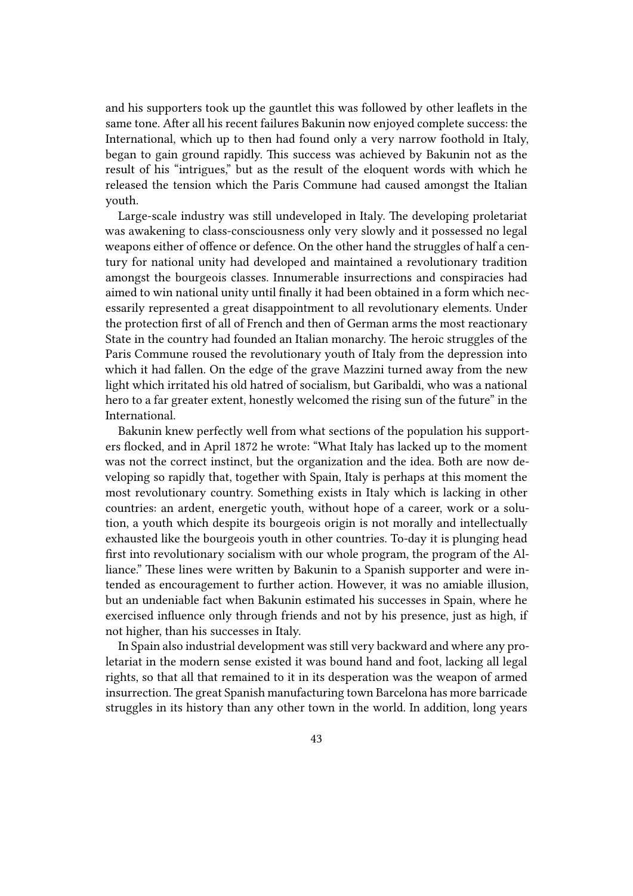and his supporters took up the gauntlet this was followed by other leaflets in the same tone. After all his recent failures Bakunin now enjoyed complete success: the International, which up to then had found only a very narrow foothold in Italy, began to gain ground rapidly. This success was achieved by Bakunin not as the result of his "intrigues," but as the result of the eloquent words with which he released the tension which the Paris Commune had caused amongst the Italian youth.

Large-scale industry was still undeveloped in Italy. The developing proletariat was awakening to class-consciousness only very slowly and it possessed no legal weapons either of offence or defence. On the other hand the struggles of half a century for national unity had developed and maintained a revolutionary tradition amongst the bourgeois classes. Innumerable insurrections and conspiracies had aimed to win national unity until finally it had been obtained in a form which necessarily represented a great disappointment to all revolutionary elements. Under the protection first of all of French and then of German arms the most reactionary State in the country had founded an Italian monarchy. The heroic struggles of the Paris Commune roused the revolutionary youth of Italy from the depression into which it had fallen. On the edge of the grave Mazzini turned away from the new light which irritated his old hatred of socialism, but Garibaldi, who was a national hero to a far greater extent, honestly welcomed the rising sun of the future" in the International.

Bakunin knew perfectly well from what sections of the population his supporters flocked, and in April 1872 he wrote: "What Italy has lacked up to the moment was not the correct instinct, but the organization and the idea. Both are now developing so rapidly that, together with Spain, Italy is perhaps at this moment the most revolutionary country. Something exists in Italy which is lacking in other countries: an ardent, energetic youth, without hope of a career, work or a solution, a youth which despite its bourgeois origin is not morally and intellectually exhausted like the bourgeois youth in other countries. To-day it is plunging head first into revolutionary socialism with our whole program, the program of the Alliance." These lines were written by Bakunin to a Spanish supporter and were intended as encouragement to further action. However, it was no amiable illusion, but an undeniable fact when Bakunin estimated his successes in Spain, where he exercised influence only through friends and not by his presence, just as high, if not higher, than his successes in Italy.

In Spain also industrial development was still very backward and where any proletariat in the modern sense existed it was bound hand and foot, lacking all legal rights, so that all that remained to it in its desperation was the weapon of armed insurrection. The great Spanish manufacturing town Barcelona has more barricade struggles in its history than any other town in the world. In addition, long years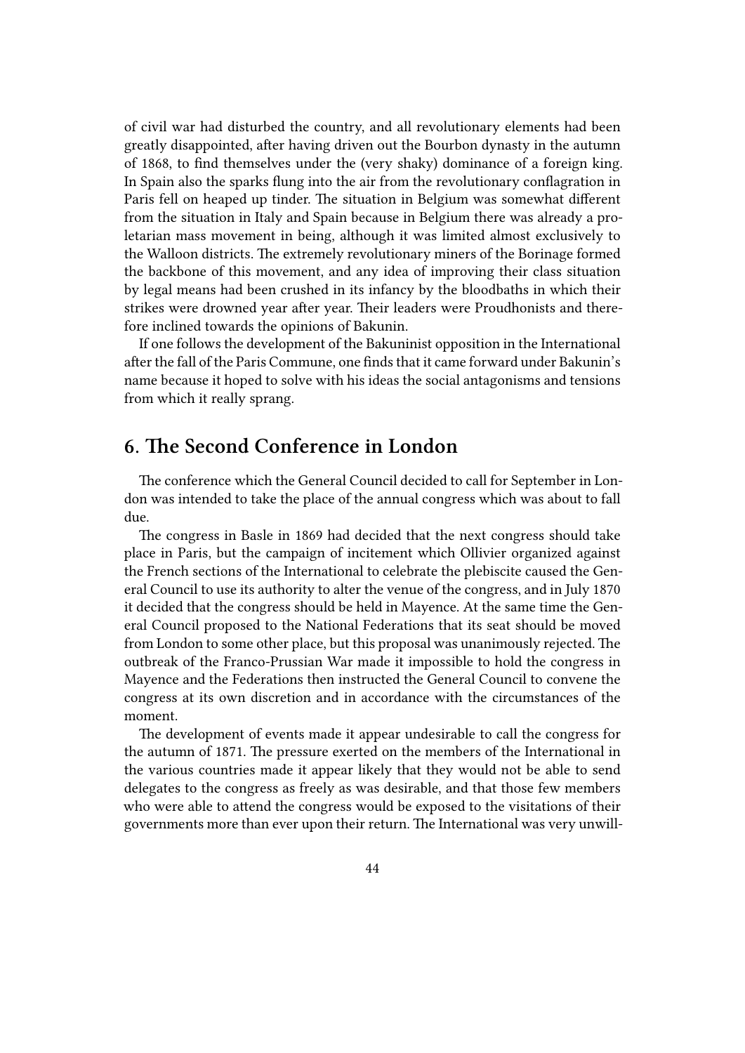of civil war had disturbed the country, and all revolutionary elements had been greatly disappointed, after having driven out the Bourbon dynasty in the autumn of 1868, to find themselves under the (very shaky) dominance of a foreign king. In Spain also the sparks flung into the air from the revolutionary conflagration in Paris fell on heaped up tinder. The situation in Belgium was somewhat different from the situation in Italy and Spain because in Belgium there was already a proletarian mass movement in being, although it was limited almost exclusively to the Walloon districts. The extremely revolutionary miners of the Borinage formed the backbone of this movement, and any idea of improving their class situation by legal means had been crushed in its infancy by the bloodbaths in which their strikes were drowned year after year. Their leaders were Proudhonists and therefore inclined towards the opinions of Bakunin.

If one follows the development of the Bakuninist opposition in the International after the fall of the Paris Commune, one finds that it came forward under Bakunin's name because it hoped to solve with his ideas the social antagonisms and tensions from which it really sprang.

## 6. The Second Conference in London

The conference which the General Council decided to call for September in London was intended to take the place of the annual congress which was about to fall due.

The congress in Basle in 1869 had decided that the next congress should take place in Paris, but the campaign of incitement which Ollivier organized against the French sections of the International to celebrate the plebiscite caused the General Council to use its authority to alter the venue of the congress, and in July 1870 it decided that the congress should be held in Mayence. At the same time the General Council proposed to the National Federations that its seat should be moved from London to some other place, but this proposal was unanimously rejected. The outbreak of the Franco-Prussian War made it impossible to hold the congress in Mayence and the Federations then instructed the General Council to convene the congress at its own discretion and in accordance with the circumstances of the moment.

The development of events made it appear undesirable to call the congress for the autumn of 1871. The pressure exerted on the members of the International in the various countries made it appear likely that they would not be able to send delegates to the congress as freely as was desirable, and that those few members who were able to attend the congress would be exposed to the visitations of their governments more than ever upon their return. The International was very unwill-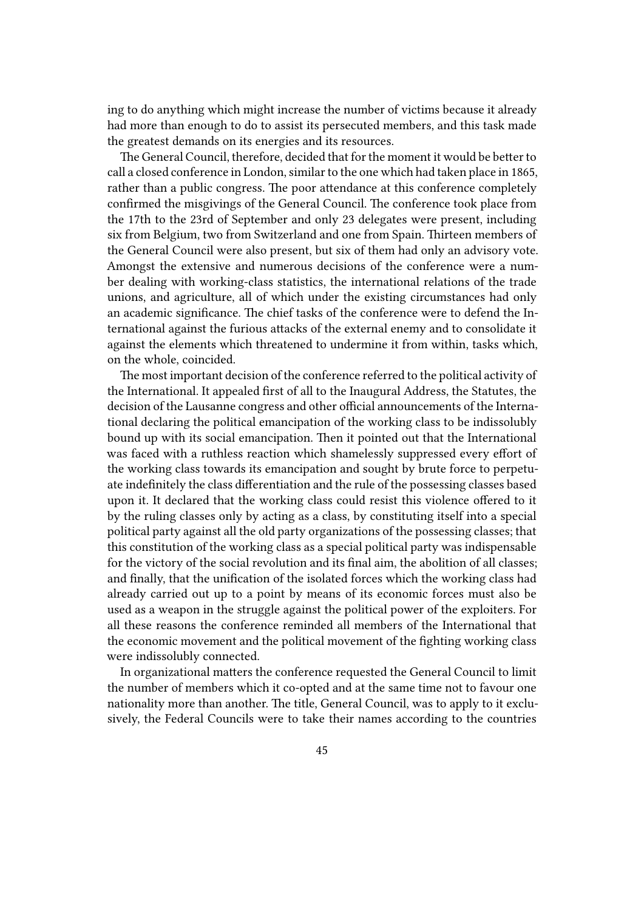ing to do anything which might increase the number of victims because it already had more than enough to do to assist its persecuted members, and this task made the greatest demands on its energies and its resources.

The General Council, therefore, decided that for the moment it would be better to call a closed conference in London, similar to the one which had taken place in 1865, rather than a public congress. The poor attendance at this conference completely confirmed the misgivings of the General Council. The conference took place from the 17th to the 23rd of September and only 23 delegates were present, including six from Belgium, two from Switzerland and one from Spain. Thirteen members of the General Council were also present, but six of them had only an advisory vote. Amongst the extensive and numerous decisions of the conference were a number dealing with working-class statistics, the international relations of the trade unions, and agriculture, all of which under the existing circumstances had only an academic significance. The chief tasks of the conference were to defend the International against the furious attacks of the external enemy and to consolidate it against the elements which threatened to undermine it from within, tasks which, on the whole, coincided.

The most important decision of the conference referred to the political activity of the International. It appealed first of all to the Inaugural Address, the Statutes, the decision of the Lausanne congress and other official announcements of the International declaring the political emancipation of the working class to be indissolubly bound up with its social emancipation. Then it pointed out that the International was faced with a ruthless reaction which shamelessly suppressed every effort of the working class towards its emancipation and sought by brute force to perpetuate indefinitely the class differentiation and the rule of the possessing classes based upon it. It declared that the working class could resist this violence offered to it by the ruling classes only by acting as a class, by constituting itself into a special political party against all the old party organizations of the possessing classes; that this constitution of the working class as a special political party was indispensable for the victory of the social revolution and its final aim, the abolition of all classes; and finally, that the unification of the isolated forces which the working class had already carried out up to a point by means of its economic forces must also be used as a weapon in the struggle against the political power of the exploiters. For all these reasons the conference reminded all members of the International that the economic movement and the political movement of the fighting working class were indissolubly connected.

In organizational matters the conference requested the General Council to limit the number of members which it co-opted and at the same time not to favour one nationality more than another. The title, General Council, was to apply to it exclusively, the Federal Councils were to take their names according to the countries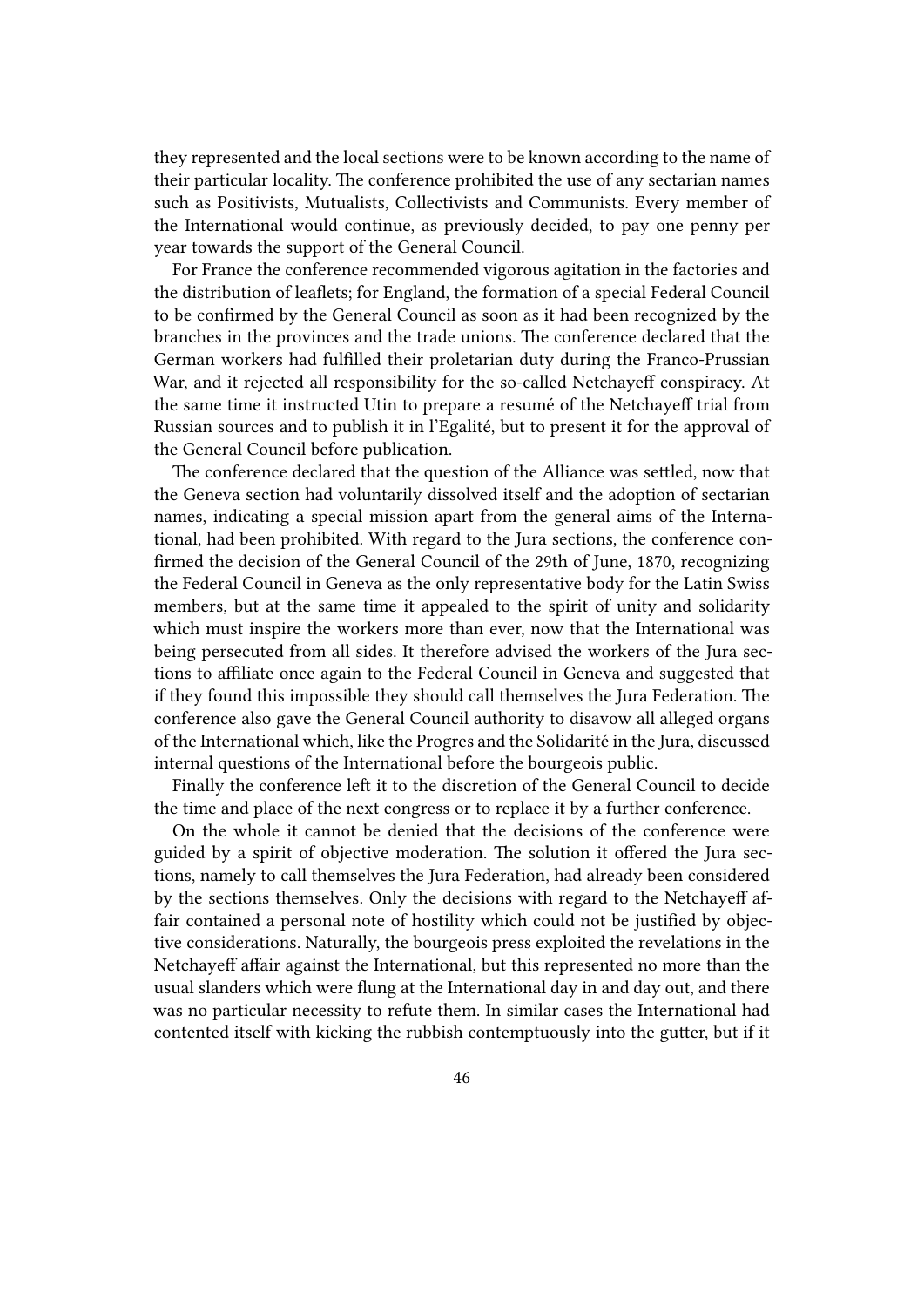they represented and the local sections were to be known according to the name of their particular locality. The conference prohibited the use of any sectarian names such as Positivists, Mutualists, Collectivists and Communists. Every member of the International would continue, as previously decided, to pay one penny per year towards the support of the General Council.

For France the conference recommended vigorous agitation in the factories and the distribution of leaflets; for England, the formation of a special Federal Council to be confirmed by the General Council as soon as it had been recognized by the branches in the provinces and the trade unions. The conference declared that the German workers had fulfilled their proletarian duty during the Franco-Prussian War, and it rejected all responsibility for the so-called Netchayeff conspiracy. At the same time it instructed Utin to prepare a resumé of the Netchayeff trial from Russian sources and to publish it in l'Egalité, but to present it for the approval of the General Council before publication.

The conference declared that the question of the Alliance was settled, now that the Geneva section had voluntarily dissolved itself and the adoption of sectarian names, indicating a special mission apart from the general aims of the International, had been prohibited. With regard to the Jura sections, the conference confirmed the decision of the General Council of the 29th of June, 1870, recognizing the Federal Council in Geneva as the only representative body for the Latin Swiss members, but at the same time it appealed to the spirit of unity and solidarity which must inspire the workers more than ever, now that the International was being persecuted from all sides. It therefore advised the workers of the Jura sections to affiliate once again to the Federal Council in Geneva and suggested that if they found this impossible they should call themselves the Jura Federation. The conference also gave the General Council authority to disavow all alleged organs of the International which, like the Progres and the Solidarité in the Jura, discussed internal questions of the International before the bourgeois public.

Finally the conference left it to the discretion of the General Council to decide the time and place of the next congress or to replace it by a further conference.

On the whole it cannot be denied that the decisions of the conference were guided by a spirit of objective moderation. The solution it offered the Jura sections, namely to call themselves the Jura Federation, had already been considered by the sections themselves. Only the decisions with regard to the Netchayeff affair contained a personal note of hostility which could not be justified by objective considerations. Naturally, the bourgeois press exploited the revelations in the Netchayeff affair against the International, but this represented no more than the usual slanders which were flung at the International day in and day out, and there was no particular necessity to refute them. In similar cases the International had contented itself with kicking the rubbish contemptuously into the gutter, but if it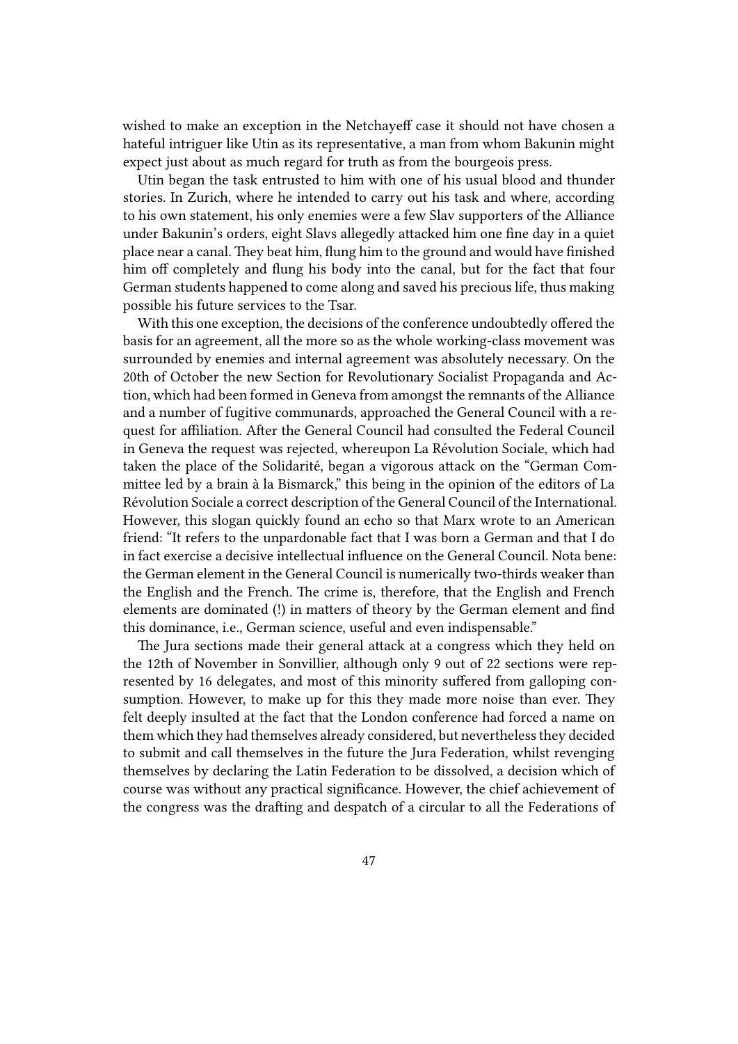wished to make an exception in the Netchayeff case it should not have chosen a hateful intriguer like Utin as its representative, a man from whom Bakunin might expect just about as much regard for truth as from the bourgeois press.

Utin began the task entrusted to him with one of his usual blood and thunder stories. In Zurich, where he intended to carry out his task and where, according to his own statement, his only enemies were a few Slav supporters of the Alliance under Bakunin's orders, eight Slavs allegedly attacked him one fine day in a quiet place near a canal. They beat him, flung him to the ground and would have finished him off completely and flung his body into the canal, but for the fact that four German students happened to come along and saved his precious life, thus making possible his future services to the Tsar.

With this one exception, the decisions of the conference undoubtedly offered the basis for an agreement, all the more so as the whole working-class movement was surrounded by enemies and internal agreement was absolutely necessary. On the 20th of October the new Section for Revolutionary Socialist Propaganda and Action, which had been formed in Geneva from amongst the remnants of the Alliance and a number of fugitive communards, approached the General Council with a request for affiliation. After the General Council had consulted the Federal Council in Geneva the request was rejected, whereupon La Révolution Sociale, which had taken the place of the Solidarité, began a vigorous attack on the "German Committee led by a brain à la Bismarck," this being in the opinion of the editors of La Révolution Sociale a correct description of the General Council of the International. However, this slogan quickly found an echo so that Marx wrote to an American friend: "It refers to the unpardonable fact that I was born a German and that I do in fact exercise a decisive intellectual influence on the General Council. Nota bene: the German element in the General Council is numerically two-thirds weaker than the English and the French. The crime is, therefore, that the English and French elements are dominated (!) in matters of theory by the German element and find this dominance, i.e., German science, useful and even indispensable."

The Jura sections made their general attack at a congress which they held on the 12th of November in Sonvillier, although only 9 out of 22 sections were represented by 16 delegates, and most of this minority suffered from galloping consumption. However, to make up for this they made more noise than ever. They felt deeply insulted at the fact that the London conference had forced a name on them which they had themselves already considered, but nevertheless they decided to submit and call themselves in the future the Jura Federation, whilst revenging themselves by declaring the Latin Federation to be dissolved, a decision which of course was without any practical significance. However, the chief achievement of the congress was the drafting and despatch of a circular to all the Federations of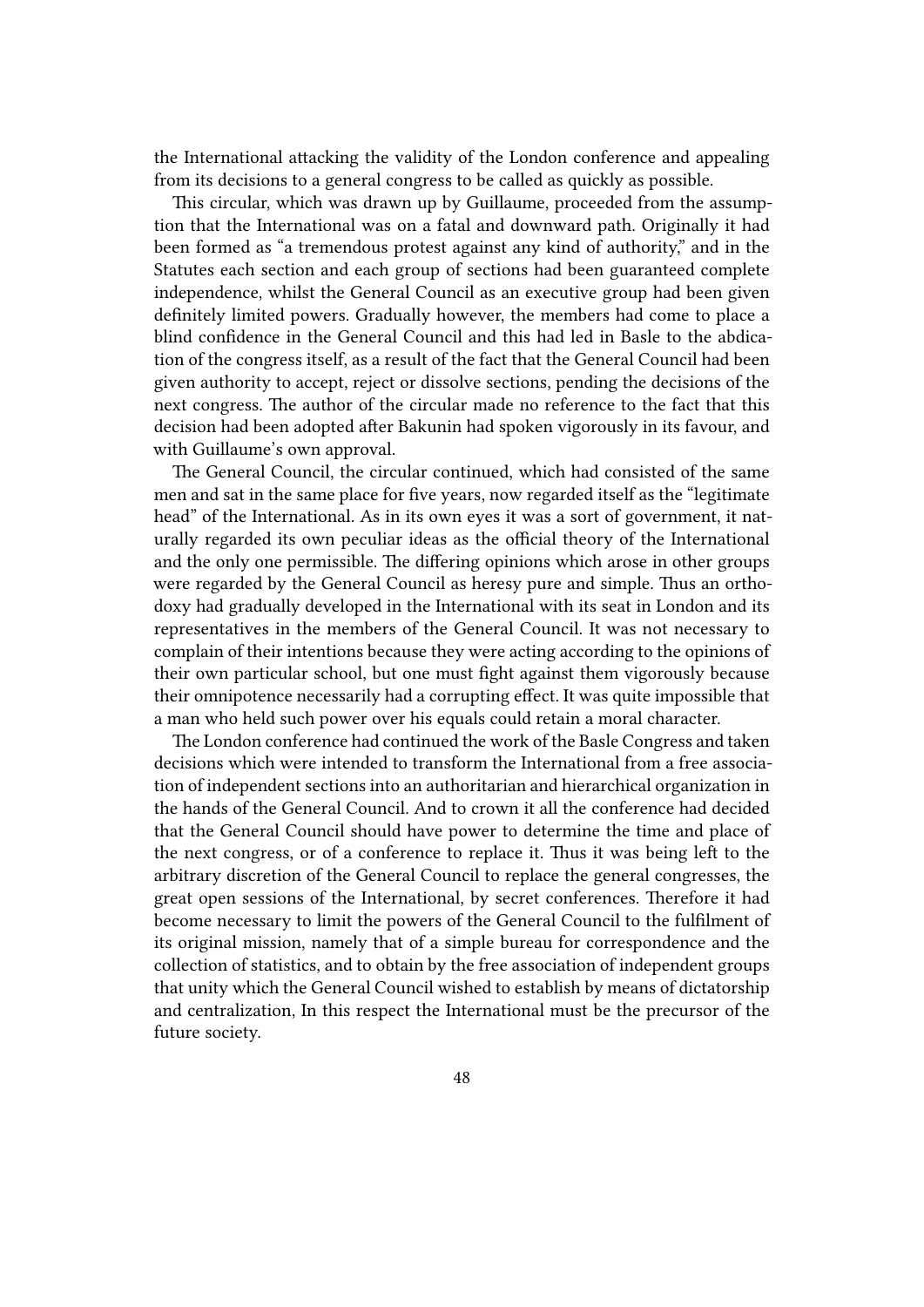the International attacking the validity of the London conference and appealing from its decisions to a general congress to be called as quickly as possible.

This circular, which was drawn up by Guillaume, proceeded from the assumption that the International was on a fatal and downward path. Originally it had been formed as "a tremendous protest against any kind of authority," and in the Statutes each section and each group of sections had been guaranteed complete independence, whilst the General Council as an executive group had been given definitely limited powers. Gradually however, the members had come to place a blind confidence in the General Council and this had led in Basle to the abdication of the congress itself, as a result of the fact that the General Council had been given authority to accept, reject or dissolve sections, pending the decisions of the next congress. The author of the circular made no reference to the fact that this decision had been adopted after Bakunin had spoken vigorously in its favour, and with Guillaume's own approval.

The General Council, the circular continued, which had consisted of the same men and sat in the same place for five years, now regarded itself as the "legitimate head" of the International. As in its own eyes it was a sort of government, it naturally regarded its own peculiar ideas as the official theory of the International and the only one permissible. The differing opinions which arose in other groups were regarded by the General Council as heresy pure and simple. Thus an orthodoxy had gradually developed in the International with its seat in London and its representatives in the members of the General Council. It was not necessary to complain of their intentions because they were acting according to the opinions of their own particular school, but one must fight against them vigorously because their omnipotence necessarily had a corrupting effect. It was quite impossible that a man who held such power over his equals could retain a moral character.

The London conference had continued the work of the Basle Congress and taken decisions which were intended to transform the International from a free association of independent sections into an authoritarian and hierarchical organization in the hands of the General Council. And to crown it all the conference had decided that the General Council should have power to determine the time and place of the next congress, or of a conference to replace it. Thus it was being left to the arbitrary discretion of the General Council to replace the general congresses, the great open sessions of the International, by secret conferences. Therefore it had become necessary to limit the powers of the General Council to the fulfilment of its original mission, namely that of a simple bureau for correspondence and the collection of statistics, and to obtain by the free association of independent groups that unity which the General Council wished to establish by means of dictatorship and centralization, In this respect the International must be the precursor of the future society.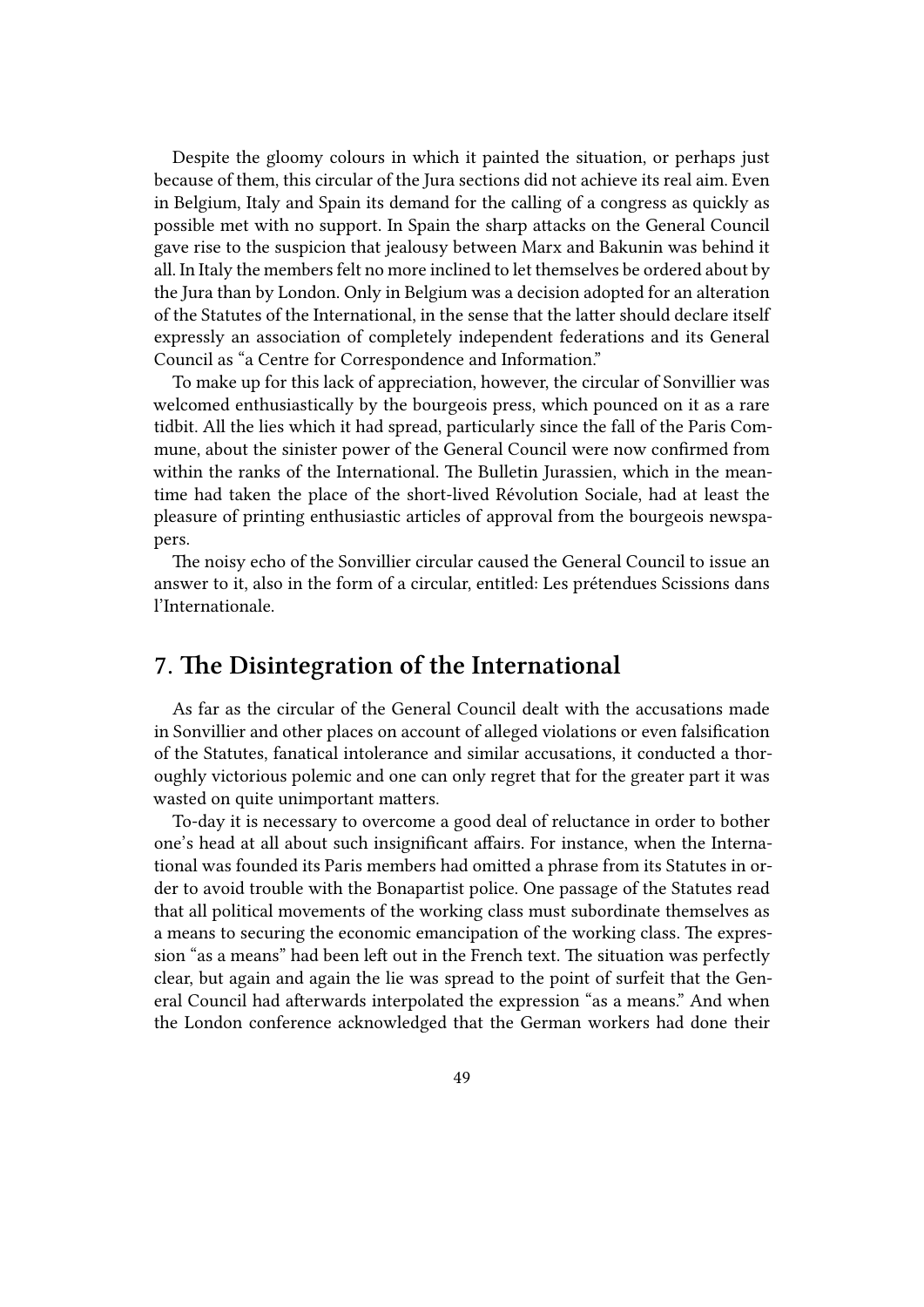Despite the gloomy colours in which it painted the situation, or perhaps just because of them, this circular of the Jura sections did not achieve its real aim. Even in Belgium, Italy and Spain its demand for the calling of a congress as quickly as possible met with no support. In Spain the sharp attacks on the General Council gave rise to the suspicion that jealousy between Marx and Bakunin was behind it all. In Italy the members felt no more inclined to let themselves be ordered about by the Jura than by London. Only in Belgium was a decision adopted for an alteration of the Statutes of the International, in the sense that the latter should declare itself expressly an association of completely independent federations and its General Council as "a Centre for Correspondence and Information."

To make up for this lack of appreciation, however, the circular of Sonvillier was welcomed enthusiastically by the bourgeois press, which pounced on it as a rare tidbit. All the lies which it had spread, particularly since the fall of the Paris Commune, about the sinister power of the General Council were now confirmed from within the ranks of the International. The Bulletin Jurassien, which in the meantime had taken the place of the short-lived Révolution Sociale, had at least the pleasure of printing enthusiastic articles of approval from the bourgeois newspapers.

The noisy echo of the Sonvillier circular caused the General Council to issue an answer to it, also in the form of a circular, entitled: Les prétendues Scissions dans l'Internationale.

## 7. The Disintegration of the International

As far as the circular of the General Council dealt with the accusations made in Sonvillier and other places on account of alleged violations or even falsification of the Statutes, fanatical intolerance and similar accusations, it conducted a thoroughly victorious polemic and one can only regret that for the greater part it was wasted on quite unimportant matters.

To-day it is necessary to overcome a good deal of reluctance in order to bother one's head at all about such insignificant affairs. For instance, when the International was founded its Paris members had omitted a phrase from its Statutes in order to avoid trouble with the Bonapartist police. One passage of the Statutes read that all political movements of the working class must subordinate themselves as a means to securing the economic emancipation of the working class. The expression "as a means" had been left out in the French text. The situation was perfectly clear, but again and again the lie was spread to the point of surfeit that the General Council had afterwards interpolated the expression "as a means." And when the London conference acknowledged that the German workers had done their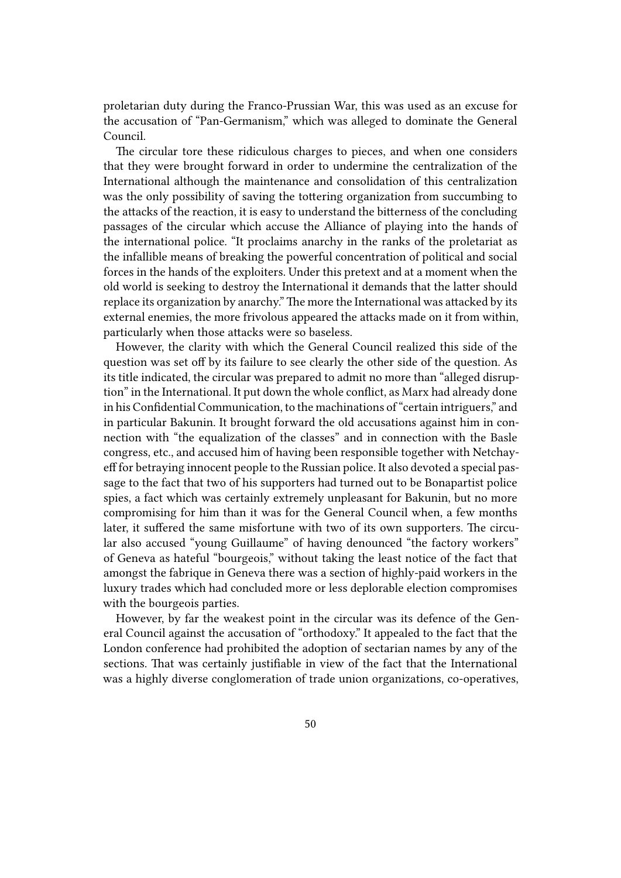proletarian duty during the Franco-Prussian War, this was used as an excuse for the accusation of "Pan-Germanism," which was alleged to dominate the General Council.

The circular tore these ridiculous charges to pieces, and when one considers that they were brought forward in order to undermine the centralization of the International although the maintenance and consolidation of this centralization was the only possibility of saving the tottering organization from succumbing to the attacks of the reaction, it is easy to understand the bitterness of the concluding passages of the circular which accuse the Alliance of playing into the hands of the international police. "It proclaims anarchy in the ranks of the proletariat as the infallible means of breaking the powerful concentration of political and social forces in the hands of the exploiters. Under this pretext and at a moment when the old world is seeking to destroy the International it demands that the latter should replace its organization by anarchy." The more the International was attacked by its external enemies, the more frivolous appeared the attacks made on it from within, particularly when those attacks were so baseless.

However, the clarity with which the General Council realized this side of the question was set off by its failure to see clearly the other side of the question. As its title indicated, the circular was prepared to admit no more than "alleged disruption" in the International. It put down the whole conflict, as Marx had already done in his Confidential Communication, to the machinations of "certain intriguers," and in particular Bakunin. It brought forward the old accusations against him in connection with "the equalization of the classes" and in connection with the Basle congress, etc., and accused him of having been responsible together with Netchayeff for betraying innocent people to the Russian police. It also devoted a special passage to the fact that two of his supporters had turned out to be Bonapartist police spies, a fact which was certainly extremely unpleasant for Bakunin, but no more compromising for him than it was for the General Council when, a few months later, it suffered the same misfortune with two of its own supporters. The circular also accused "young Guillaume" of having denounced "the factory workers" of Geneva as hateful "bourgeois," without taking the least notice of the fact that amongst the fabrique in Geneva there was a section of highly-paid workers in the luxury trades which had concluded more or less deplorable election compromises with the bourgeois parties.

However, by far the weakest point in the circular was its defence of the General Council against the accusation of "orthodoxy." It appealed to the fact that the London conference had prohibited the adoption of sectarian names by any of the sections. That was certainly justifiable in view of the fact that the International was a highly diverse conglomeration of trade union organizations, co-operatives,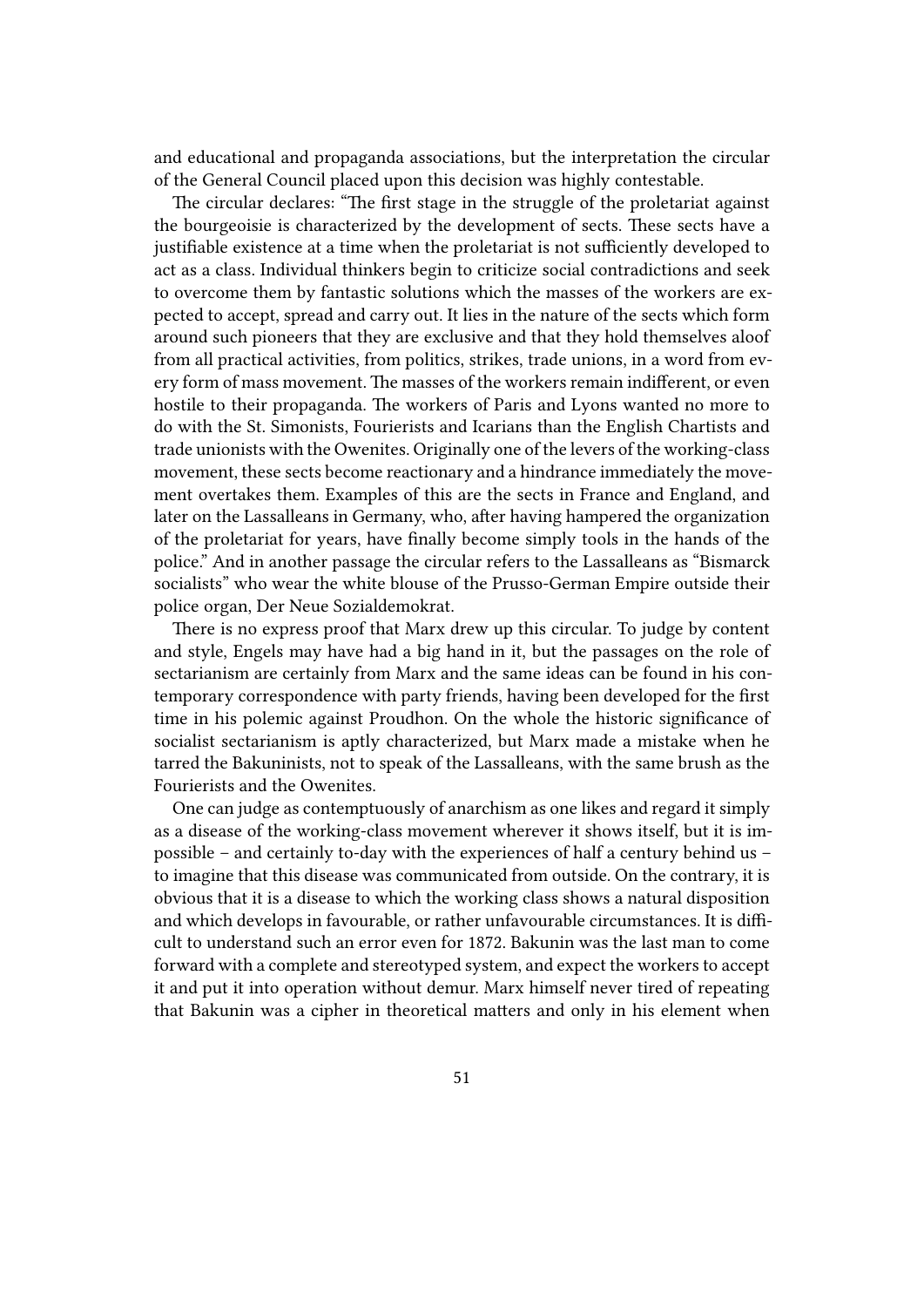and educational and propaganda associations, but the interpretation the circular of the General Council placed upon this decision was highly contestable.

The circular declares: "The first stage in the struggle of the proletariat against the bourgeoisie is characterized by the development of sects. These sects have a justifiable existence at a time when the proletariat is not sufficiently developed to act as a class. Individual thinkers begin to criticize social contradictions and seek to overcome them by fantastic solutions which the masses of the workers are expected to accept, spread and carry out. It lies in the nature of the sects which form around such pioneers that they are exclusive and that they hold themselves aloof from all practical activities, from politics, strikes, trade unions, in a word from every form of mass movement. The masses of the workers remain indifferent, or even hostile to their propaganda. The workers of Paris and Lyons wanted no more to do with the St. Simonists, Fourierists and Icarians than the English Chartists and trade unionists with the Owenites. Originally one of the levers of the working-class movement, these sects become reactionary and a hindrance immediately the movement overtakes them. Examples of this are the sects in France and England, and later on the Lassalleans in Germany, who, after having hampered the organization of the proletariat for years, have finally become simply tools in the hands of the police." And in another passage the circular refers to the Lassalleans as "Bismarck socialists" who wear the white blouse of the Prusso-German Empire outside their police organ, Der Neue Sozialdemokrat.

There is no express proof that Marx drew up this circular. To judge by content and style, Engels may have had a big hand in it, but the passages on the role of sectarianism are certainly from Marx and the same ideas can be found in his contemporary correspondence with party friends, having been developed for the first time in his polemic against Proudhon. On the whole the historic significance of socialist sectarianism is aptly characterized, but Marx made a mistake when he tarred the Bakuninists, not to speak of the Lassalleans, with the same brush as the Fourierists and the Owenites.

One can judge as contemptuously of anarchism as one likes and regard it simply as a disease of the working-class movement wherever it shows itself, but it is impossible – and certainly to-day with the experiences of half a century behind us – to imagine that this disease was communicated from outside. On the contrary, it is obvious that it is a disease to which the working class shows a natural disposition and which develops in favourable, or rather unfavourable circumstances. It is difficult to understand such an error even for 1872. Bakunin was the last man to come forward with a complete and stereotyped system, and expect the workers to accept it and put it into operation without demur. Marx himself never tired of repeating that Bakunin was a cipher in theoretical matters and only in his element when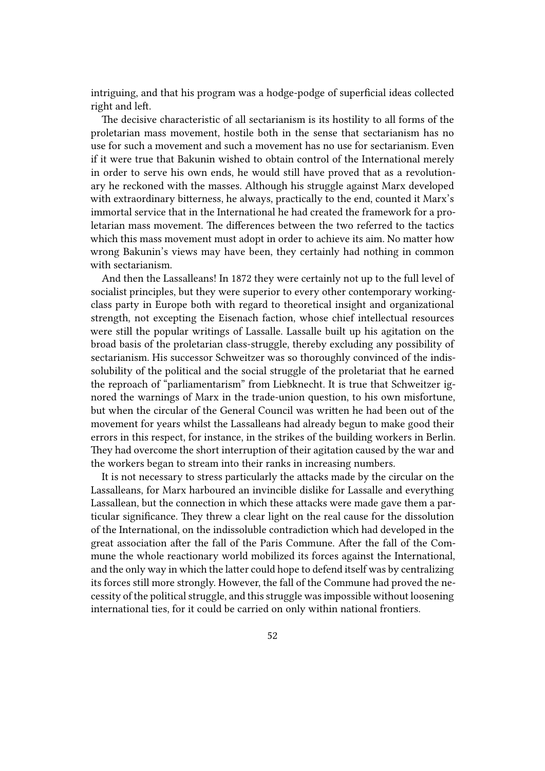intriguing, and that his program was a hodge-podge of superficial ideas collected right and left.

The decisive characteristic of all sectarianism is its hostility to all forms of the proletarian mass movement, hostile both in the sense that sectarianism has no use for such a movement and such a movement has no use for sectarianism. Even if it were true that Bakunin wished to obtain control of the International merely in order to serve his own ends, he would still have proved that as a revolutionary he reckoned with the masses. Although his struggle against Marx developed with extraordinary bitterness, he always, practically to the end, counted it Marx's immortal service that in the International he had created the framework for a proletarian mass movement. The differences between the two referred to the tactics which this mass movement must adopt in order to achieve its aim. No matter how wrong Bakunin's views may have been, they certainly had nothing in common with sectarianism.

And then the Lassalleans! In 1872 they were certainly not up to the full level of socialist principles, but they were superior to every other contemporary working-class party in Europe both with regard to theoretical insight and organizational strength, not excepting the Eisenach faction, whose chief intellectual resources were still the popular writings of Lassalle. Lassalle built up his agitation on the broad basis of the proletarian class-struggle, thereby excluding any possibility of sectarianism. His successor Schweitzer was so thoroughly convinced of the indissolubility of the political and the social struggle of the proletariat that he earned the reproach of "parliamentarism" from Liebknecht. It is true that Schweitzer ignored the warnings of Marx in the trade-union question, to his own misfortune, but when the circular of the General Council was written he had been out of the movement for years whilst the Lassalleans had already begun to make good their errors in this respect, for instance, in the strikes of the building workers in Berlin. They had overcome the short interruption of their agitation caused by the war and the workers began to stream into their ranks in increasing numbers.

It is not necessary to stress particularly the attacks made by the circular on the Lassalleans, for Marx harboured an invincible dislike for Lassalle and everything Lassallean, but the connection in which these attacks were made gave them a particular significance. They threw a clear light on the real cause for the dissolution of the International, on the indissoluble contradiction which had developed in the great association after the fall of the Paris Commune. After the fall of the Commune the whole reactionary world mobilized its forces against the International, and the only way in which the latter could hope to defend itself was by centralizing its forces still more strongly. However, the fall of the Commune had proved the necessity of the political struggle, and this struggle was impossible without loosening international ties, for it could be carried on only within national frontiers.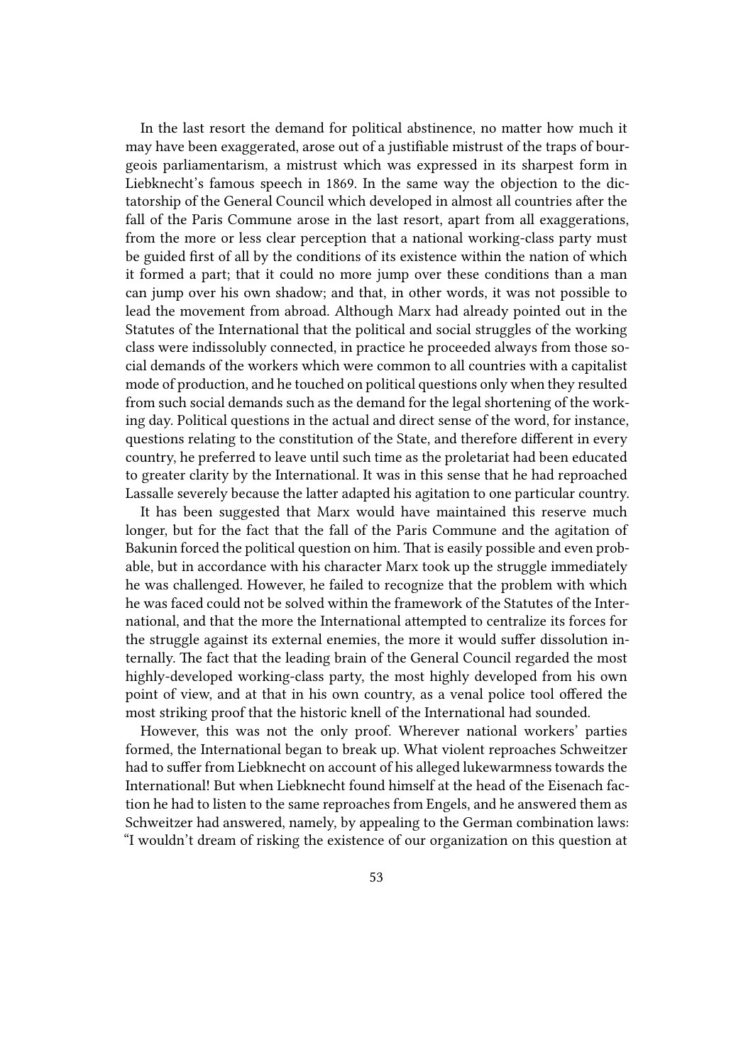In the last resort the demand for political abstinence, no matter how much it may have been exaggerated, arose out of a justifiable mistrust of the traps of bourgeois parliamentarism, a mistrust which was expressed in its sharpest form in Liebknecht's famous speech in 1869. In the same way the objection to the dictatorship of the General Council which developed in almost all countries after the fall of the Paris Commune arose in the last resort, apart from all exaggerations, from the more or less clear perception that a national working-class party must be guided first of all by the conditions of its existence within the nation of which it formed a part; that it could no more jump over these conditions than a man can jump over his own shadow; and that, in other words, it was not possible to lead the movement from abroad. Although Marx had already pointed out in the Statutes of the International that the political and social struggles of the working class were indissolubly connected, in practice he proceeded always from those social demands of the workers which were common to all countries with a capitalist mode of production, and he touched on political questions only when they resulted from such social demands such as the demand for the legal shortening of the working day. Political questions in the actual and direct sense of the word, for instance, questions relating to the constitution of the State, and therefore different in every country, he preferred to leave until such time as the proletariat had been educated to greater clarity by the International. It was in this sense that he had reproached Lassalle severely because the latter adapted his agitation to one particular country.

It has been suggested that Marx would have maintained this reserve much longer, but for the fact that the fall of the Paris Commune and the agitation of Bakunin forced the political question on him. That is easily possible and even probable, but in accordance with his character Marx took up the struggle immediately he was challenged. However, he failed to recognize that the problem with which he was faced could not be solved within the framework of the Statutes of the International, and that the more the International attempted to centralize its forces for the struggle against its external enemies, the more it would suffer dissolution internally. The fact that the leading brain of the General Council regarded the most highly-developed working-class party, the most highly developed from his own point of view, and at that in his own country, as a venal police tool offered the most striking proof that the historic knell of the International had sounded.

However, this was not the only proof. Wherever national workers' parties formed, the International began to break up. What violent reproaches Schweitzer had to suffer from Liebknecht on account of his alleged lukewarmness towards the International! But when Liebknecht found himself at the head of the Eisenach faction he had to listen to the same reproaches from Engels, and he answered them as Schweitzer had answered, namely, by appealing to the German combination laws: "I wouldn't dream of risking the existence of our organization on this question at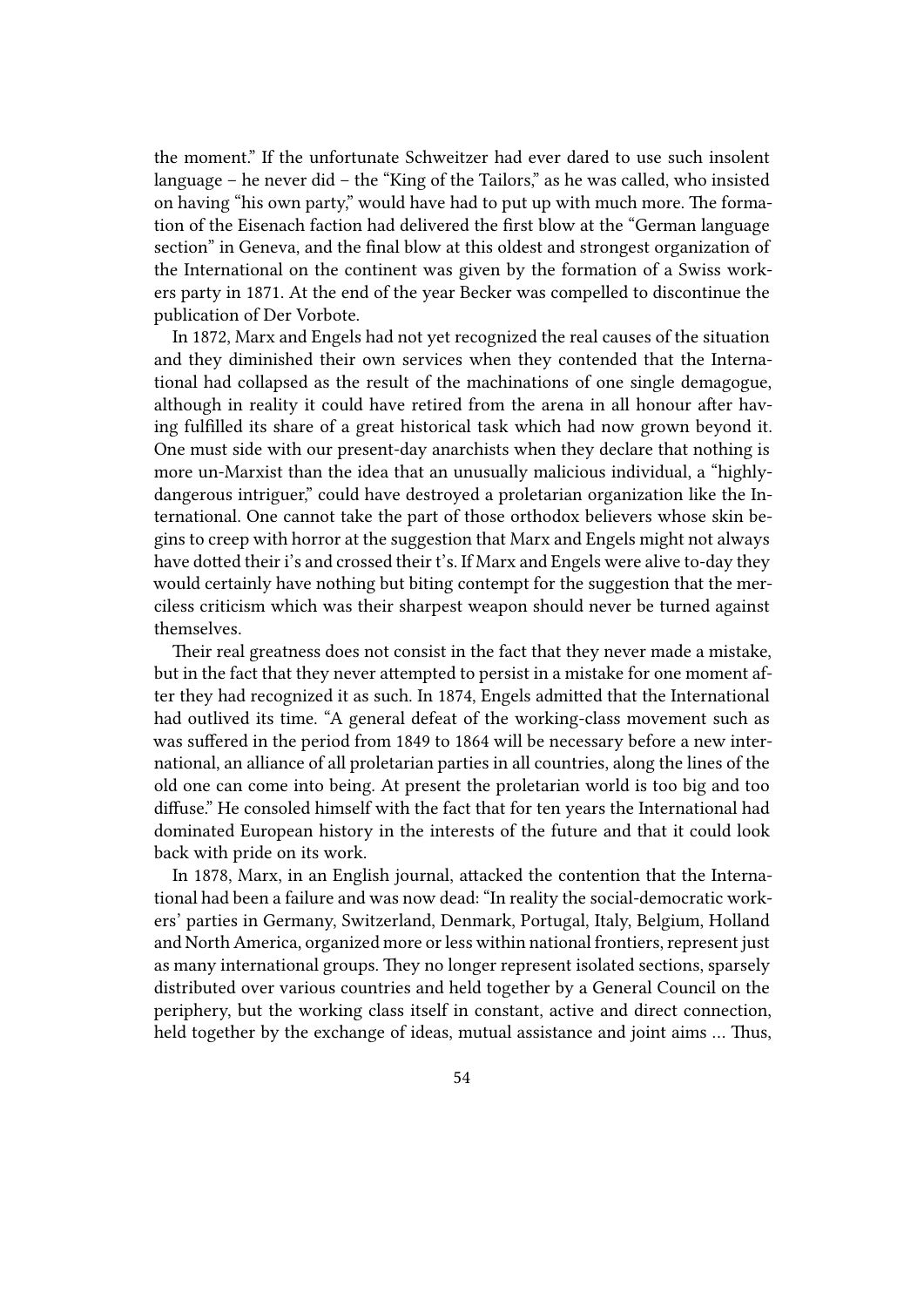the moment." If the unfortunate Schweitzer had ever dared to use such insolent language – he never did – the "King of the Tailors," as he was called, who insisted on having "his own party," would have had to put up with much more. The formation of the Eisenach faction had delivered the first blow at the "German language section" in Geneva, and the final blow at this oldest and strongest organization of the International on the continent was given by the formation of a Swiss workers party in 1871. At the end of the year Becker was compelled to discontinue the publication of Der Vorbote.

In 1872, Marx and Engels had not yet recognized the real causes of the situation and they diminished their own services when they contended that the International had collapsed as the result of the machinations of one single demagogue, although in reality it could have retired from the arena in all honour after having fulfilled its share of a great historical task which had now grown beyond it. One must side with our present-day anarchists when they declare that nothing is more un-Marxist than the idea that an unusually malicious individual, a "highly-dangerous intriguer," could have destroyed a proletarian organization like the International. One cannot take the part of those orthodox believers whose skin begins to creep with horror at the suggestion that Marx and Engels might not always have dotted their i's and crossed their t's. If Marx and Engels were alive to-day they would certainly have nothing but biting contempt for the suggestion that the merciless criticism which was their sharpest weapon should never be turned against themselves.

Their real greatness does not consist in the fact that they never made a mistake, but in the fact that they never attempted to persist in a mistake for one moment after they had recognized it as such. In 1874, Engels admitted that the International had outlived its time. "A general defeat of the working-class movement such as was suffered in the period from 1849 to 1864 will be necessary before a new international, an alliance of all proletarian parties in all countries, along the lines of the old one can come into being. At present the proletarian world is too big and too diffuse." He consoled himself with the fact that for ten years the International had dominated European history in the interests of the future and that it could look back with pride on its work.

In 1878, Marx, in an English journal, attacked the contention that the International had been a failure and was now dead: "In reality the social-democratic workers' parties in Germany, Switzerland, Denmark, Portugal, Italy, Belgium, Holland and North America, organized more or less within national frontiers, represent just as many international groups. They no longer represent isolated sections, sparsely distributed over various countries and held together by a General Council on the periphery, but the working class itself in constant, active and direct connection, held together by the exchange of ideas, mutual assistance and joint aims … Thus,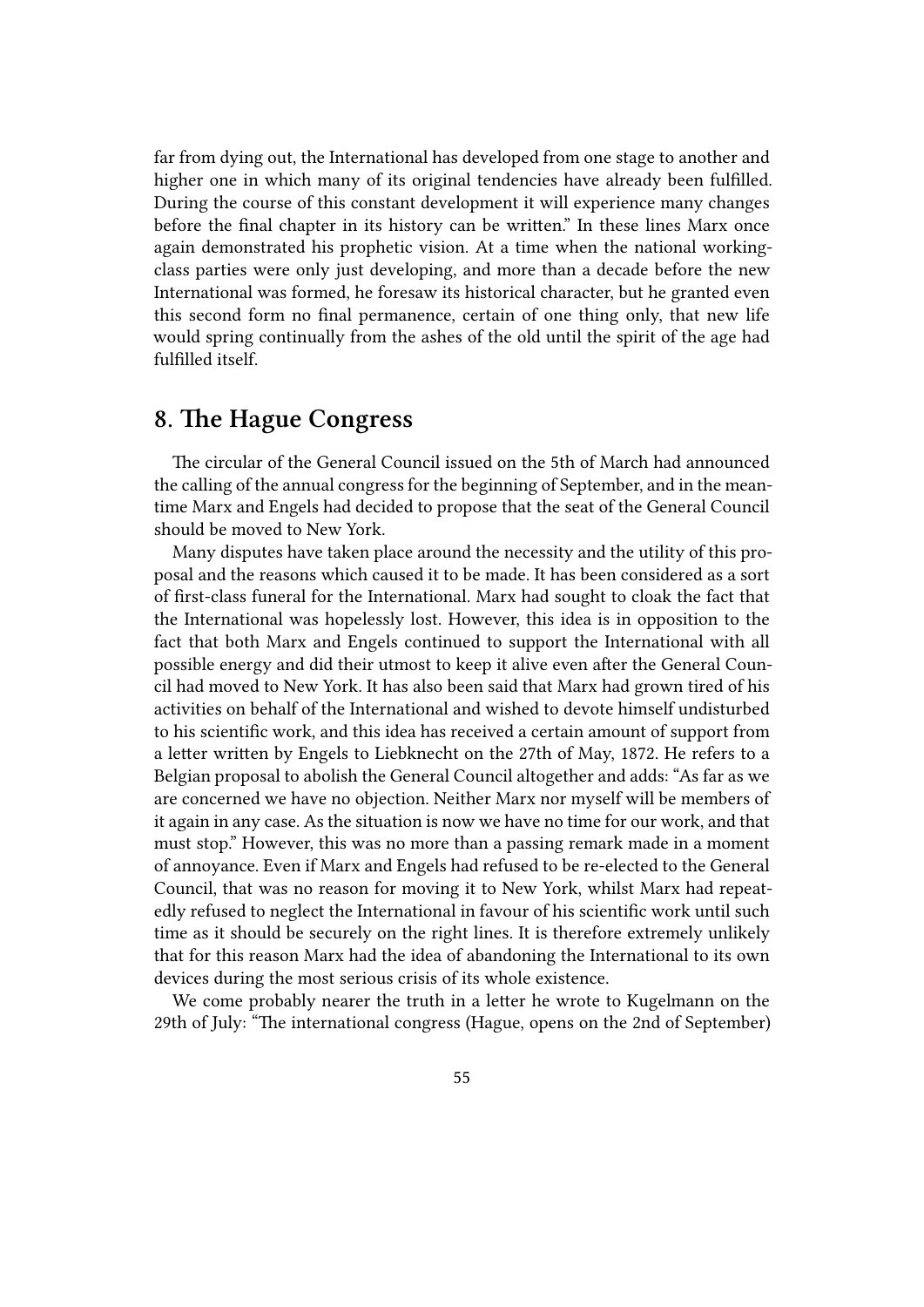far from dying out, the International has developed from one stage to another and higher one in which many of its original tendencies have already been fulfilled. During the course of this constant development it will experience many changes before the final chapter in its history can be written." In these lines Marx once again demonstrated his prophetic vision. At a time when the national working-class parties were only just developing, and more than a decade before the new International was formed, he foresaw its historical character, but he granted even this second form no final permanence, certain of one thing only, that new life would spring continually from the ashes of the old until the spirit of the age had fulfilled itself.

## 8. The Hague Congress

The circular of the General Council issued on the 5th of March had announced the calling of the annual congress for the beginning of September, and in the meantime Marx and Engels had decided to propose that the seat of the General Council should be moved to New York.

Many disputes have taken place around the necessity and the utility of this proposal and the reasons which caused it to be made. It has been considered as a sort of first-class funeral for the International. Marx had sought to cloak the fact that the International was hopelessly lost. However, this idea is in opposition to the fact that both Marx and Engels continued to support the International with all possible energy and did their utmost to keep it alive even after the General Council had moved to New York. It has also been said that Marx had grown tired of his activities on behalf of the International and wished to devote himself undisturbed to his scientific work, and this idea has received a certain amount of support from a letter written by Engels to Liebknecht on the 27th of May, 1872. He refers to a Belgian proposal to abolish the General Council altogether and adds: "As far as we are concerned we have no objection. Neither Marx nor myself will be members of it again in any case. As the situation is now we have no time for our work, and that must stop." However, this was no more than a passing remark made in a moment of annoyance. Even if Marx and Engels had refused to be re-elected to the General Council, that was no reason for moving it to New York, whilst Marx had repeatedly refused to neglect the International in favour of his scientific work until such time as it should be securely on the right lines. It is therefore extremely unlikely that for this reason Marx had the idea of abandoning the International to its own devices during the most serious crisis of its whole existence.

We come probably nearer the truth in a letter he wrote to Kugelmann on the 29th of July: "The international congress (Hague, opens on the 2nd of September)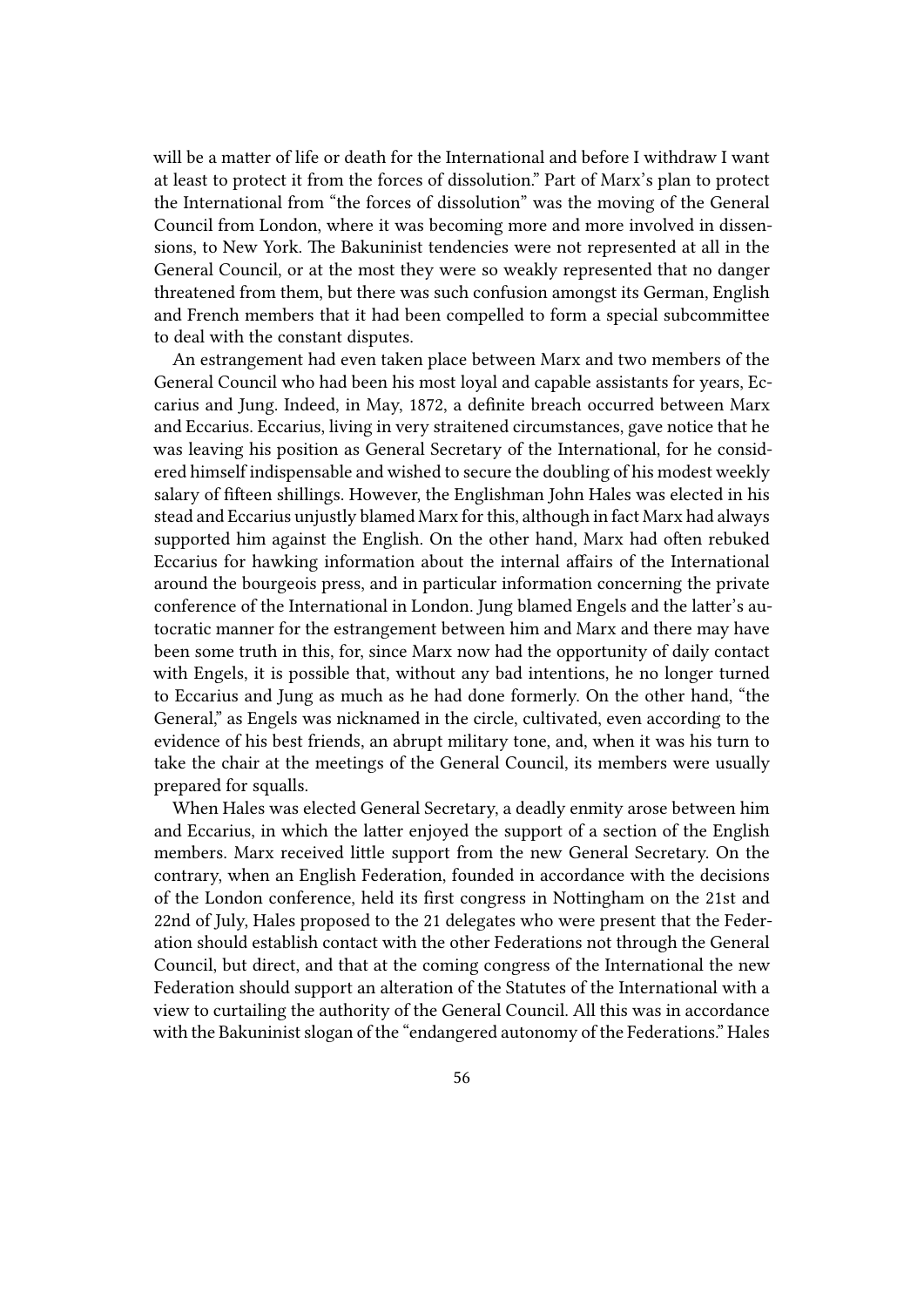will be a matter of life or death for the International and before I withdraw I want at least to protect it from the forces of dissolution." Part of Marx's plan to protect the International from "the forces of dissolution" was the moving of the General Council from London, where it was becoming more and more involved in dissensions, to New York. The Bakuninist tendencies were not represented at all in the General Council, or at the most they were so weakly represented that no danger threatened from them, but there was such confusion amongst its German, English and French members that it had been compelled to form a special subcommittee to deal with the constant disputes.

An estrangement had even taken place between Marx and two members of the General Council who had been his most loyal and capable assistants for years, Eccarius and Jung. Indeed, in May, 1872, a definite breach occurred between Marx and Eccarius. Eccarius, living in very straitened circumstances, gave notice that he was leaving his position as General Secretary of the International, for he considered himself indispensable and wished to secure the doubling of his modest weekly salary of fifteen shillings. However, the Englishman John Hales was elected in his stead and Eccarius unjustly blamed Marx for this, although in fact Marx had always supported him against the English. On the other hand, Marx had often rebuked Eccarius for hawking information about the internal affairs of the International around the bourgeois press, and in particular information concerning the private conference of the International in London. Jung blamed Engels and the latter's autocratic manner for the estrangement between him and Marx and there may have been some truth in this, for, since Marx now had the opportunity of daily contact with Engels, it is possible that, without any bad intentions, he no longer turned to Eccarius and Jung as much as he had done formerly. On the other hand, "the General," as Engels was nicknamed in the circle, cultivated, even according to the evidence of his best friends, an abrupt military tone, and, when it was his turn to take the chair at the meetings of the General Council, its members were usually prepared for squalls.

When Hales was elected General Secretary, a deadly enmity arose between him and Eccarius, in which the latter enjoyed the support of a section of the English members. Marx received little support from the new General Secretary. On the contrary, when an English Federation, founded in accordance with the decisions of the London conference, held its first congress in Nottingham on the 21st and 22nd of July, Hales proposed to the 21 delegates who were present that the Federation should establish contact with the other Federations not through the General Council, but direct, and that at the coming congress of the International the new Federation should support an alteration of the Statutes of the International with a view to curtailing the authority of the General Council. All this was in accordance with the Bakuninist slogan of the "endangered autonomy of the Federations." Hales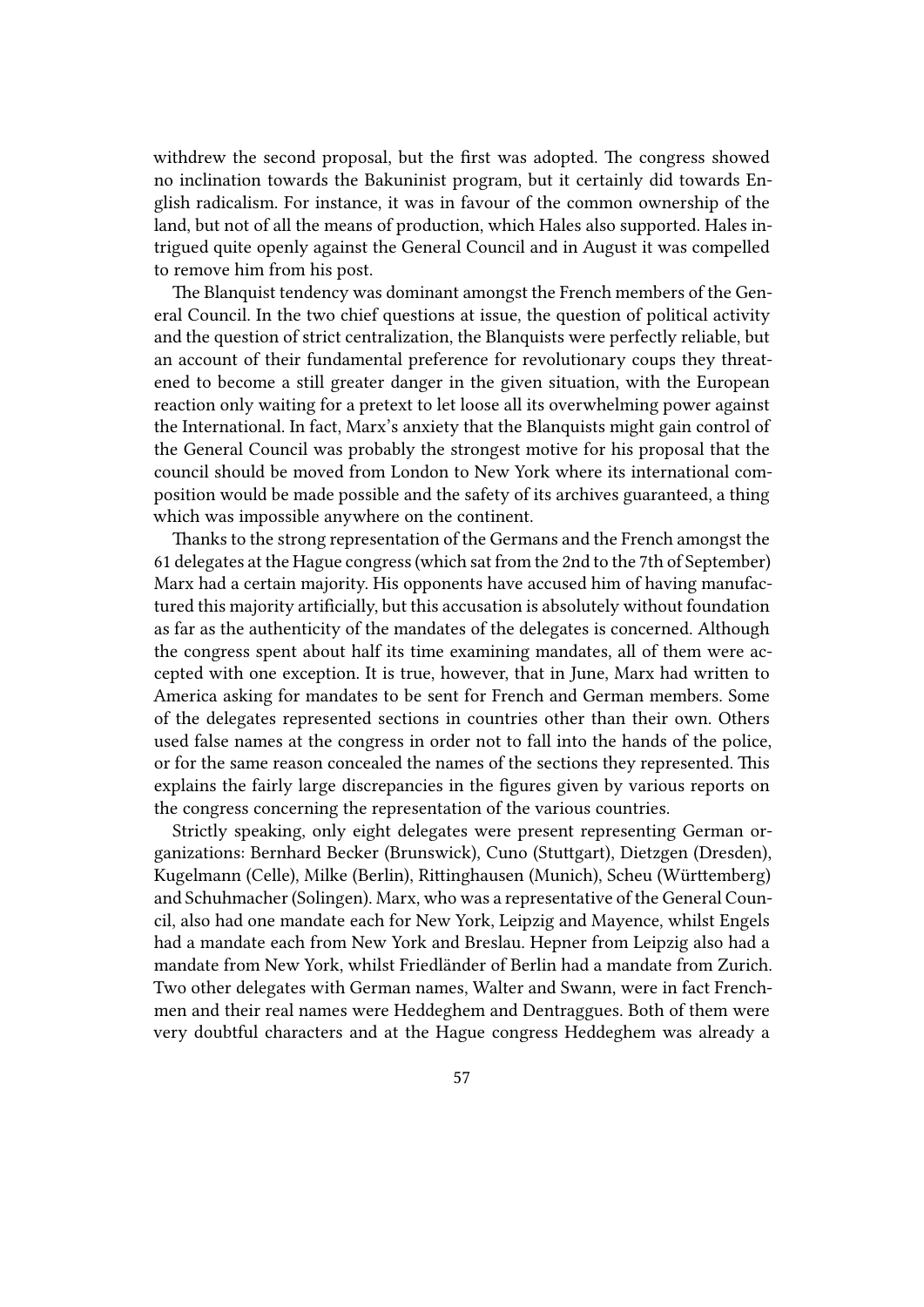withdrew the second proposal, but the first was adopted. The congress showed no inclination towards the Bakuninist program, but it certainly did towards English radicalism. For instance, it was in favour of the common ownership of the land, but not of all the means of production, which Hales also supported. Hales intrigued quite openly against the General Council and in August it was compelled to remove him from his post.

The Blanquist tendency was dominant amongst the French members of the General Council. In the two chief questions at issue, the question of political activity and the question of strict centralization, the Blanquists were perfectly reliable, but an account of their fundamental preference for revolutionary coups they threatened to become a still greater danger in the given situation, with the European reaction only waiting for a pretext to let loose all its overwhelming power against the International. In fact, Marx's anxiety that the Blanquists might gain control of the General Council was probably the strongest motive for his proposal that the council should be moved from London to New York where its international composition would be made possible and the safety of its archives guaranteed, a thing which was impossible anywhere on the continent.

Thanks to the strong representation of the Germans and the French amongst the 61 delegates at the Hague congress (which sat from the 2nd to the 7th of September) Marx had a certain majority. His opponents have accused him of having manufactured this majority artificially, but this accusation is absolutely without foundation as far as the authenticity of the mandates of the delegates is concerned. Although the congress spent about half its time examining mandates, all of them were accepted with one exception. It is true, however, that in June, Marx had written to America asking for mandates to be sent for French and German members. Some of the delegates represented sections in countries other than their own. Others used false names at the congress in order not to fall into the hands of the police, or for the same reason concealed the names of the sections they represented. This explains the fairly large discrepancies in the figures given by various reports on the congress concerning the representation of the various countries.

Strictly speaking, only eight delegates were present representing German organizations: Bernhard Becker (Brunswick), Cuno (Stuttgart), Dietzgen (Dresden), Kugelmann (Celle), Milke (Berlin), Rittinghausen (Munich), Scheu (Württemberg) and Schuhmacher (Solingen). Marx, who was a representative of the General Council, also had one mandate each for New York, Leipzig and Mayence, whilst Engels had a mandate each from New York and Breslau. Hepner from Leipzig also had a mandate from New York, whilst Friedländer of Berlin had a mandate from Zurich. Two other delegates with German names, Walter and Swann, were in fact Frenchmen and their real names were Heddeghem and Dentraggues. Both of them were very doubtful characters and at the Hague congress Heddeghem was already a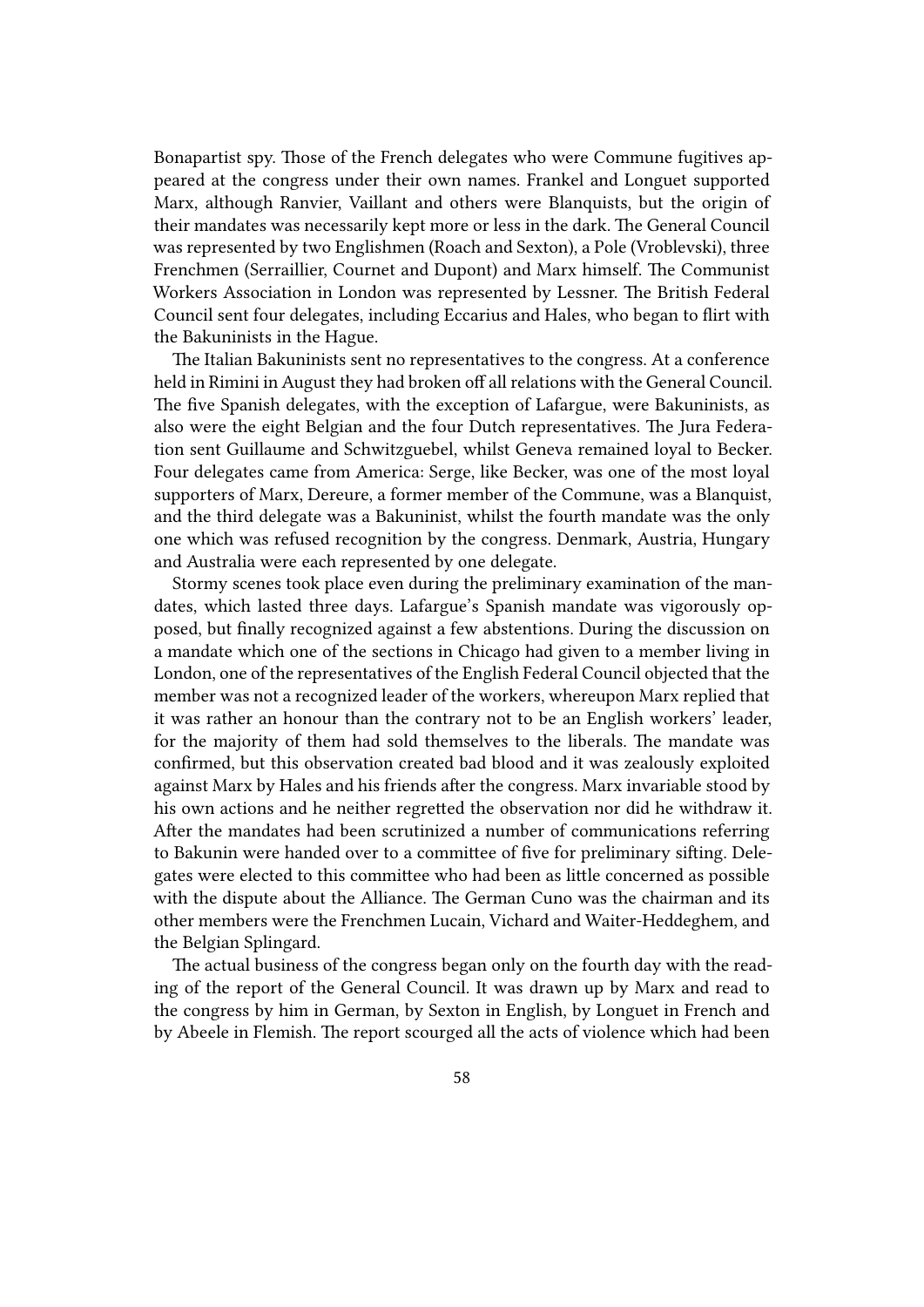Bonapartist spy. Those of the French delegates who were Commune fugitives appeared at the congress under their own names. Frankel and Longuet supported Marx, although Ranvier, Vaillant and others were Blanquists, but the origin of their mandates was necessarily kept more or less in the dark. The General Council was represented by two Englishmen (Roach and Sexton), a Pole (Vroblevski), three Frenchmen (Serraillier, Cournet and Dupont) and Marx himself. The Communist Workers Association in London was represented by Lessner. The British Federal Council sent four delegates, including Eccarius and Hales, who began to flirt with the Bakuninists in the Hague.

The Italian Bakuninists sent no representatives to the congress. At a conference held in Rimini in August they had broken off all relations with the General Council. The five Spanish delegates, with the exception of Lafargue, were Bakuninists, as also were the eight Belgian and the four Dutch representatives. The Jura Federation sent Guillaume and Schwitzguebel, whilst Geneva remained loyal to Becker. Four delegates came from America: Serge, like Becker, was one of the most loyal supporters of Marx, Dereure, a former member of the Commune, was a Blanquist, and the third delegate was a Bakuninist, whilst the fourth mandate was the only one which was refused recognition by the congress. Denmark, Austria, Hungary and Australia were each represented by one delegate.

Stormy scenes took place even during the preliminary examination of the mandates, which lasted three days. Lafargue's Spanish mandate was vigorously opposed, but finally recognized against a few abstentions. During the discussion on a mandate which one of the sections in Chicago had given to a member living in London, one of the representatives of the English Federal Council objected that the member was not a recognized leader of the workers, whereupon Marx replied that it was rather an honour than the contrary not to be an English workers' leader, for the majority of them had sold themselves to the liberals. The mandate was confirmed, but this observation created bad blood and it was zealously exploited against Marx by Hales and his friends after the congress. Marx invariable stood by his own actions and he neither regretted the observation nor did he withdraw it. After the mandates had been scrutinized a number of communications referring to Bakunin were handed over to a committee of five for preliminary sifting. Delegates were elected to this committee who had been as little concerned as possible with the dispute about the Alliance. The German Cuno was the chairman and its other members were the Frenchmen Lucain, Vichard and Waiter-Heddeghem, and the Belgian Splingard.

The actual business of the congress began only on the fourth day with the reading of the report of the General Council. It was drawn up by Marx and read to the congress by him in German, by Sexton in English, by Longuet in French and by Abeele in Flemish. The report scourged all the acts of violence which had been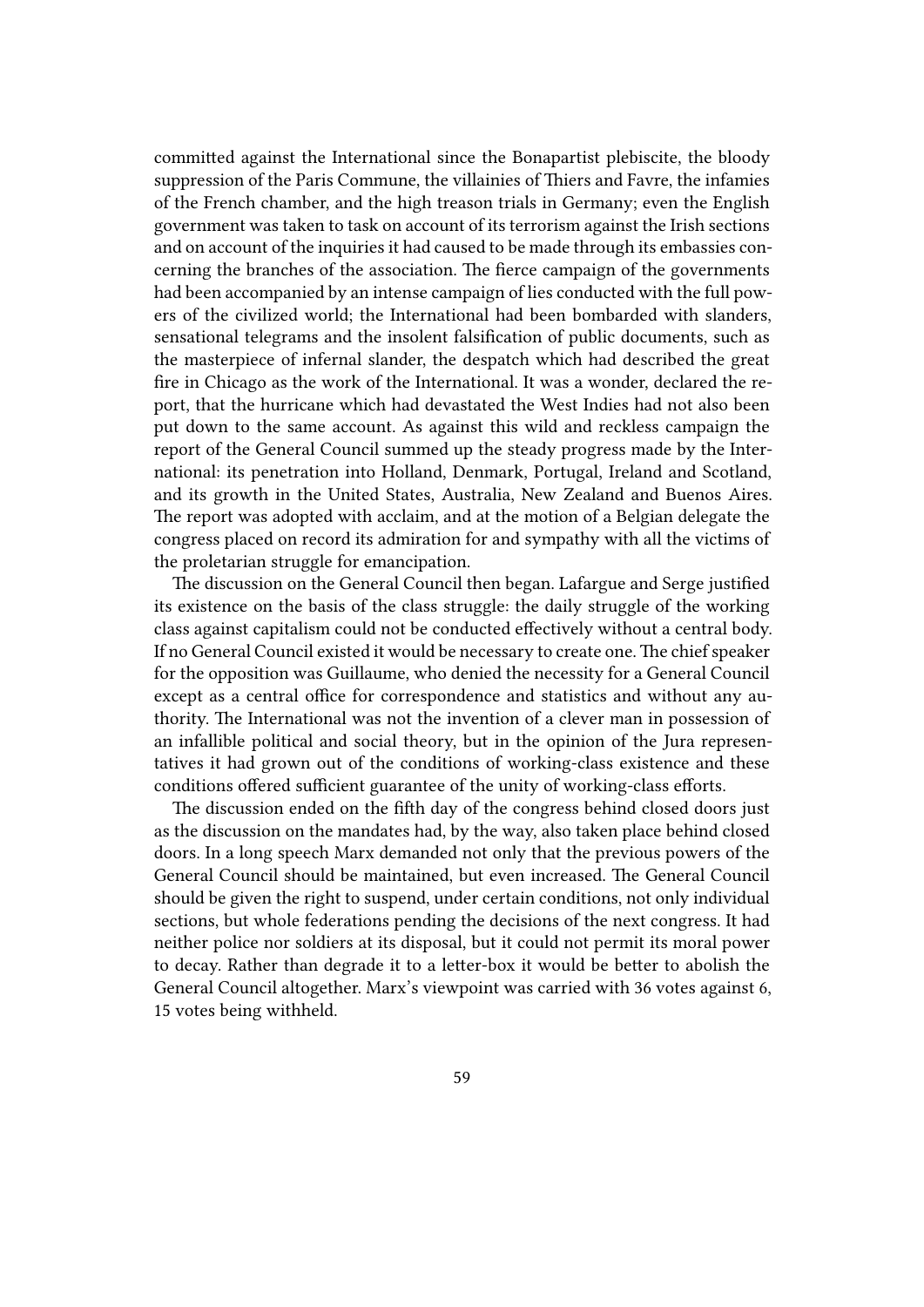committed against the International since the Bonapartist plebiscite, the bloody suppression of the Paris Commune, the villainies of Thiers and Favre, the infamies of the French chamber, and the high treason trials in Germany; even the English government was taken to task on account of its terrorism against the Irish sections and on account of the inquiries it had caused to be made through its embassies concerning the branches of the association. The fierce campaign of the governments had been accompanied by an intense campaign of lies conducted with the full powers of the civilized world; the International had been bombarded with slanders, sensational telegrams and the insolent falsification of public documents, such as the masterpiece of infernal slander, the despatch which had described the great fire in Chicago as the work of the International. It was a wonder, declared the report, that the hurricane which had devastated the West Indies had not also been put down to the same account. As against this wild and reckless campaign the report of the General Council summed up the steady progress made by the International: its penetration into Holland, Denmark, Portugal, Ireland and Scotland, and its growth in the United States, Australia, New Zealand and Buenos Aires. The report was adopted with acclaim, and at the motion of a Belgian delegate the congress placed on record its admiration for and sympathy with all the victims of the proletarian struggle for emancipation.

The discussion on the General Council then began. Lafargue and Serge justified its existence on the basis of the class struggle: the daily struggle of the working class against capitalism could not be conducted effectively without a central body. If no General Council existed it would be necessary to create one. The chief speaker for the opposition was Guillaume, who denied the necessity for a General Council except as a central office for correspondence and statistics and without any authority. The International was not the invention of a clever man in possession of an infallible political and social theory, but in the opinion of the Jura representatives it had grown out of the conditions of working-class existence and these conditions offered sufficient guarantee of the unity of working-class efforts.

The discussion ended on the fifth day of the congress behind closed doors just as the discussion on the mandates had, by the way, also taken place behind closed doors. In a long speech Marx demanded not only that the previous powers of the General Council should be maintained, but even increased. The General Council should be given the right to suspend, under certain conditions, not only individual sections, but whole federations pending the decisions of the next congress. It had neither police nor soldiers at its disposal, but it could not permit its moral power to decay. Rather than degrade it to a letter-box it would be better to abolish the General Council altogether. Marx's viewpoint was carried with 36 votes against 6, 15 votes being withheld.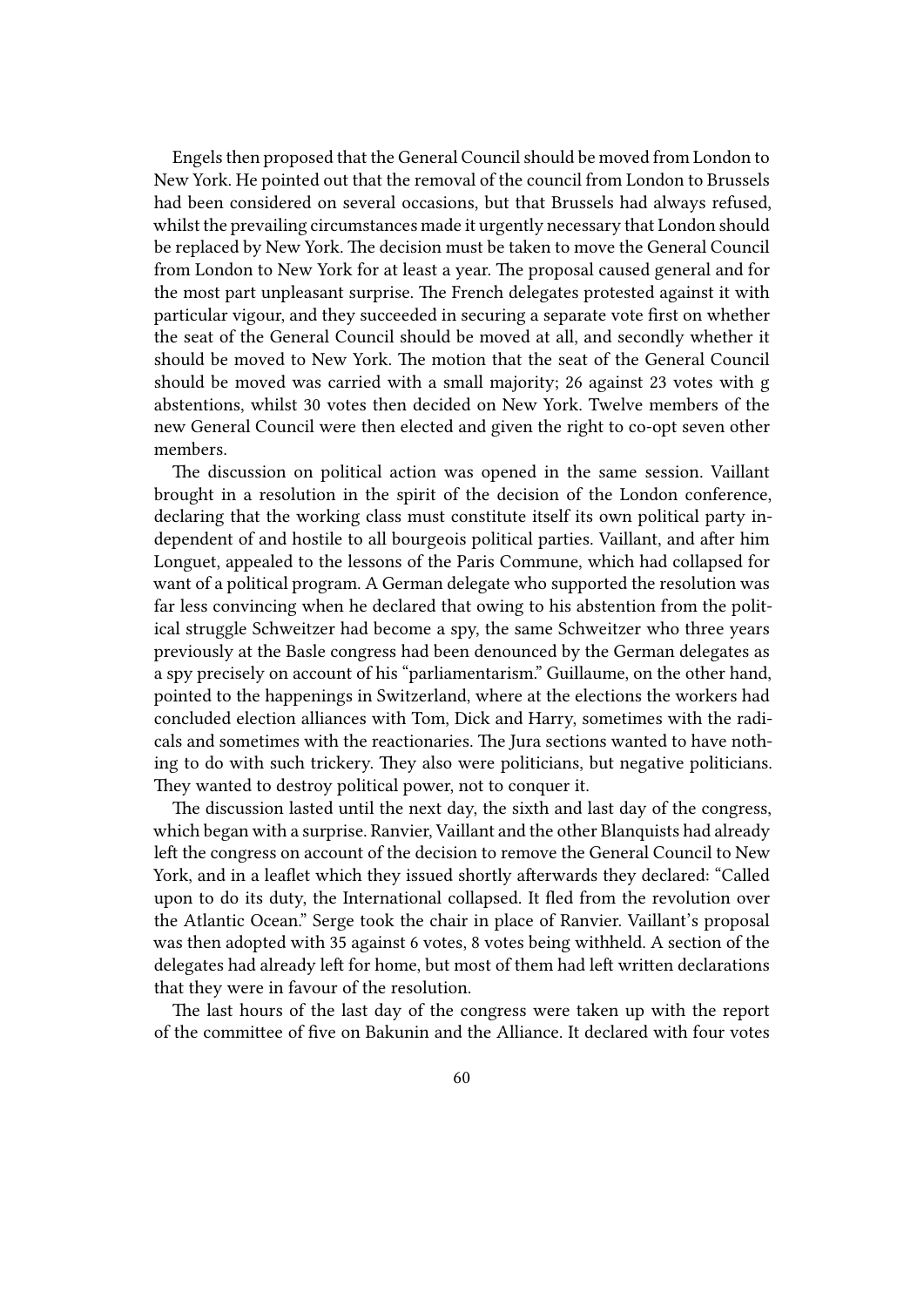Engels then proposed that the General Council should be moved from London to New York. He pointed out that the removal of the council from London to Brussels had been considered on several occasions, but that Brussels had always refused, whilst the prevailing circumstances made it urgently necessary that London should be replaced by New York. The decision must be taken to move the General Council from London to New York for at least a year. The proposal caused general and for the most part unpleasant surprise. The French delegates protested against it with particular vigour, and they succeeded in securing a separate vote first on whether the seat of the General Council should be moved at all, and secondly whether it should be moved to New York. The motion that the seat of the General Council should be moved was carried with a small majority; 26 against 23 votes with g abstentions, whilst 30 votes then decided on New York. Twelve members of the new General Council were then elected and given the right to co-opt seven other members.

The discussion on political action was opened in the same session. Vaillant brought in a resolution in the spirit of the decision of the London conference, declaring that the working class must constitute itself its own political party independent of and hostile to all bourgeois political parties. Vaillant, and after him Longuet, appealed to the lessons of the Paris Commune, which had collapsed for want of a political program. A German delegate who supported the resolution was far less convincing when he declared that owing to his abstention from the political struggle Schweitzer had become a spy, the same Schweitzer who three years previously at the Basle congress had been denounced by the German delegates as a spy precisely on account of his "parliamentarism." Guillaume, on the other hand, pointed to the happenings in Switzerland, where at the elections the workers had concluded election alliances with Tom, Dick and Harry, sometimes with the radicals and sometimes with the reactionaries. The Jura sections wanted to have nothing to do with such trickery. They also were politicians, but negative politicians. They wanted to destroy political power, not to conquer it.

The discussion lasted until the next day, the sixth and last day of the congress, which began with a surprise. Ranvier, Vaillant and the other Blanquists had already left the congress on account of the decision to remove the General Council to New York, and in a leaflet which they issued shortly afterwards they declared: "Called upon to do its duty, the International collapsed. It fled from the revolution over the Atlantic Ocean." Serge took the chair in place of Ranvier. Vaillant's proposal was then adopted with 35 against 6 votes, 8 votes being withheld. A section of the delegates had already left for home, but most of them had left written declarations that they were in favour of the resolution.

The last hours of the last day of the congress were taken up with the report of the committee of five on Bakunin and the Alliance. It declared with four votes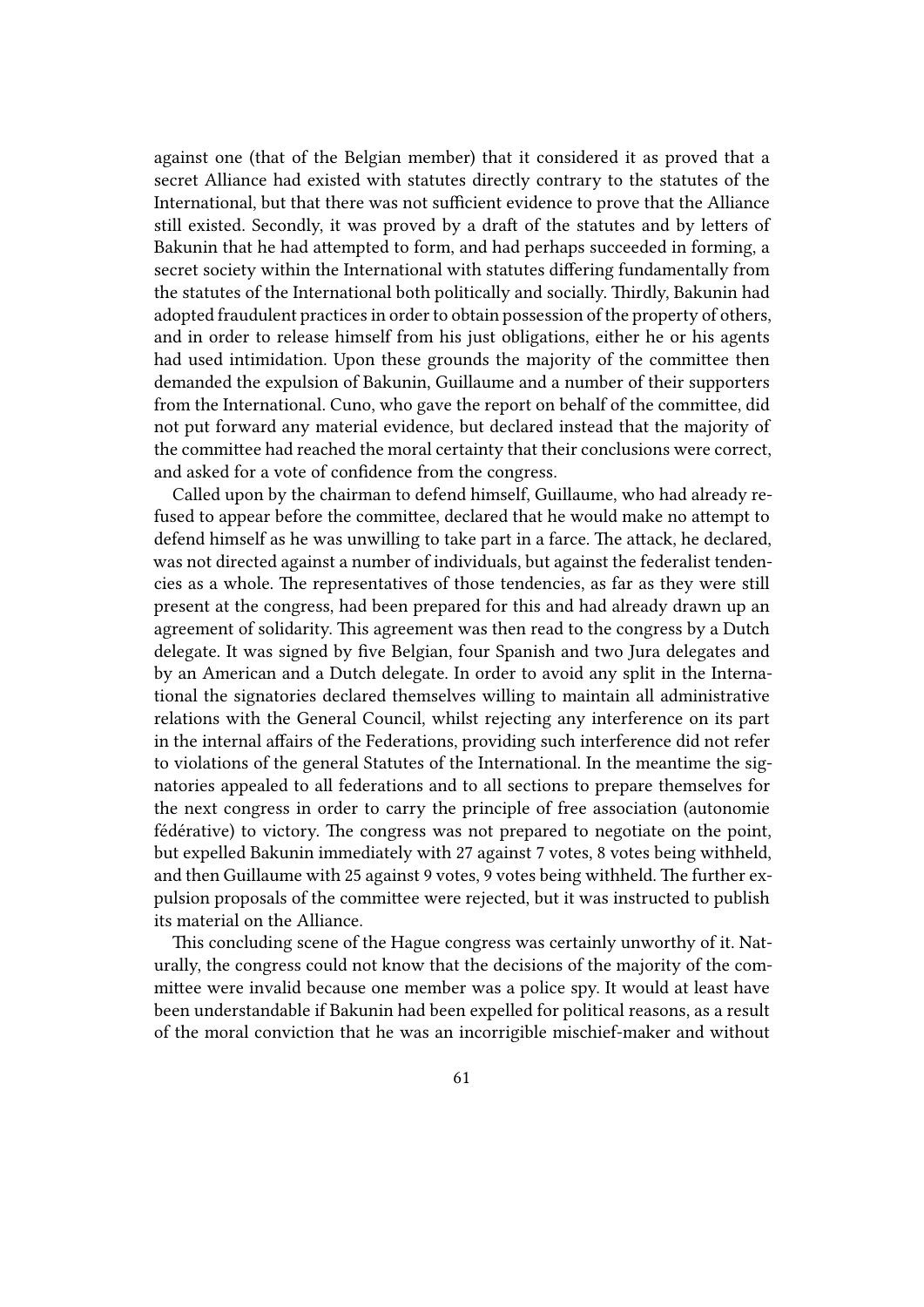against one (that of the Belgian member) that it considered it as proved that a secret Alliance had existed with statutes directly contrary to the statutes of the International, but that there was not sufficient evidence to prove that the Alliance still existed. Secondly, it was proved by a draft of the statutes and by letters of Bakunin that he had attempted to form, and had perhaps succeeded in forming, a secret society within the International with statutes differing fundamentally from the statutes of the International both politically and socially. Thirdly, Bakunin had adopted fraudulent practices in order to obtain possession of the property of others, and in order to release himself from his just obligations, either he or his agents had used intimidation. Upon these grounds the majority of the committee then demanded the expulsion of Bakunin, Guillaume and a number of their supporters from the International. Cuno, who gave the report on behalf of the committee, did not put forward any material evidence, but declared instead that the majority of the committee had reached the moral certainty that their conclusions were correct, and asked for a vote of confidence from the congress.

Called upon by the chairman to defend himself, Guillaume, who had already refused to appear before the committee, declared that he would make no attempt to defend himself as he was unwilling to take part in a farce. The attack, he declared, was not directed against a number of individuals, but against the federalist tendencies as a whole. The representatives of those tendencies, as far as they were still present at the congress, had been prepared for this and had already drawn up an agreement of solidarity. This agreement was then read to the congress by a Dutch delegate. It was signed by five Belgian, four Spanish and two Jura delegates and by an American and a Dutch delegate. In order to avoid any split in the International the signatories declared themselves willing to maintain all administrative relations with the General Council, whilst rejecting any interference on its part in the internal affairs of the Federations, providing such interference did not refer to violations of the general Statutes of the International. In the meantime the signatories appealed to all federations and to all sections to prepare themselves for the next congress in order to carry the principle of free association (autonomie fédérative) to victory. The congress was not prepared to negotiate on the point, but expelled Bakunin immediately with 27 against 7 votes, 8 votes being withheld, and then Guillaume with 25 against 9 votes, 9 votes being withheld. The further expulsion proposals of the committee were rejected, but it was instructed to publish its material on the Alliance.

This concluding scene of the Hague congress was certainly unworthy of it. Naturally, the congress could not know that the decisions of the majority of the committee were invalid because one member was a police spy. It would at least have been understandable if Bakunin had been expelled for political reasons, as a result of the moral conviction that he was an incorrigible mischief-maker and without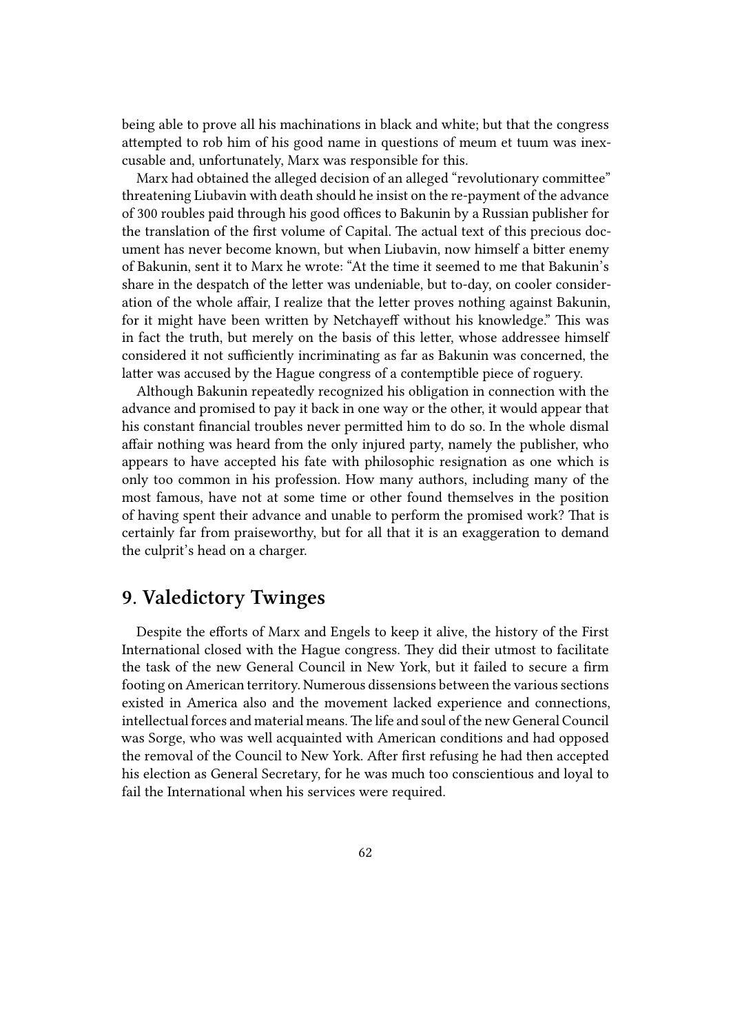being able to prove all his machinations in black and white; but that the congress attempted to rob him of his good name in questions of meum et tuum was inexcusable and, unfortunately, Marx was responsible for this.

Marx had obtained the alleged decision of an alleged "revolutionary committee" threatening Liubavin with death should he insist on the re-payment of the advance of 300 roubles paid through his good offices to Bakunin by a Russian publisher for the translation of the first volume of Capital. The actual text of this precious document has never become known, but when Liubavin, now himself a bitter enemy of Bakunin, sent it to Marx he wrote: "At the time it seemed to me that Bakunin's share in the despatch of the letter was undeniable, but to-day, on cooler consideration of the whole affair, I realize that the letter proves nothing against Bakunin, for it might have been written by Netchayeff without his knowledge." This was in fact the truth, but merely on the basis of this letter, whose addressee himself considered it not sufficiently incriminating as far as Bakunin was concerned, the latter was accused by the Hague congress of a contemptible piece of roguery.

Although Bakunin repeatedly recognized his obligation in connection with the advance and promised to pay it back in one way or the other, it would appear that his constant financial troubles never permitted him to do so. In the whole dismal affair nothing was heard from the only injured party, namely the publisher, who appears to have accepted his fate with philosophic resignation as one which is only too common in his profession. How many authors, including many of the most famous, have not at some time or other found themselves in the position of having spent their advance and unable to perform the promised work? That is certainly far from praiseworthy, but for all that it is an exaggeration to demand the culprit's head on a charger.

## 9. Valedictory Twinges

Despite the efforts of Marx and Engels to keep it alive, the history of the First International closed with the Hague congress. They did their utmost to facilitate the task of the new General Council in New York, but it failed to secure a firm footing on American territory. Numerous dissensions between the various sections existed in America also and the movement lacked experience and connections, intellectual forces and material means. The life and soul of the new General Council was Sorge, who was well acquainted with American conditions and had opposed the removal of the Council to New York. After first refusing he had then accepted his election as General Secretary, for he was much too conscientious and loyal to fail the International when his services were required.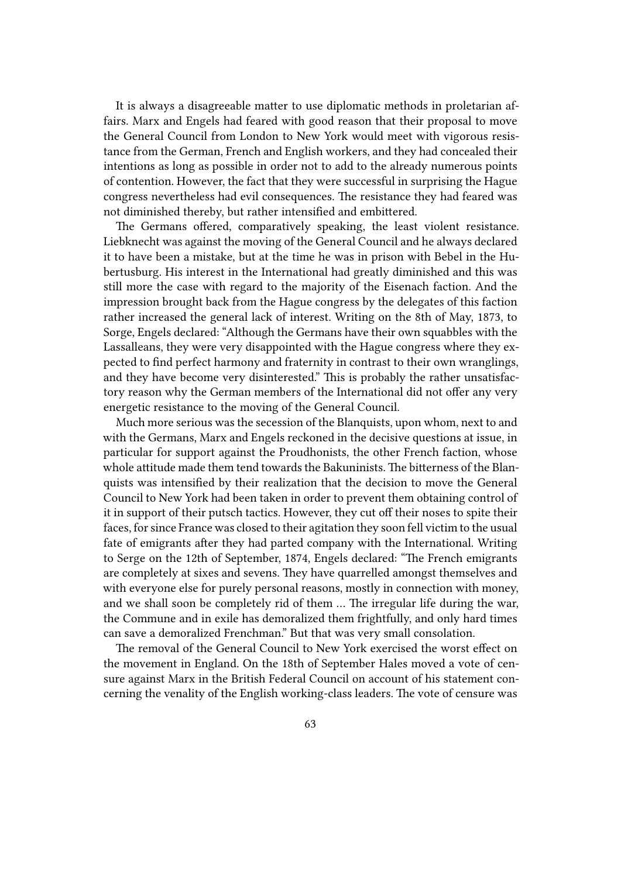It is always a disagreeable matter to use diplomatic methods in proletarian affairs. Marx and Engels had feared with good reason that their proposal to move the General Council from London to New York would meet with vigorous resistance from the German, French and English workers, and they had concealed their intentions as long as possible in order not to add to the already numerous points of contention. However, the fact that they were successful in surprising the Hague congress nevertheless had evil consequences. The resistance they had feared was not diminished thereby, but rather intensified and embittered.

The Germans offered, comparatively speaking, the least violent resistance. Liebknecht was against the moving of the General Council and he always declared it to have been a mistake, but at the time he was in prison with Bebel in the Hubertusburg. His interest in the International had greatly diminished and this was still more the case with regard to the majority of the Eisenach faction. And the impression brought back from the Hague congress by the delegates of this faction rather increased the general lack of interest. Writing on the 8th of May, 1873, to Sorge, Engels declared: "Although the Germans have their own squabbles with the Lassalleans, they were very disappointed with the Hague congress where they expected to find perfect harmony and fraternity in contrast to their own wranglings, and they have become very disinterested." This is probably the rather unsatisfactory reason why the German members of the International did not offer any very energetic resistance to the moving of the General Council.

Much more serious was the secession of the Blanquists, upon whom, next to and with the Germans, Marx and Engels reckoned in the decisive questions at issue, in particular for support against the Proudhonists, the other French faction, whose whole attitude made them tend towards the Bakuninists. The bitterness of the Blanquists was intensified by their realization that the decision to move the General Council to New York had been taken in order to prevent them obtaining control of it in support of their putsch tactics. However, they cut off their noses to spite their faces, for since France was closed to their agitation they soon fell victim to the usual fate of emigrants after they had parted company with the International. Writing to Serge on the 12th of September, 1874, Engels declared: "The French emigrants are completely at sixes and sevens. They have quarrelled amongst themselves and with everyone else for purely personal reasons, mostly in connection with money, and we shall soon be completely rid of them … The irregular life during the war, the Commune and in exile has demoralized them frightfully, and only hard times can save a demoralized Frenchman." But that was very small consolation.

The removal of the General Council to New York exercised the worst effect on the movement in England. On the 18th of September Hales moved a vote of censure against Marx in the British Federal Council on account of his statement concerning the venality of the English working-class leaders. The vote of censure was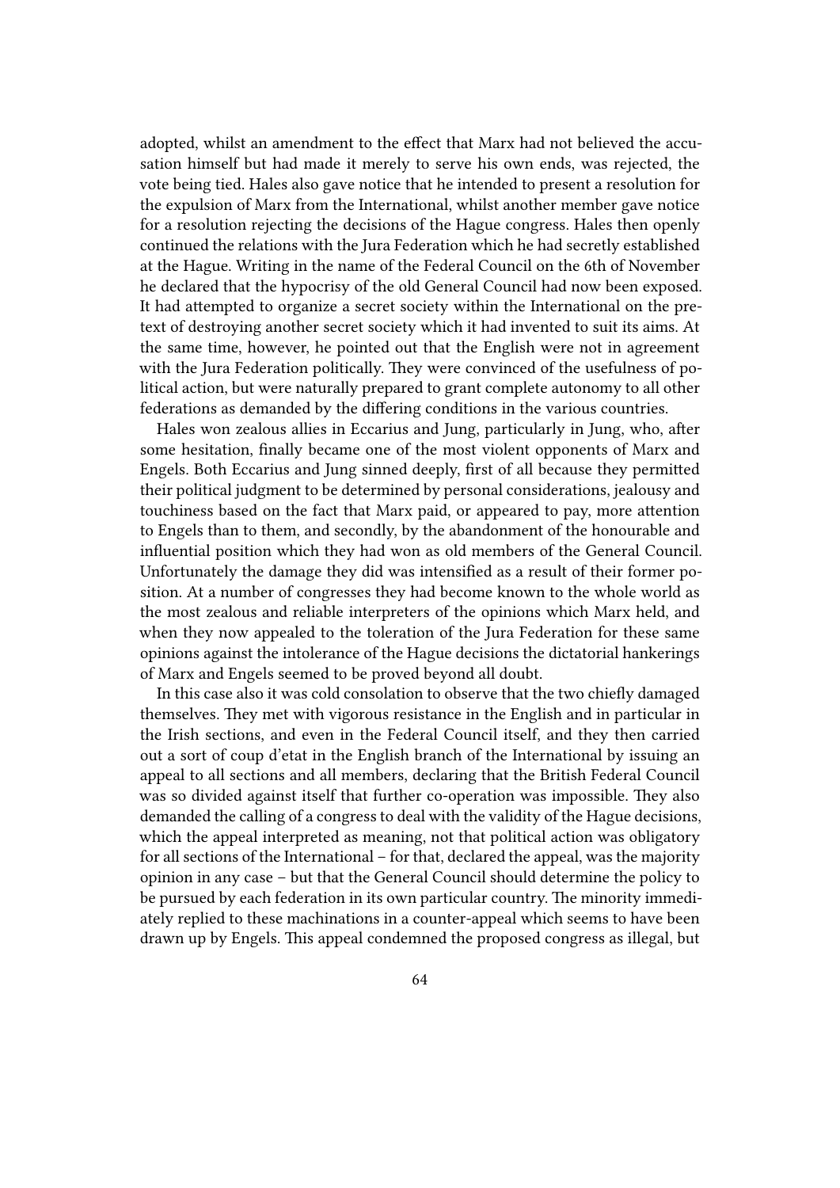adopted, whilst an amendment to the effect that Marx had not believed the accusation himself but had made it merely to serve his own ends, was rejected, the vote being tied. Hales also gave notice that he intended to present a resolution for the expulsion of Marx from the International, whilst another member gave notice for a resolution rejecting the decisions of the Hague congress. Hales then openly continued the relations with the Jura Federation which he had secretly established at the Hague. Writing in the name of the Federal Council on the 6th of November he declared that the hypocrisy of the old General Council had now been exposed. It had attempted to organize a secret society within the International on the pretext of destroying another secret society which it had invented to suit its aims. At the same time, however, he pointed out that the English were not in agreement with the Jura Federation politically. They were convinced of the usefulness of political action, but were naturally prepared to grant complete autonomy to all other federations as demanded by the differing conditions in the various countries.

Hales won zealous allies in Eccarius and Jung, particularly in Jung, who, after some hesitation, finally became one of the most violent opponents of Marx and Engels. Both Eccarius and Jung sinned deeply, first of all because they permitted their political judgment to be determined by personal considerations, jealousy and touchiness based on the fact that Marx paid, or appeared to pay, more attention to Engels than to them, and secondly, by the abandonment of the honourable and influential position which they had won as old members of the General Council. Unfortunately the damage they did was intensified as a result of their former position. At a number of congresses they had become known to the whole world as the most zealous and reliable interpreters of the opinions which Marx held, and when they now appealed to the toleration of the Jura Federation for these same opinions against the intolerance of the Hague decisions the dictatorial hankerings of Marx and Engels seemed to be proved beyond all doubt.

In this case also it was cold consolation to observe that the two chiefly damaged themselves. They met with vigorous resistance in the English and in particular in the Irish sections, and even in the Federal Council itself, and they then carried out a sort of coup d'etat in the English branch of the International by issuing an appeal to all sections and all members, declaring that the British Federal Council was so divided against itself that further co-operation was impossible. They also demanded the calling of a congress to deal with the validity of the Hague decisions, which the appeal interpreted as meaning, not that political action was obligatory for all sections of the International – for that, declared the appeal, was the majority opinion in any case – but that the General Council should determine the policy to be pursued by each federation in its own particular country. The minority immediately replied to these machinations in a counter-appeal which seems to have been drawn up by Engels. This appeal condemned the proposed congress as illegal, but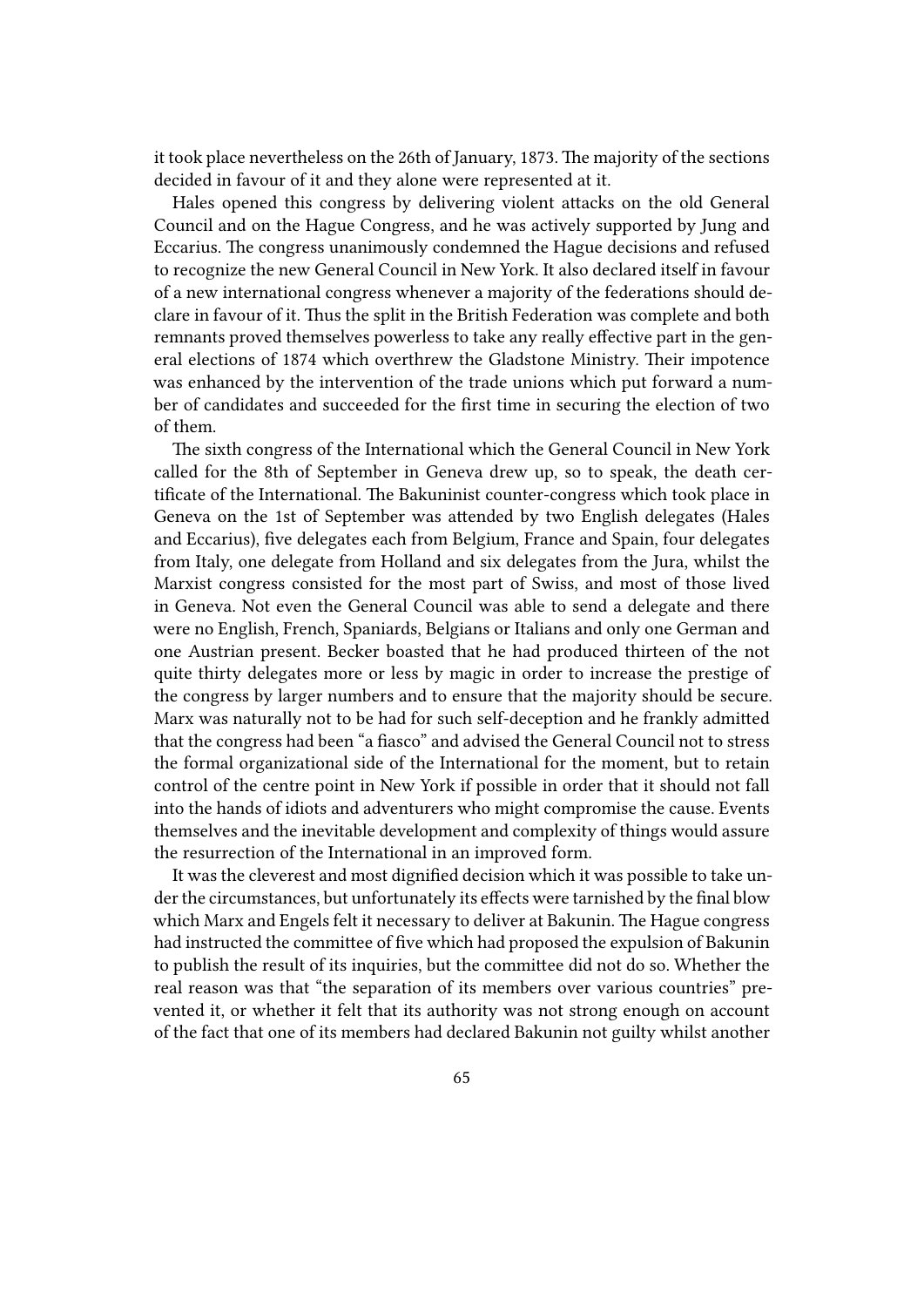it took place nevertheless on the 26th of January, 1873. The majority of the sections decided in favour of it and they alone were represented at it.

Hales opened this congress by delivering violent attacks on the old General Council and on the Hague Congress, and he was actively supported by Jung and Eccarius. The congress unanimously condemned the Hague decisions and refused to recognize the new General Council in New York. It also declared itself in favour of a new international congress whenever a majority of the federations should declare in favour of it. Thus the split in the British Federation was complete and both remnants proved themselves powerless to take any really effective part in the general elections of 1874 which overthrew the Gladstone Ministry. Their impotence was enhanced by the intervention of the trade unions which put forward a number of candidates and succeeded for the first time in securing the election of two of them.

The sixth congress of the International which the General Council in New York called for the 8th of September in Geneva drew up, so to speak, the death certificate of the International. The Bakuninist counter-congress which took place in Geneva on the 1st of September was attended by two English delegates (Hales and Eccarius), five delegates each from Belgium, France and Spain, four delegates from Italy, one delegate from Holland and six delegates from the Jura, whilst the Marxist congress consisted for the most part of Swiss, and most of those lived in Geneva. Not even the General Council was able to send a delegate and there were no English, French, Spaniards, Belgians or Italians and only one German and one Austrian present. Becker boasted that he had produced thirteen of the not quite thirty delegates more or less by magic in order to increase the prestige of the congress by larger numbers and to ensure that the majority should be secure. Marx was naturally not to be had for such self-deception and he frankly admitted that the congress had been "a fiasco" and advised the General Council not to stress the formal organizational side of the International for the moment, but to retain control of the centre point in New York if possible in order that it should not fall into the hands of idiots and adventurers who might compromise the cause. Events themselves and the inevitable development and complexity of things would assure the resurrection of the International in an improved form.

It was the cleverest and most dignified decision which it was possible to take under the circumstances, but unfortunately its effects were tarnished by the final blow which Marx and Engels felt it necessary to deliver at Bakunin. The Hague congress had instructed the committee of five which had proposed the expulsion of Bakunin to publish the result of its inquiries, but the committee did not do so. Whether the real reason was that "the separation of its members over various countries" prevented it, or whether it felt that its authority was not strong enough on account of the fact that one of its members had declared Bakunin not guilty whilst another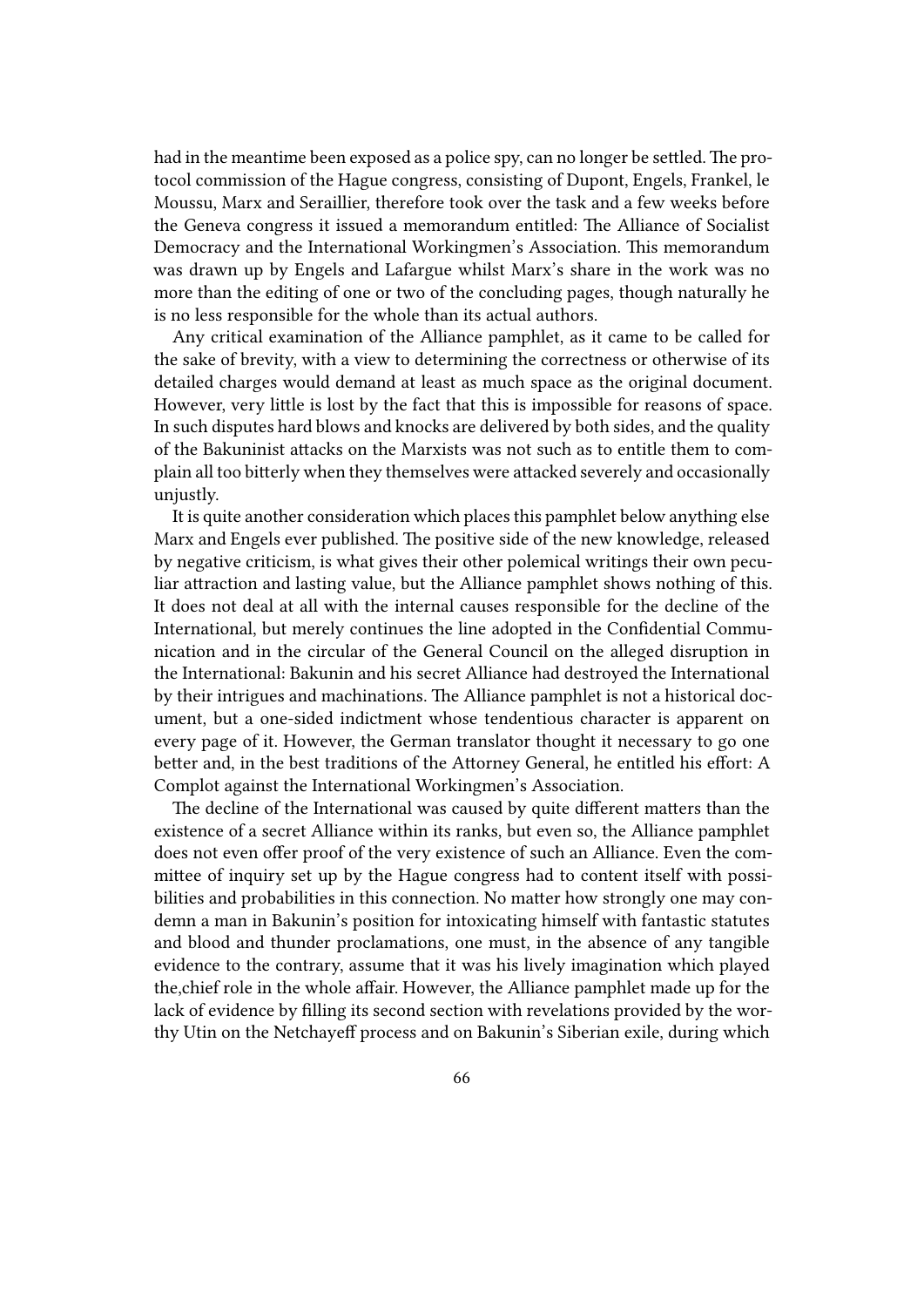had in the meantime been exposed as a police spy, can no longer be settled. The protocol commission of the Hague congress, consisting of Dupont, Engels, Frankel, le Moussu, Marx and Seraillier, therefore took over the task and a few weeks before the Geneva congress it issued a memorandum entitled: The Alliance of Socialist Democracy and the International Workingmen's Association. This memorandum was drawn up by Engels and Lafargue whilst Marx's share in the work was no more than the editing of one or two of the concluding pages, though naturally he is no less responsible for the whole than its actual authors.

Any critical examination of the Alliance pamphlet, as it came to be called for the sake of brevity, with a view to determining the correctness or otherwise of its detailed charges would demand at least as much space as the original document. However, very little is lost by the fact that this is impossible for reasons of space. In such disputes hard blows and knocks are delivered by both sides, and the quality of the Bakuninist attacks on the Marxists was not such as to entitle them to complain all too bitterly when they themselves were attacked severely and occasionally unjustly.

It is quite another consideration which places this pamphlet below anything else Marx and Engels ever published. The positive side of the new knowledge, released by negative criticism, is what gives their other polemical writings their own peculiar attraction and lasting value, but the Alliance pamphlet shows nothing of this. It does not deal at all with the internal causes responsible for the decline of the International, but merely continues the line adopted in the Confidential Communication and in the circular of the General Council on the alleged disruption in the International: Bakunin and his secret Alliance had destroyed the International by their intrigues and machinations. The Alliance pamphlet is not a historical document, but a one-sided indictment whose tendentious character is apparent on every page of it. However, the German translator thought it necessary to go one better and, in the best traditions of the Attorney General, he entitled his effort: A Complot against the International Workingmen's Association.

The decline of the International was caused by quite different matters than the existence of a secret Alliance within its ranks, but even so, the Alliance pamphlet does not even offer proof of the very existence of such an Alliance. Even the committee of inquiry set up by the Hague congress had to content itself with possibilities and probabilities in this connection. No matter how strongly one may condemn a man in Bakunin's position for intoxicating himself with fantastic statutes and blood and thunder proclamations, one must, in the absence of any tangible evidence to the contrary, assume that it was his lively imagination which played the,chief role in the whole affair. However, the Alliance pamphlet made up for the lack of evidence by filling its second section with revelations provided by the worthy Utin on the Netchayeff process and on Bakunin's Siberian exile, during which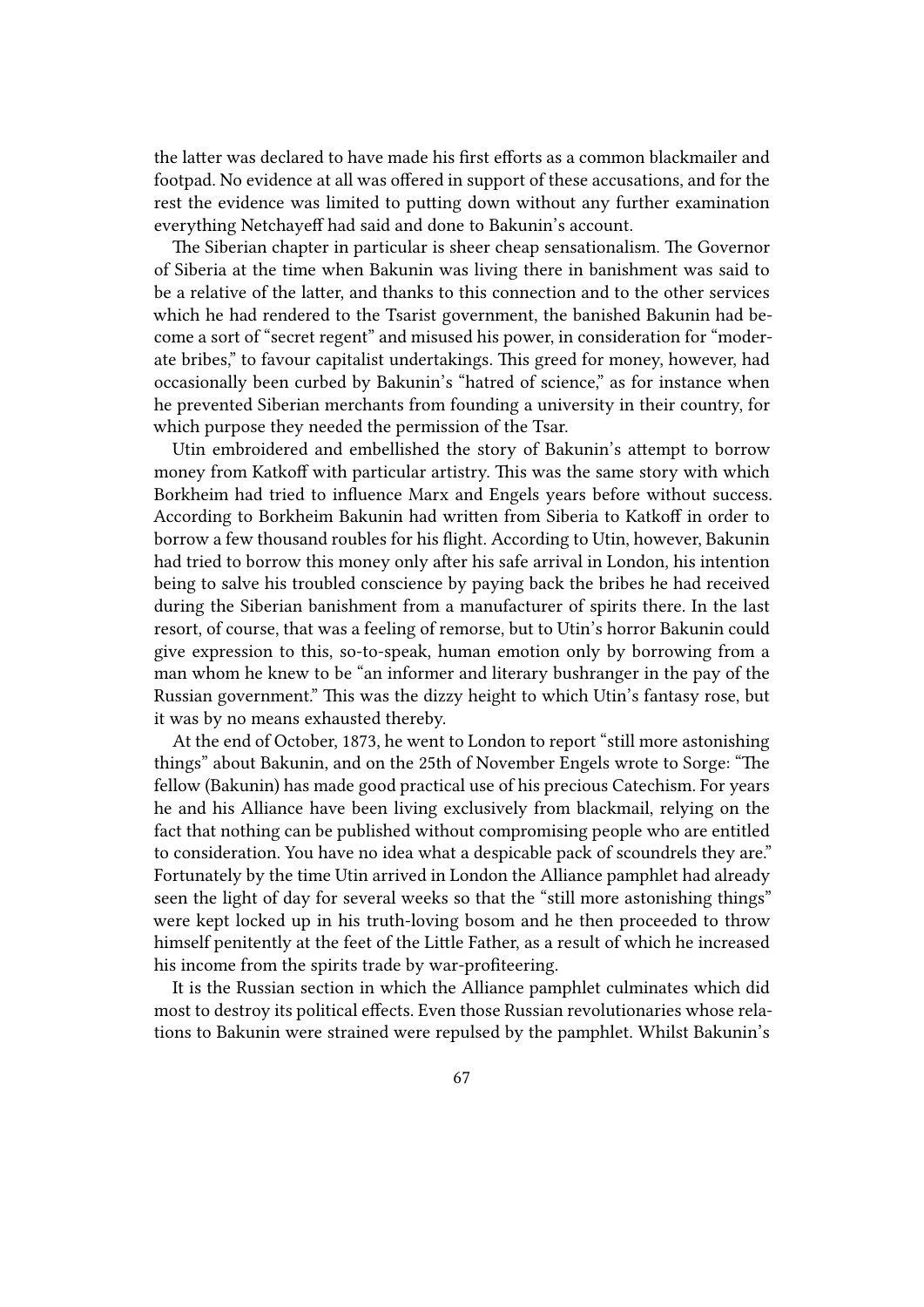the latter was declared to have made his first efforts as a common blackmailer and footpad. No evidence at all was offered in support of these accusations, and for the rest the evidence was limited to putting down without any further examination everything Netchayeff had said and done to Bakunin's account.

The Siberian chapter in particular is sheer cheap sensationalism. The Governor of Siberia at the time when Bakunin was living there in banishment was said to be a relative of the latter, and thanks to this connection and to the other services which he had rendered to the Tsarist government, the banished Bakunin had become a sort of "secret regent" and misused his power, in consideration for "moderate bribes," to favour capitalist undertakings. This greed for money, however, had occasionally been curbed by Bakunin's "hatred of science," as for instance when he prevented Siberian merchants from founding a university in their country, for which purpose they needed the permission of the Tsar.

Utin embroidered and embellished the story of Bakunin's attempt to borrow money from Katkoff with particular artistry. This was the same story with which Borkheim had tried to influence Marx and Engels years before without success. According to Borkheim Bakunin had written from Siberia to Katkoff in order to borrow a few thousand roubles for his flight. According to Utin, however, Bakunin had tried to borrow this money only after his safe arrival in London, his intention being to salve his troubled conscience by paying back the bribes he had received during the Siberian banishment from a manufacturer of spirits there. In the last resort, of course, that was a feeling of remorse, but to Utin's horror Bakunin could give expression to this, so-to-speak, human emotion only by borrowing from a man whom he knew to be "an informer and literary bushranger in the pay of the Russian government." This was the dizzy height to which Utin's fantasy rose, but it was by no means exhausted thereby.

At the end of October, 1873, he went to London to report "still more astonishing things" about Bakunin, and on the 25th of November Engels wrote to Sorge: "The fellow (Bakunin) has made good practical use of his precious Catechism. For years he and his Alliance have been living exclusively from blackmail, relying on the fact that nothing can be published without compromising people who are entitled to consideration. You have no idea what a despicable pack of scoundrels they are." Fortunately by the time Utin arrived in London the Alliance pamphlet had already seen the light of day for several weeks so that the "still more astonishing things" were kept locked up in his truth-loving bosom and he then proceeded to throw himself penitently at the feet of the Little Father, as a result of which he increased his income from the spirits trade by war-profiteering.

It is the Russian section in which the Alliance pamphlet culminates which did most to destroy its political effects. Even those Russian revolutionaries whose relations to Bakunin were strained were repulsed by the pamphlet. Whilst Bakunin's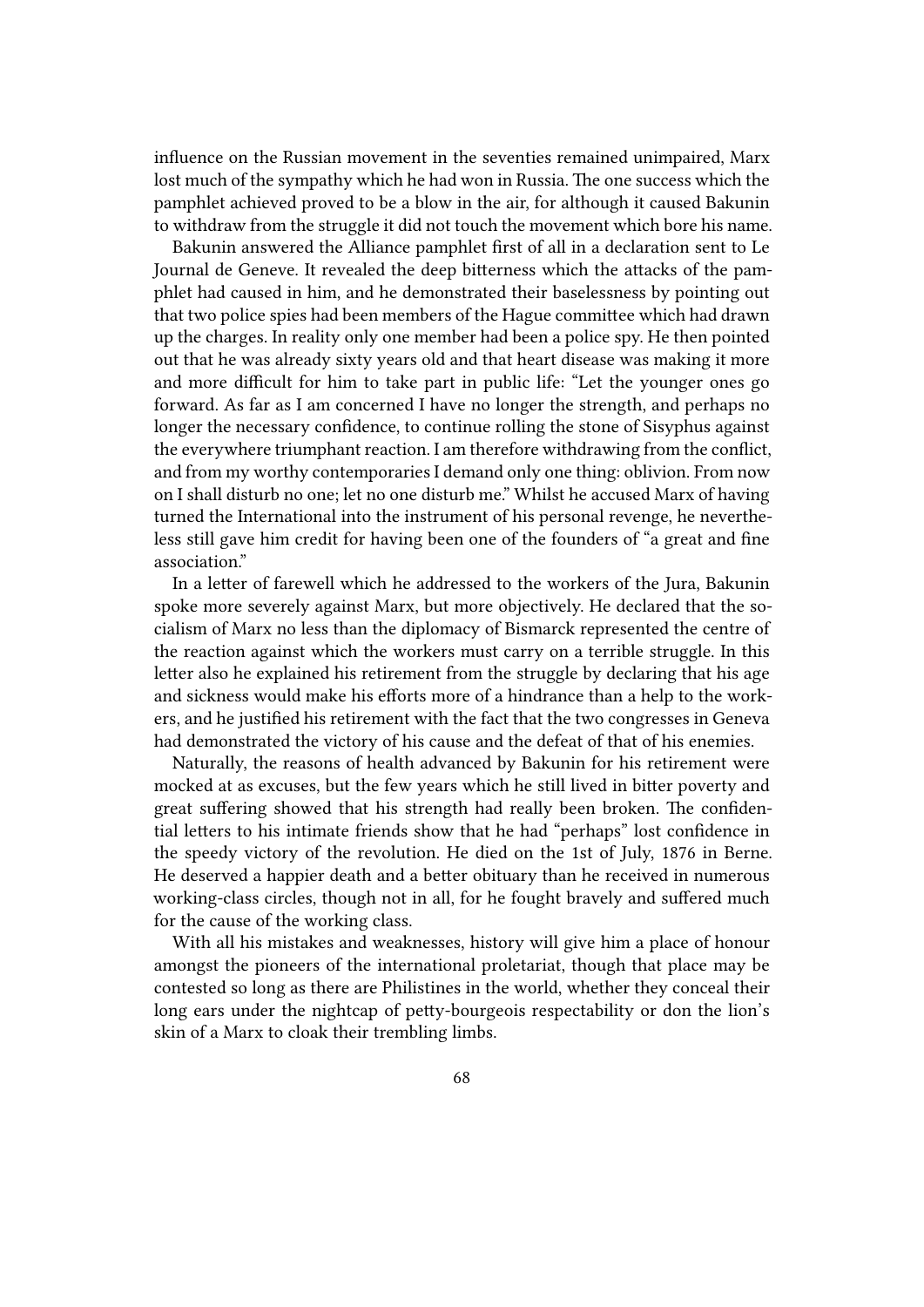influence on the Russian movement in the seventies remained unimpaired, Marx lost much of the sympathy which he had won in Russia. The one success which the pamphlet achieved proved to be a blow in the air, for although it caused Bakunin to withdraw from the struggle it did not touch the movement which bore his name.

Bakunin answered the Alliance pamphlet first of all in a declaration sent to Le Journal de Geneve. It revealed the deep bitterness which the attacks of the pamphlet had caused in him, and he demonstrated their baselessness by pointing out that two police spies had been members of the Hague committee which had drawn up the charges. In reality only one member had been a police spy. He then pointed out that he was already sixty years old and that heart disease was making it more and more difficult for him to take part in public life: "Let the younger ones go forward. As far as I am concerned I have no longer the strength, and perhaps no longer the necessary confidence, to continue rolling the stone of Sisyphus against the everywhere triumphant reaction. I am therefore withdrawing from the conflict, and from my worthy contemporaries I demand only one thing: oblivion. From now on I shall disturb no one; let no one disturb me." Whilst he accused Marx of having turned the International into the instrument of his personal revenge, he nevertheless still gave him credit for having been one of the founders of "a great and fine association."

In a letter of farewell which he addressed to the workers of the Jura, Bakunin spoke more severely against Marx, but more objectively. He declared that the socialism of Marx no less than the diplomacy of Bismarck represented the centre of the reaction against which the workers must carry on a terrible struggle. In this letter also he explained his retirement from the struggle by declaring that his age and sickness would make his efforts more of a hindrance than a help to the workers, and he justified his retirement with the fact that the two congresses in Geneva had demonstrated the victory of his cause and the defeat of that of his enemies.

Naturally, the reasons of health advanced by Bakunin for his retirement were mocked at as excuses, but the few years which he still lived in bitter poverty and great suffering showed that his strength had really been broken. The confidential letters to his intimate friends show that he had "perhaps" lost confidence in the speedy victory of the revolution. He died on the 1st of July, 1876 in Berne. He deserved a happier death and a better obituary than he received in numerous working-class circles, though not in all, for he fought bravely and suffered much for the cause of the working class.

With all his mistakes and weaknesses, history will give him a place of honour amongst the pioneers of the international proletariat, though that place may be contested so long as there are Philistines in the world, whether they conceal their long ears under the nightcap of petty-bourgeois respectability or don the lion's skin of a Marx to cloak their trembling limbs.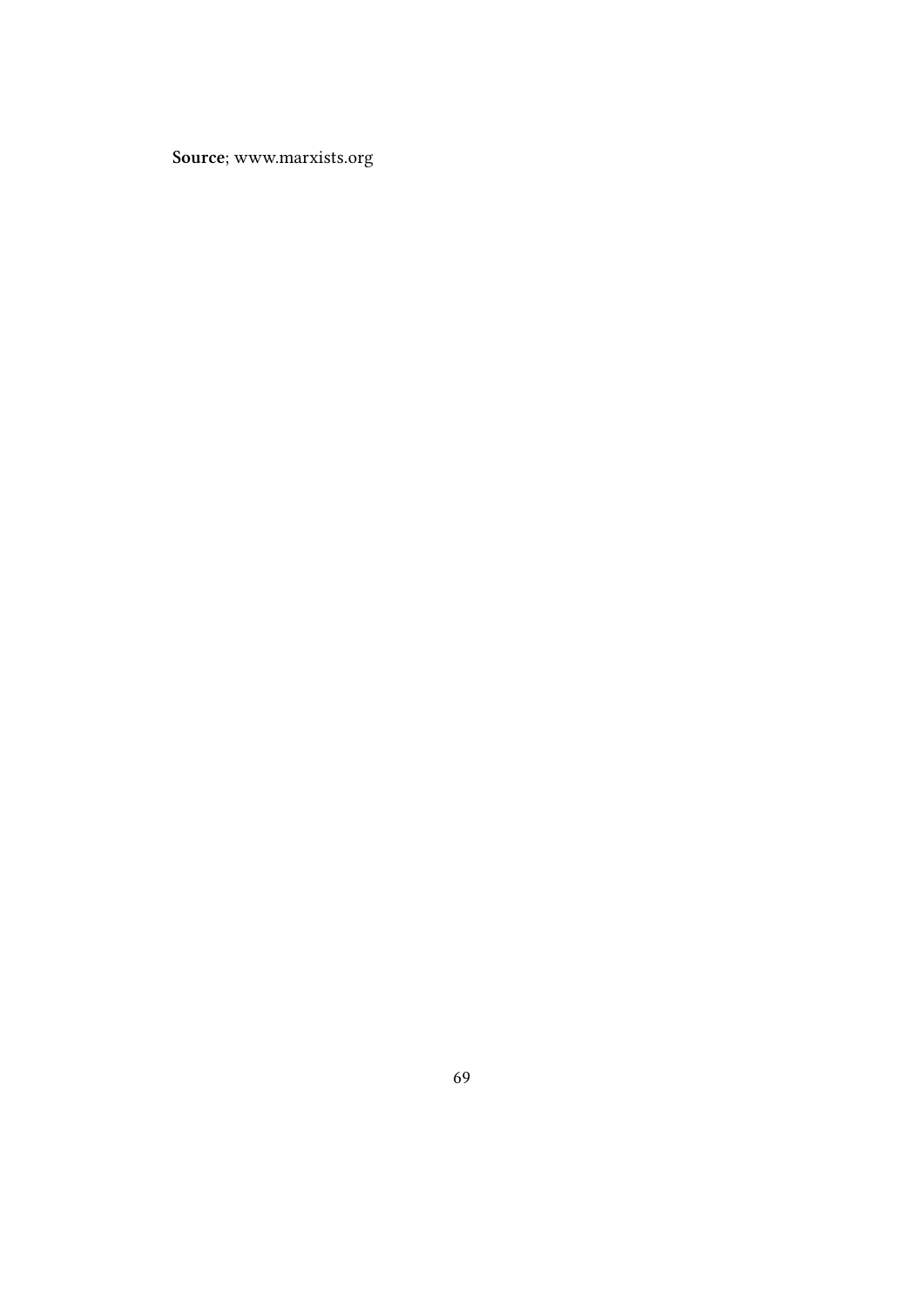**Source**; www.marxists.org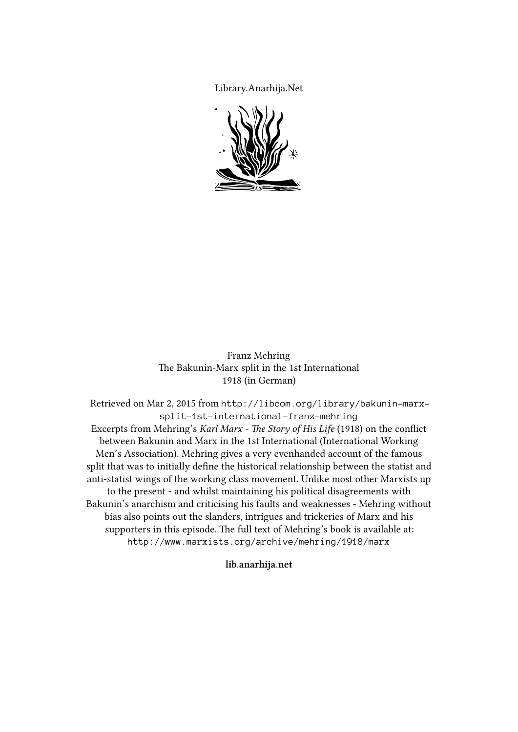Library.Anarhija.Net

Franz Mehring
The Bakunin-Marx split in the 1st International
1918 (in German)

Retrieved on Mar 2, 2015 from http://libcom.org/library/bakunin-marx-split-1st-international-franz-mehring
Excerpts from Mehring's *Karl Marx - The Story of His Life* (1918) on the conflict between Bakunin and Marx in the 1st International (International Working Men's Association). Mehring gives a very evenhanded account of the famous split that was to initially define the historical relationship between the statist and anti-statist wings of the working class movement. Unlike most other Marxists up to the present - and whilst maintaining his political disagreements with Bakunin's anarchism and criticising his faults and weaknesses - Mehring without bias also points out the slanders, intrigues and trickeries of Marx and his supporters in this episode. The full text of Mehring's book is available at: http://www.marxists.org/archive/mehring/1918/marx

**lib.anarhija.net**